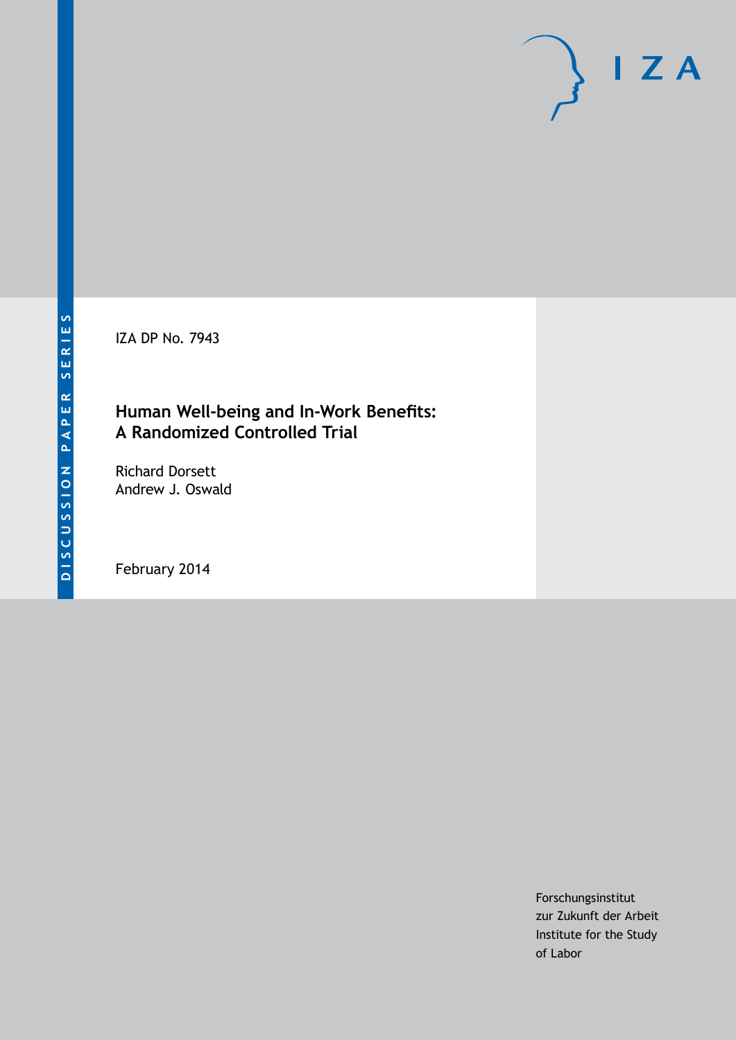DISCUSSION PAPER SERIES

IZA DP No. 7943

# Human Well-being and In-Work Benefits: A Randomized Controlled Trial

Richard Dorsett
Andrew J. Oswald

February 2014

Forschungsinstitut
zur Zukunft der Arbeit
Institute for the Study
of Labor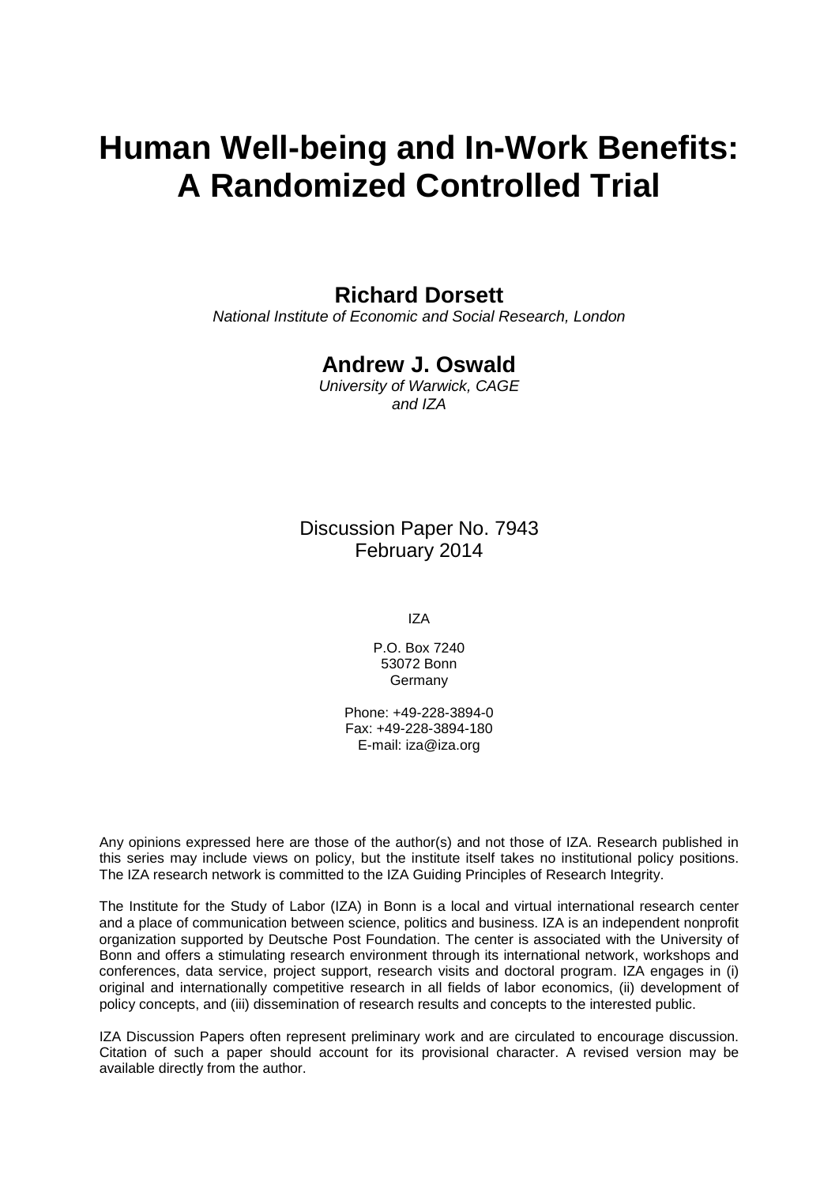# Human Well-being and In-Work Benefits: A Randomized Controlled Trial

**Richard Dorsett**

*National Institute of Economic and Social Research, London*

**Andrew J. Oswald**

*University of Warwick, CAGE and IZA*

Discussion Paper No. 7943
February 2014

IZA

P.O. Box 7240
53072 Bonn
Germany

Phone: +49-228-3894-0
Fax: +49-228-3894-180
E-mail: iza@iza.org

Any opinions expressed here are those of the author(s) and not those of IZA. Research published in this series may include views on policy, but the institute itself takes no institutional policy positions. The IZA research network is committed to the IZA Guiding Principles of Research Integrity.

The Institute for the Study of Labor (IZA) in Bonn is a local and virtual international research center and a place of communication between science, politics and business. IZA is an independent nonprofit organization supported by Deutsche Post Foundation. The center is associated with the University of Bonn and offers a stimulating research environment through its international network, workshops and conferences, data service, project support, research visits and doctoral program. IZA engages in (i) original and internationally competitive research in all fields of labor economics, (ii) development of policy concepts, and (iii) dissemination of research results and concepts to the interested public.

IZA Discussion Papers often represent preliminary work and are circulated to encourage discussion. Citation of such a paper should account for its provisional character. A revised version may be available directly from the author.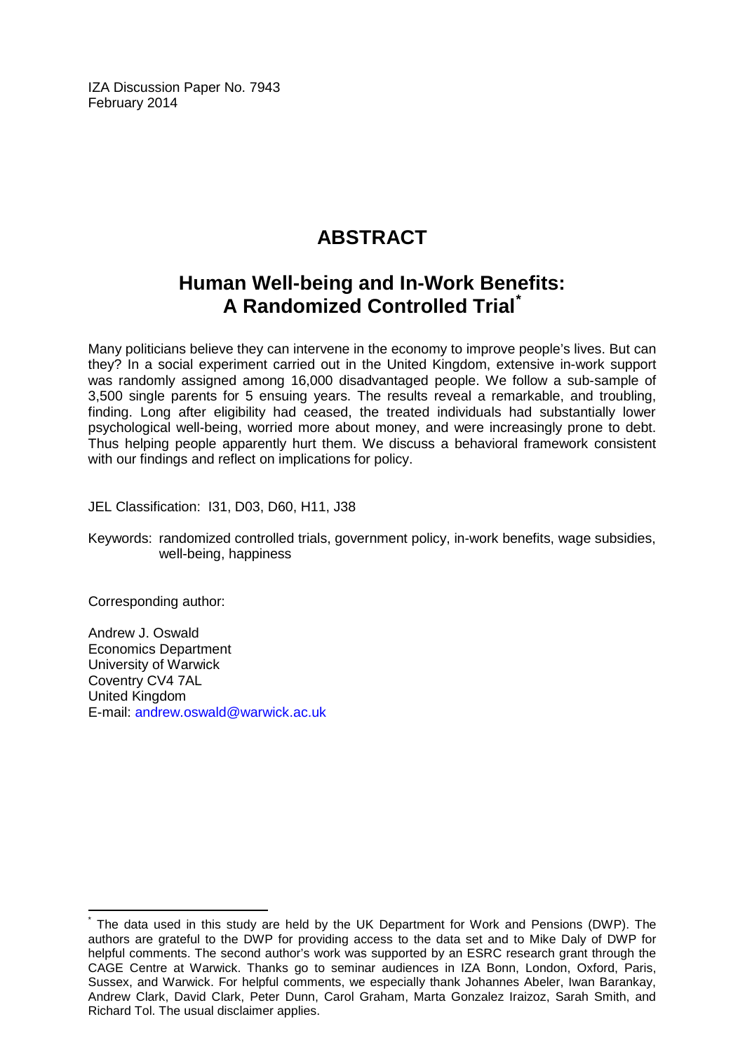IZA Discussion Paper No. 7943
February 2014

# ABSTRACT

## Human Well-being and In-Work Benefits: A Randomized Controlled Trial[*]

Many politicians believe they can intervene in the economy to improve people's lives. But can they? In a social experiment carried out in the United Kingdom, extensive in-work support was randomly assigned among 16,000 disadvantaged people. We follow a sub-sample of 3,500 single parents for 5 ensuing years. The results reveal a remarkable, and troubling, finding. Long after eligibility had ceased, the treated individuals had substantially lower psychological well-being, worried more about money, and were increasingly prone to debt. Thus helping people apparently hurt them. We discuss a behavioral framework consistent with our findings and reflect on implications for policy.

JEL Classification: I31, D03, D60, H11, J38

Keywords: randomized controlled trials, government policy, in-work benefits, wage subsidies, well-being, happiness

Corresponding author:

Andrew J. Oswald
Economics Department
University of Warwick
Coventry CV4 7AL
United Kingdom
E-mail: andrew.oswald@warwick.ac.uk

[*] The data used in this study are held by the UK Department for Work and Pensions (DWP). The authors are grateful to the DWP for providing access to the data set and to Mike Daly of DWP for helpful comments. The second author's work was supported by an ESRC research grant through the CAGE Centre at Warwick. Thanks go to seminar audiences in IZA Bonn, London, Oxford, Paris, Sussex, and Warwick. For helpful comments, we especially thank Johannes Abeler, Iwan Barankay, Andrew Clark, David Clark, Peter Dunn, Carol Graham, Marta Gonzalez Iraizoz, Sarah Smith, and Richard Tol. The usual disclaimer applies.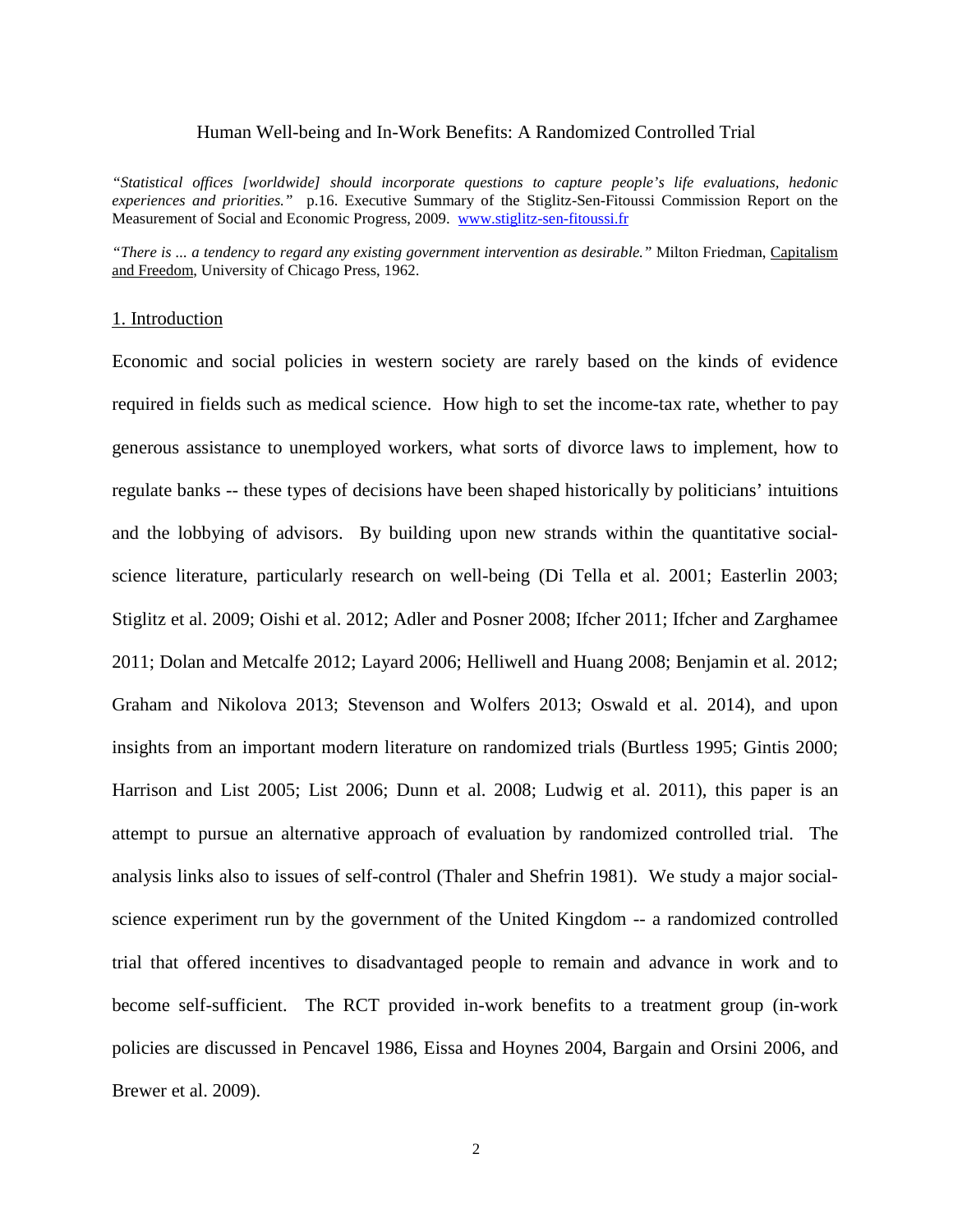Human Well-being and In-Work Benefits: A Randomized Controlled Trial

*"Statistical offices [worldwide] should incorporate questions to capture people's life evaluations, hedonic experiences and priorities."* p.16. Executive Summary of the Stiglitz-Sen-Fitoussi Commission Report on the Measurement of Social and Economic Progress, 2009. www.stiglitz-sen-fitoussi.fr

*"There is ... a tendency to regard any existing government intervention as desirable."* Milton Friedman, Capitalism and Freedom, University of Chicago Press, 1962.

## 1. Introduction

Economic and social policies in western society are rarely based on the kinds of evidence required in fields such as medical science. How high to set the income-tax rate, whether to pay generous assistance to unemployed workers, what sorts of divorce laws to implement, how to regulate banks -- these types of decisions have been shaped historically by politicians' intuitions and the lobbying of advisors. By building upon new strands within the quantitative social-science literature, particularly research on well-being (Di Tella et al. 2001; Easterlin 2003; Stiglitz et al. 2009; Oishi et al. 2012; Adler and Posner 2008; Ifcher 2011; Ifcher and Zarghamee 2011; Dolan and Metcalfe 2012; Layard 2006; Helliwell and Huang 2008; Benjamin et al. 2012; Graham and Nikolova 2013; Stevenson and Wolfers 2013; Oswald et al. 2014), and upon insights from an important modern literature on randomized trials (Burtless 1995; Gintis 2000; Harrison and List 2005; List 2006; Dunn et al. 2008; Ludwig et al. 2011), this paper is an attempt to pursue an alternative approach of evaluation by randomized controlled trial. The analysis links also to issues of self-control (Thaler and Shefrin 1981). We study a major social-science experiment run by the government of the United Kingdom -- a randomized controlled trial that offered incentives to disadvantaged people to remain and advance in work and to become self-sufficient. The RCT provided in-work benefits to a treatment group (in-work policies are discussed in Pencavel 1986, Eissa and Hoynes 2004, Bargain and Orsini 2006, and Brewer et al. 2009).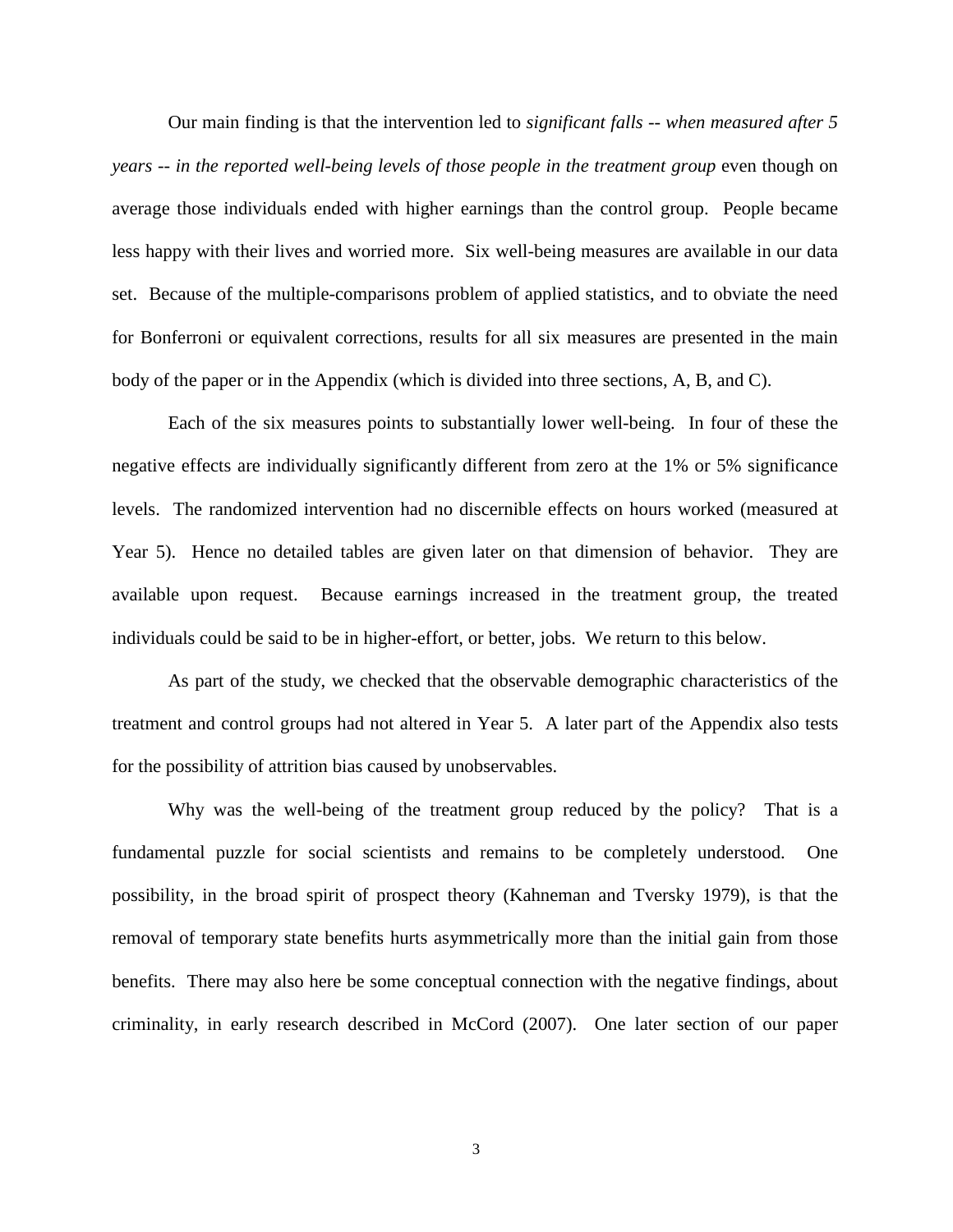Our main finding is that the intervention led to *significant falls -- when measured after 5 years -- in the reported well-being levels of those people in the treatment group* even though on average those individuals ended with higher earnings than the control group. People became less happy with their lives and worried more. Six well-being measures are available in our data set. Because of the multiple-comparisons problem of applied statistics, and to obviate the need for Bonferroni or equivalent corrections, results for all six measures are presented in the main body of the paper or in the Appendix (which is divided into three sections, A, B, and C).

Each of the six measures points to substantially lower well-being. In four of these the negative effects are individually significantly different from zero at the 1% or 5% significance levels. The randomized intervention had no discernible effects on hours worked (measured at Year 5). Hence no detailed tables are given later on that dimension of behavior. They are available upon request. Because earnings increased in the treatment group, the treated individuals could be said to be in higher-effort, or better, jobs. We return to this below.

As part of the study, we checked that the observable demographic characteristics of the treatment and control groups had not altered in Year 5. A later part of the Appendix also tests for the possibility of attrition bias caused by unobservables.

Why was the well-being of the treatment group reduced by the policy? That is a fundamental puzzle for social scientists and remains to be completely understood. One possibility, in the broad spirit of prospect theory (Kahneman and Tversky 1979), is that the removal of temporary state benefits hurts asymmetrically more than the initial gain from those benefits. There may also here be some conceptual connection with the negative findings, about criminality, in early research described in McCord (2007). One later section of our paper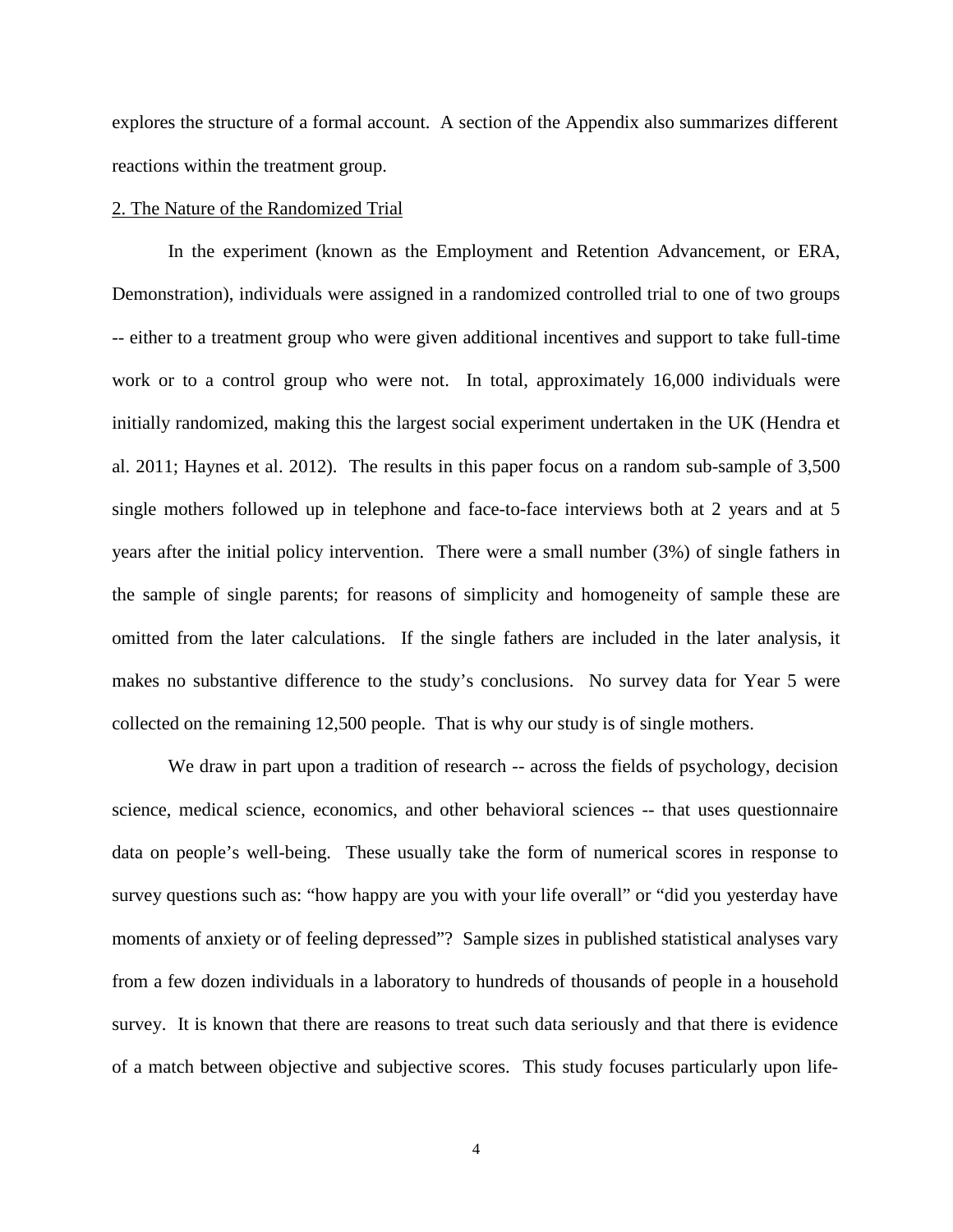explores the structure of a formal account. A section of the Appendix also summarizes different reactions within the treatment group.

## 2. The Nature of the Randomized Trial

In the experiment (known as the Employment and Retention Advancement, or ERA, Demonstration), individuals were assigned in a randomized controlled trial to one of two groups -- either to a treatment group who were given additional incentives and support to take full-time work or to a control group who were not. In total, approximately 16,000 individuals were initially randomized, making this the largest social experiment undertaken in the UK (Hendra et al. 2011; Haynes et al. 2012). The results in this paper focus on a random sub-sample of 3,500 single mothers followed up in telephone and face-to-face interviews both at 2 years and at 5 years after the initial policy intervention. There were a small number (3%) of single fathers in the sample of single parents; for reasons of simplicity and homogeneity of sample these are omitted from the later calculations. If the single fathers are included in the later analysis, it makes no substantive difference to the study's conclusions. No survey data for Year 5 were collected on the remaining 12,500 people. That is why our study is of single mothers.

We draw in part upon a tradition of research -- across the fields of psychology, decision science, medical science, economics, and other behavioral sciences -- that uses questionnaire data on people's well-being. These usually take the form of numerical scores in response to survey questions such as: "how happy are you with your life overall" or "did you yesterday have moments of anxiety or of feeling depressed"? Sample sizes in published statistical analyses vary from a few dozen individuals in a laboratory to hundreds of thousands of people in a household survey. It is known that there are reasons to treat such data seriously and that there is evidence of a match between objective and subjective scores. This study focuses particularly upon life-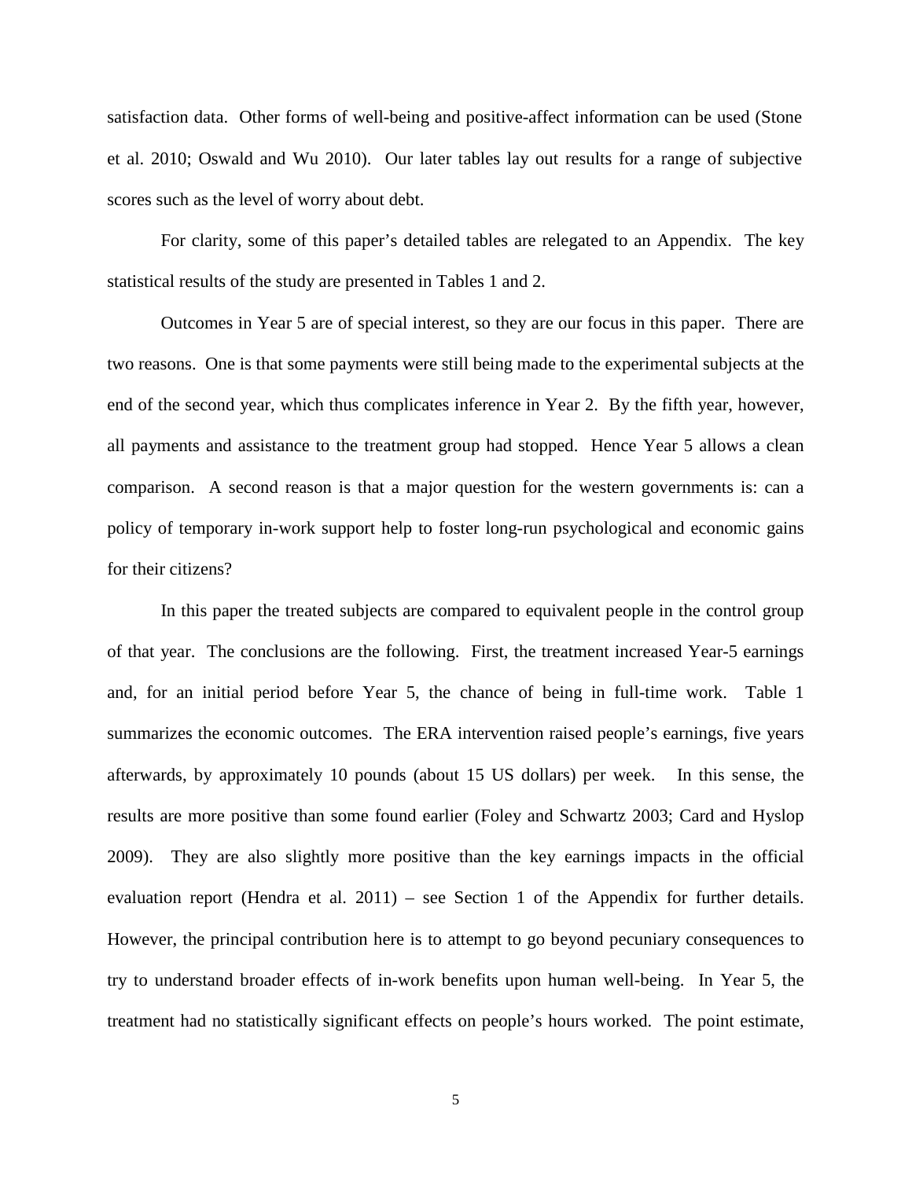satisfaction data. Other forms of well-being and positive-affect information can be used (Stone et al. 2010; Oswald and Wu 2010). Our later tables lay out results for a range of subjective scores such as the level of worry about debt.

For clarity, some of this paper's detailed tables are relegated to an Appendix. The key statistical results of the study are presented in Tables 1 and 2.

Outcomes in Year 5 are of special interest, so they are our focus in this paper. There are two reasons. One is that some payments were still being made to the experimental subjects at the end of the second year, which thus complicates inference in Year 2. By the fifth year, however, all payments and assistance to the treatment group had stopped. Hence Year 5 allows a clean comparison. A second reason is that a major question for the western governments is: can a policy of temporary in-work support help to foster long-run psychological and economic gains for their citizens?

In this paper the treated subjects are compared to equivalent people in the control group of that year. The conclusions are the following. First, the treatment increased Year-5 earnings and, for an initial period before Year 5, the chance of being in full-time work. Table 1 summarizes the economic outcomes. The ERA intervention raised people's earnings, five years afterwards, by approximately 10 pounds (about 15 US dollars) per week. In this sense, the results are more positive than some found earlier (Foley and Schwartz 2003; Card and Hyslop 2009). They are also slightly more positive than the key earnings impacts in the official evaluation report (Hendra et al. 2011) – see Section 1 of the Appendix for further details. However, the principal contribution here is to attempt to go beyond pecuniary consequences to try to understand broader effects of in-work benefits upon human well-being. In Year 5, the treatment had no statistically significant effects on people's hours worked. The point estimate,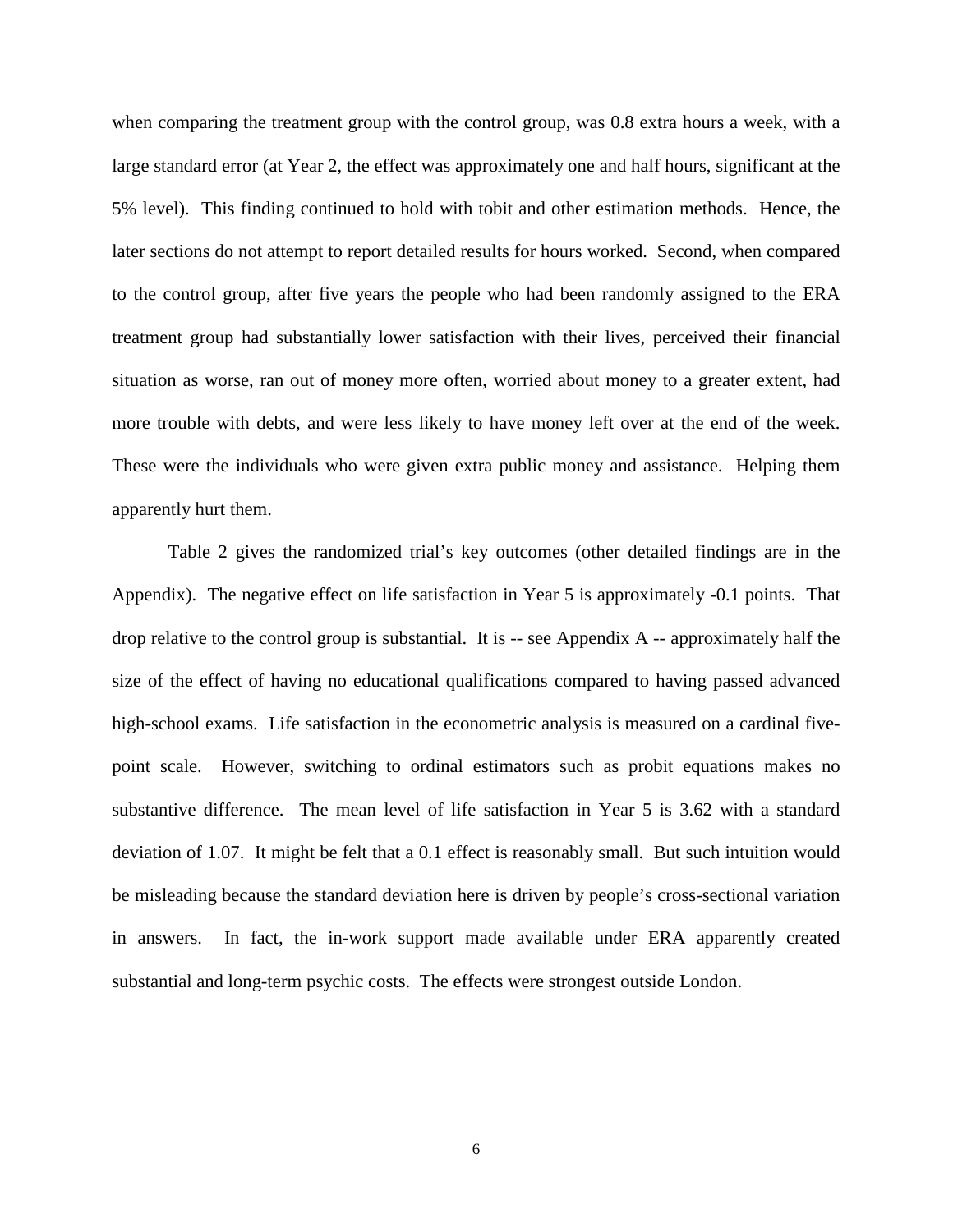when comparing the treatment group with the control group, was 0.8 extra hours a week, with a large standard error (at Year 2, the effect was approximately one and half hours, significant at the 5% level). This finding continued to hold with tobit and other estimation methods. Hence, the later sections do not attempt to report detailed results for hours worked. Second, when compared to the control group, after five years the people who had been randomly assigned to the ERA treatment group had substantially lower satisfaction with their lives, perceived their financial situation as worse, ran out of money more often, worried about money to a greater extent, had more trouble with debts, and were less likely to have money left over at the end of the week. These were the individuals who were given extra public money and assistance. Helping them apparently hurt them.

Table 2 gives the randomized trial's key outcomes (other detailed findings are in the Appendix). The negative effect on life satisfaction in Year 5 is approximately -0.1 points. That drop relative to the control group is substantial. It is -- see Appendix A -- approximately half the size of the effect of having no educational qualifications compared to having passed advanced high-school exams. Life satisfaction in the econometric analysis is measured on a cardinal five-point scale. However, switching to ordinal estimators such as probit equations makes no substantive difference. The mean level of life satisfaction in Year 5 is 3.62 with a standard deviation of 1.07. It might be felt that a 0.1 effect is reasonably small. But such intuition would be misleading because the standard deviation here is driven by people's cross-sectional variation in answers. In fact, the in-work support made available under ERA apparently created substantial and long-term psychic costs. The effects were strongest outside London.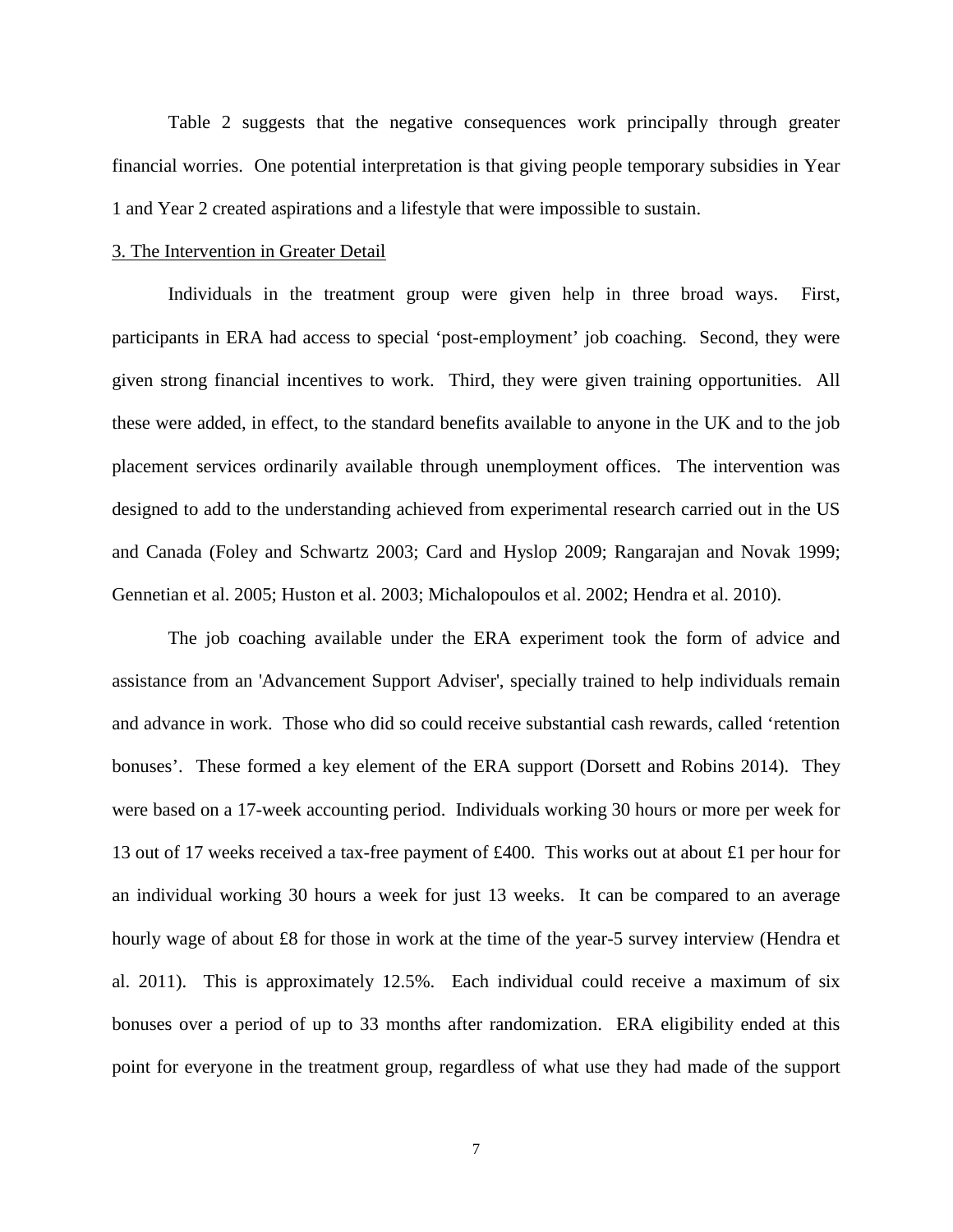Table 2 suggests that the negative consequences work principally through greater financial worries. One potential interpretation is that giving people temporary subsidies in Year 1 and Year 2 created aspirations and a lifestyle that were impossible to sustain.

## 3. The Intervention in Greater Detail

Individuals in the treatment group were given help in three broad ways. First, participants in ERA had access to special 'post-employment' job coaching. Second, they were given strong financial incentives to work. Third, they were given training opportunities. All these were added, in effect, to the standard benefits available to anyone in the UK and to the job placement services ordinarily available through unemployment offices. The intervention was designed to add to the understanding achieved from experimental research carried out in the US and Canada (Foley and Schwartz 2003; Card and Hyslop 2009; Rangarajan and Novak 1999; Gennetian et al. 2005; Huston et al. 2003; Michalopoulos et al. 2002; Hendra et al. 2010).

The job coaching available under the ERA experiment took the form of advice and assistance from an 'Advancement Support Adviser', specially trained to help individuals remain and advance in work. Those who did so could receive substantial cash rewards, called 'retention bonuses'. These formed a key element of the ERA support (Dorsett and Robins 2014). They were based on a 17-week accounting period. Individuals working 30 hours or more per week for 13 out of 17 weeks received a tax-free payment of £400. This works out at about £1 per hour for an individual working 30 hours a week for just 13 weeks. It can be compared to an average hourly wage of about £8 for those in work at the time of the year-5 survey interview (Hendra et al. 2011). This is approximately 12.5%. Each individual could receive a maximum of six bonuses over a period of up to 33 months after randomization. ERA eligibility ended at this point for everyone in the treatment group, regardless of what use they had made of the support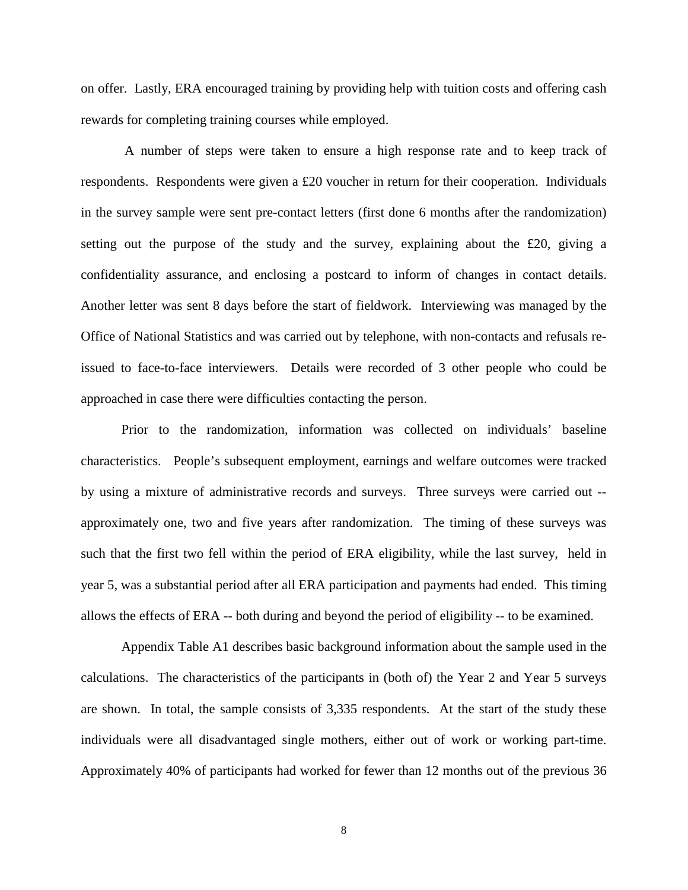on offer. Lastly, ERA encouraged training by providing help with tuition costs and offering cash rewards for completing training courses while employed.

A number of steps were taken to ensure a high response rate and to keep track of respondents. Respondents were given a £20 voucher in return for their cooperation. Individuals in the survey sample were sent pre-contact letters (first done 6 months after the randomization) setting out the purpose of the study and the survey, explaining about the £20, giving a confidentiality assurance, and enclosing a postcard to inform of changes in contact details. Another letter was sent 8 days before the start of fieldwork. Interviewing was managed by the Office of National Statistics and was carried out by telephone, with non-contacts and refusals re-issued to face-to-face interviewers. Details were recorded of 3 other people who could be approached in case there were difficulties contacting the person.

Prior to the randomization, information was collected on individuals' baseline characteristics. People's subsequent employment, earnings and welfare outcomes were tracked by using a mixture of administrative records and surveys. Three surveys were carried out -- approximately one, two and five years after randomization. The timing of these surveys was such that the first two fell within the period of ERA eligibility, while the last survey, held in year 5, was a substantial period after all ERA participation and payments had ended. This timing allows the effects of ERA -- both during and beyond the period of eligibility -- to be examined.

Appendix Table A1 describes basic background information about the sample used in the calculations. The characteristics of the participants in (both of) the Year 2 and Year 5 surveys are shown. In total, the sample consists of 3,335 respondents. At the start of the study these individuals were all disadvantaged single mothers, either out of work or working part-time. Approximately 40% of participants had worked for fewer than 12 months out of the previous 36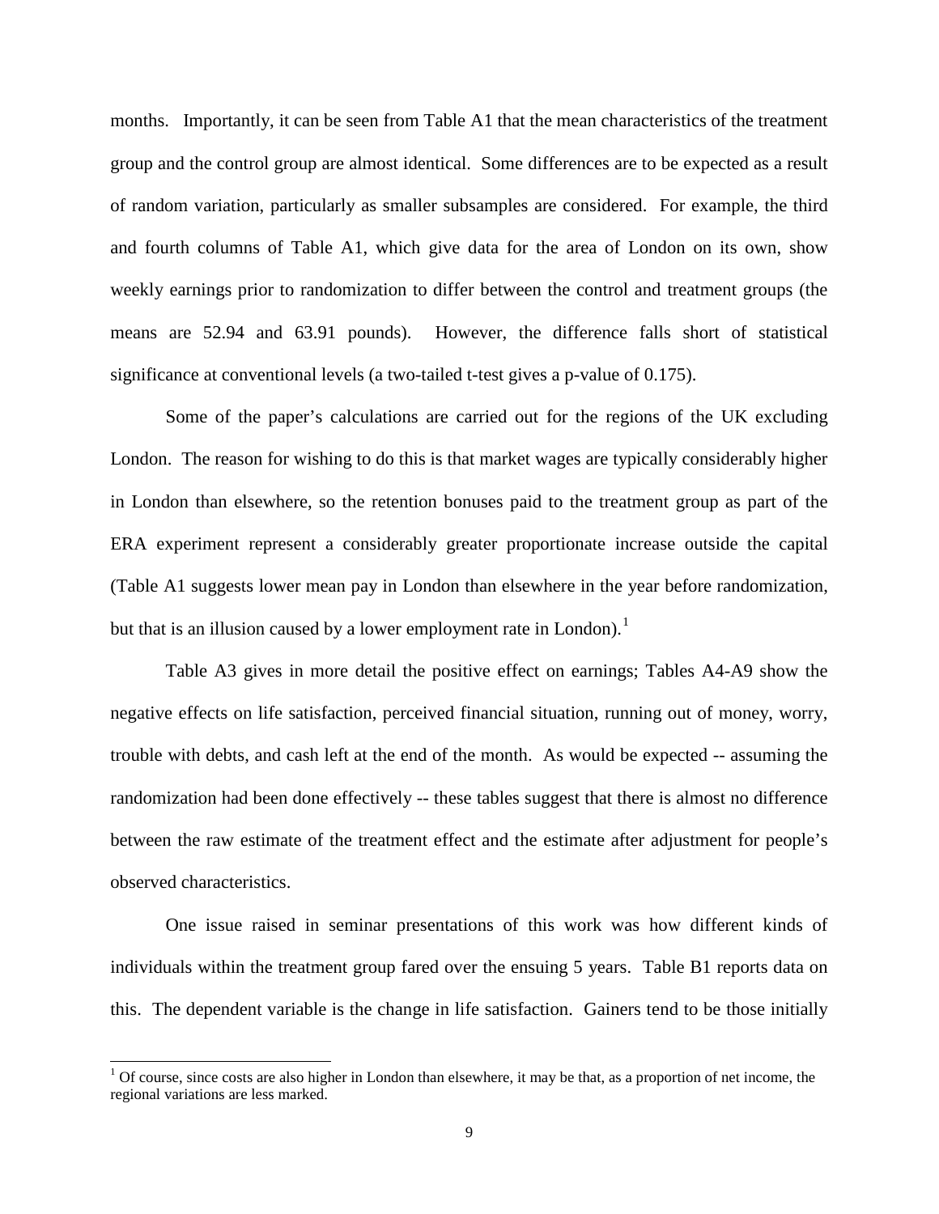months. Importantly, it can be seen from Table A1 that the mean characteristics of the treatment group and the control group are almost identical. Some differences are to be expected as a result of random variation, particularly as smaller subsamples are considered. For example, the third and fourth columns of Table A1, which give data for the area of London on its own, show weekly earnings prior to randomization to differ between the control and treatment groups (the means are 52.94 and 63.91 pounds). However, the difference falls short of statistical significance at conventional levels (a two-tailed t-test gives a p-value of 0.175).

Some of the paper's calculations are carried out for the regions of the UK excluding London. The reason for wishing to do this is that market wages are typically considerably higher in London than elsewhere, so the retention bonuses paid to the treatment group as part of the ERA experiment represent a considerably greater proportionate increase outside the capital (Table A1 suggests lower mean pay in London than elsewhere in the year before randomization, but that is an illusion caused by a lower employment rate in London).[1]

Table A3 gives in more detail the positive effect on earnings; Tables A4-A9 show the negative effects on life satisfaction, perceived financial situation, running out of money, worry, trouble with debts, and cash left at the end of the month. As would be expected -- assuming the randomization had been done effectively -- these tables suggest that there is almost no difference between the raw estimate of the treatment effect and the estimate after adjustment for people's observed characteristics.

One issue raised in seminar presentations of this work was how different kinds of individuals within the treatment group fared over the ensuing 5 years. Table B1 reports data on this. The dependent variable is the change in life satisfaction. Gainers tend to be those initially

[1] Of course, since costs are also higher in London than elsewhere, it may be that, as a proportion of net income, the regional variations are less marked.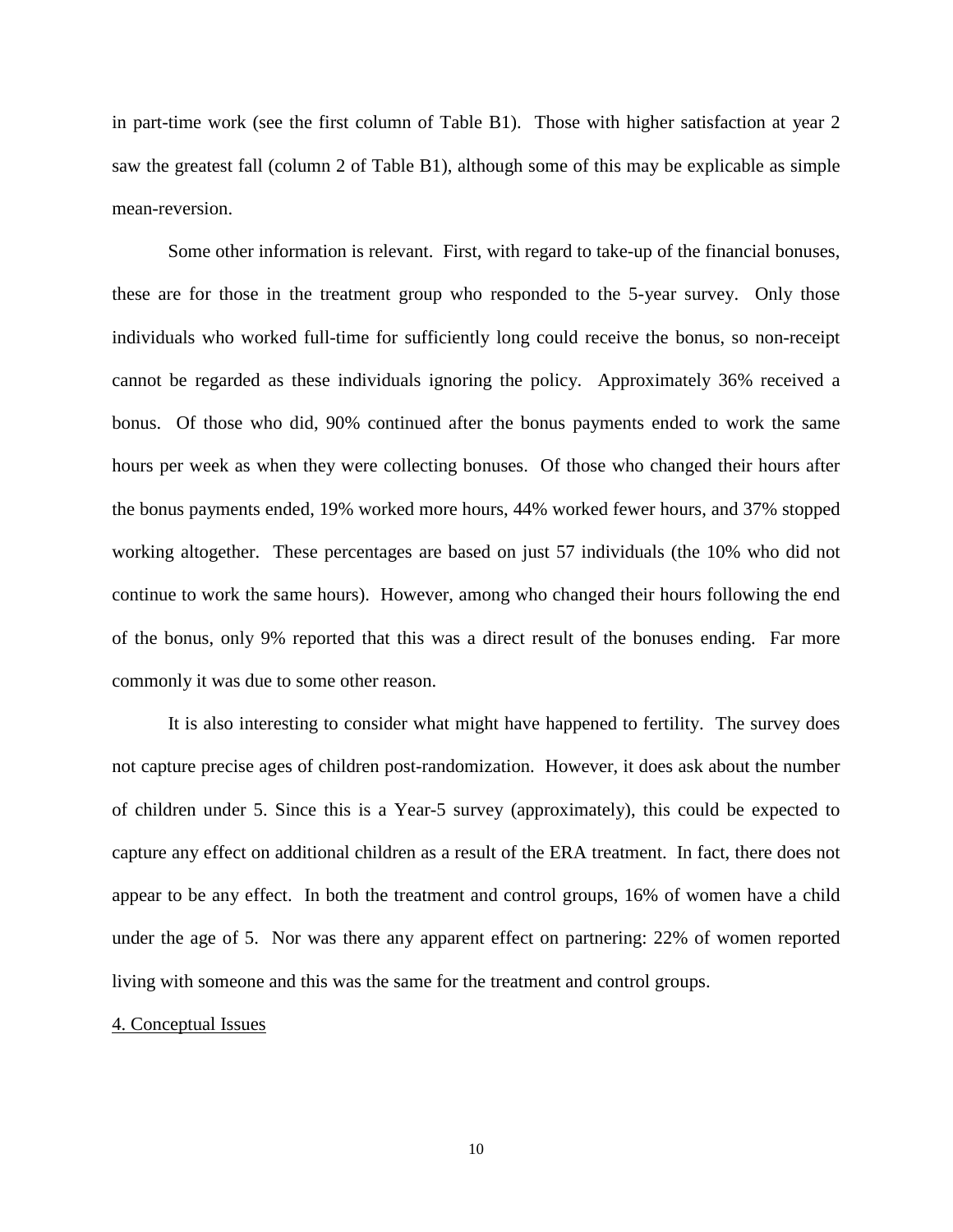in part-time work (see the first column of Table B1). Those with higher satisfaction at year 2 saw the greatest fall (column 2 of Table B1), although some of this may be explicable as simple mean-reversion.

Some other information is relevant. First, with regard to take-up of the financial bonuses, these are for those in the treatment group who responded to the 5-year survey. Only those individuals who worked full-time for sufficiently long could receive the bonus, so non-receipt cannot be regarded as these individuals ignoring the policy. Approximately 36% received a bonus. Of those who did, 90% continued after the bonus payments ended to work the same hours per week as when they were collecting bonuses. Of those who changed their hours after the bonus payments ended, 19% worked more hours, 44% worked fewer hours, and 37% stopped working altogether. These percentages are based on just 57 individuals (the 10% who did not continue to work the same hours). However, among who changed their hours following the end of the bonus, only 9% reported that this was a direct result of the bonuses ending. Far more commonly it was due to some other reason.

It is also interesting to consider what might have happened to fertility. The survey does not capture precise ages of children post-randomization. However, it does ask about the number of children under 5. Since this is a Year-5 survey (approximately), this could be expected to capture any effect on additional children as a result of the ERA treatment. In fact, there does not appear to be any effect. In both the treatment and control groups, 16% of women have a child under the age of 5. Nor was there any apparent effect on partnering: 22% of women reported living with someone and this was the same for the treatment and control groups.

## 4. Conceptual Issues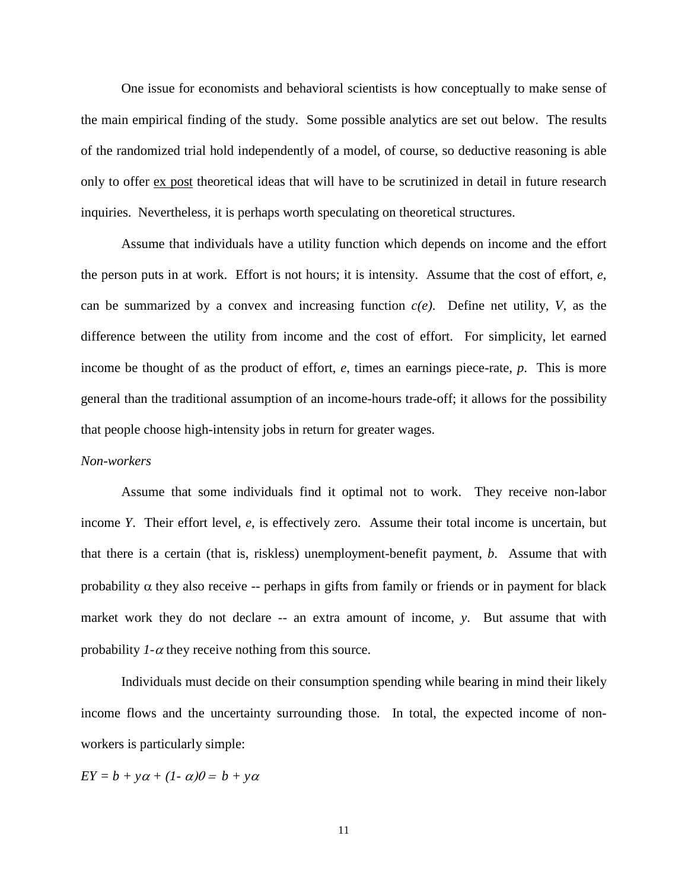One issue for economists and behavioral scientists is how conceptually to make sense of the main empirical finding of the study. Some possible analytics are set out below. The results of the randomized trial hold independently of a model, of course, so deductive reasoning is able only to offer ex post theoretical ideas that will have to be scrutinized in detail in future research inquiries. Nevertheless, it is perhaps worth speculating on theoretical structures.

Assume that individuals have a utility function which depends on income and the effort the person puts in at work. Effort is not hours; it is intensity. Assume that the cost of effort, $e$, can be summarized by a convex and increasing function $c(e)$. Define net utility, $V$, as the difference between the utility from income and the cost of effort. For simplicity, let earned income be thought of as the product of effort, $e$, times an earnings piece-rate, $p$. This is more general than the traditional assumption of an income-hours trade-off; it allows for the possibility that people choose high-intensity jobs in return for greater wages.

*Non-workers*

Assume that some individuals find it optimal not to work. They receive non-labor income $Y$. Their effort level, $e$, is effectively zero. Assume their total income is uncertain, but that there is a certain (that is, riskless) unemployment-benefit payment, $b$. Assume that with probability $\alpha$ they also receive -- perhaps in gifts from family or friends or in payment for black market work they do not declare -- an extra amount of income, $y$. But assume that with probability $1-\alpha$ they receive nothing from this source.

Individuals must decide on their consumption spending while bearing in mind their likely income flows and the uncertainty surrounding those. In total, the expected income of non-workers is particularly simple:

$$EY = b + y\alpha + (1-\alpha)0 = b + y\alpha$$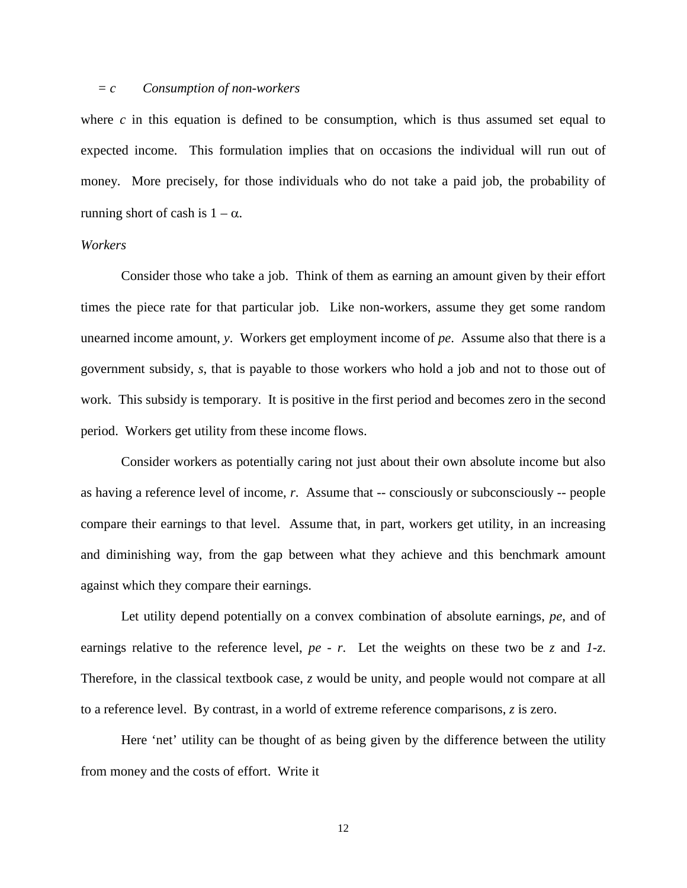$= c$ &emsp; *Consumption of non-workers*

where $c$ in this equation is defined to be consumption, which is thus assumed set equal to expected income. This formulation implies that on occasions the individual will run out of money. More precisely, for those individuals who do not take a paid job, the probability of running short of cash is $1 - \alpha$.

*Workers*

Consider those who take a job. Think of them as earning an amount given by their effort times the piece rate for that particular job. Like non-workers, assume they get some random unearned income amount, $y$. Workers get employment income of $pe$. Assume also that there is a government subsidy, $s$, that is payable to those workers who hold a job and not to those out of work. This subsidy is temporary. It is positive in the first period and becomes zero in the second period. Workers get utility from these income flows.

Consider workers as potentially caring not just about their own absolute income but also as having a reference level of income, $r$. Assume that -- consciously or subconsciously -- people compare their earnings to that level. Assume that, in part, workers get utility, in an increasing and diminishing way, from the gap between what they achieve and this benchmark amount against which they compare their earnings.

Let utility depend potentially on a convex combination of absolute earnings, $pe$, and of earnings relative to the reference level, $pe - r$. Let the weights on these two be $z$ and $1-z$. Therefore, in the classical textbook case, $z$ would be unity, and people would not compare at all to a reference level. By contrast, in a world of extreme reference comparisons, $z$ is zero.

Here 'net' utility can be thought of as being given by the difference between the utility from money and the costs of effort. Write it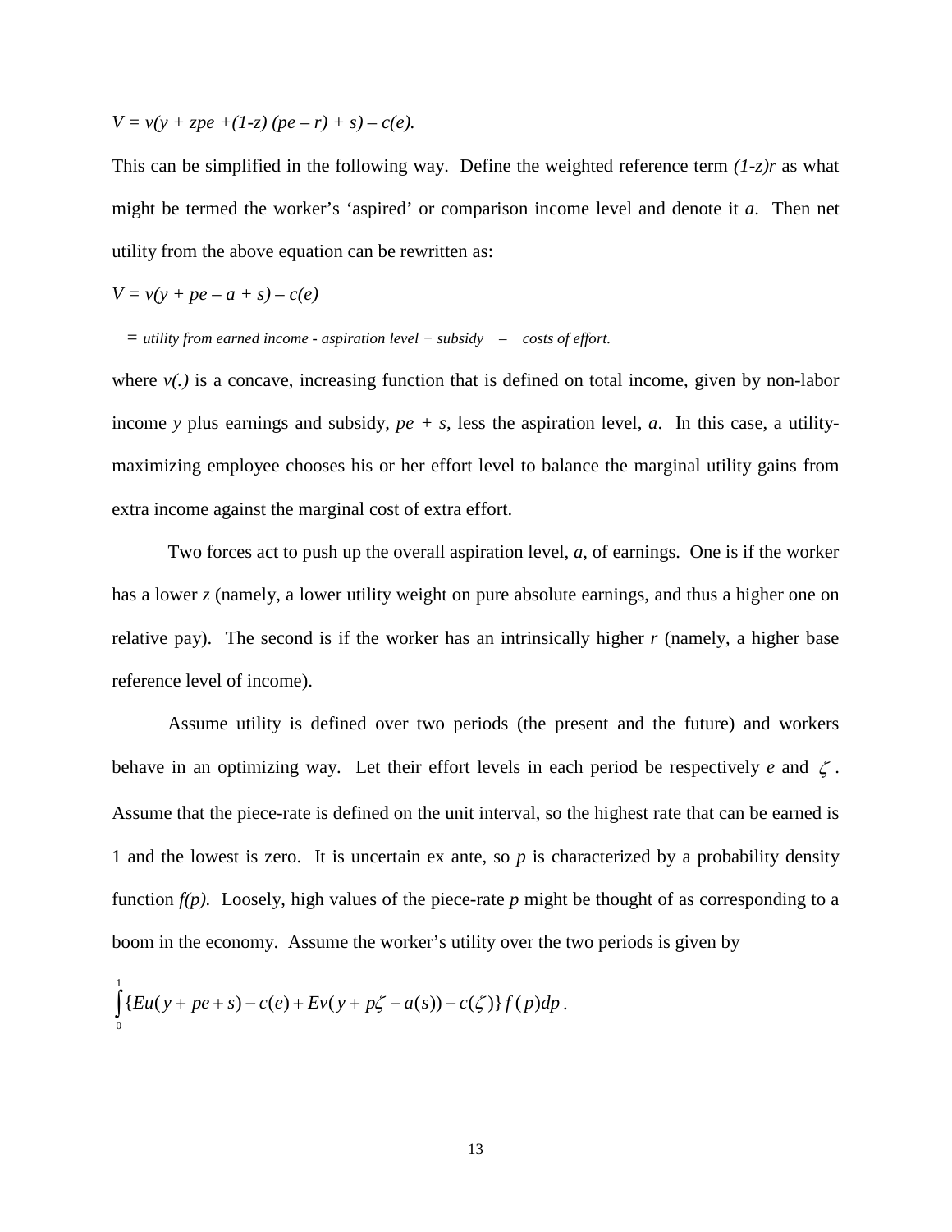$V = v(y + zpe + (1\text{-}z)(pe - r) + s) - c(e).$

This can be simplified in the following way. Define the weighted reference term $(1\text{-}z)r$ as what might be termed the worker's 'aspired' or comparison income level and denote it $a$. Then net utility from the above equation can be rewritten as:

$V = v(y + pe - a + s) - c(e)$

$=$ *utility from earned income - aspiration level + subsidy – costs of effort.*

where $v(.)$ is a concave, increasing function that is defined on total income, given by non-labor income $y$ plus earnings and subsidy, $pe + s$, less the aspiration level, $a$. In this case, a utility-maximizing employee chooses his or her effort level to balance the marginal utility gains from extra income against the marginal cost of extra effort.

Two forces act to push up the overall aspiration level, $a$, of earnings. One is if the worker has a lower $z$ (namely, a lower utility weight on pure absolute earnings, and thus a higher one on relative pay). The second is if the worker has an intrinsically higher $r$ (namely, a higher base reference level of income).

Assume utility is defined over two periods (the present and the future) and workers behave in an optimizing way. Let their effort levels in each period be respectively $e$ and $\zeta$. Assume that the piece-rate is defined on the unit interval, so the highest rate that can be earned is 1 and the lowest is zero. It is uncertain ex ante, so $p$ is characterized by a probability density function $f(p)$. Loosely, high values of the piece-rate $p$ might be thought of as corresponding to a boom in the economy. Assume the worker's utility over the two periods is given by

$$\int_0^1 \{Eu(y + pe + s) - c(e) + Ev(y + p\zeta - a(s)) - c(\zeta)\} f(p)dp \, .$$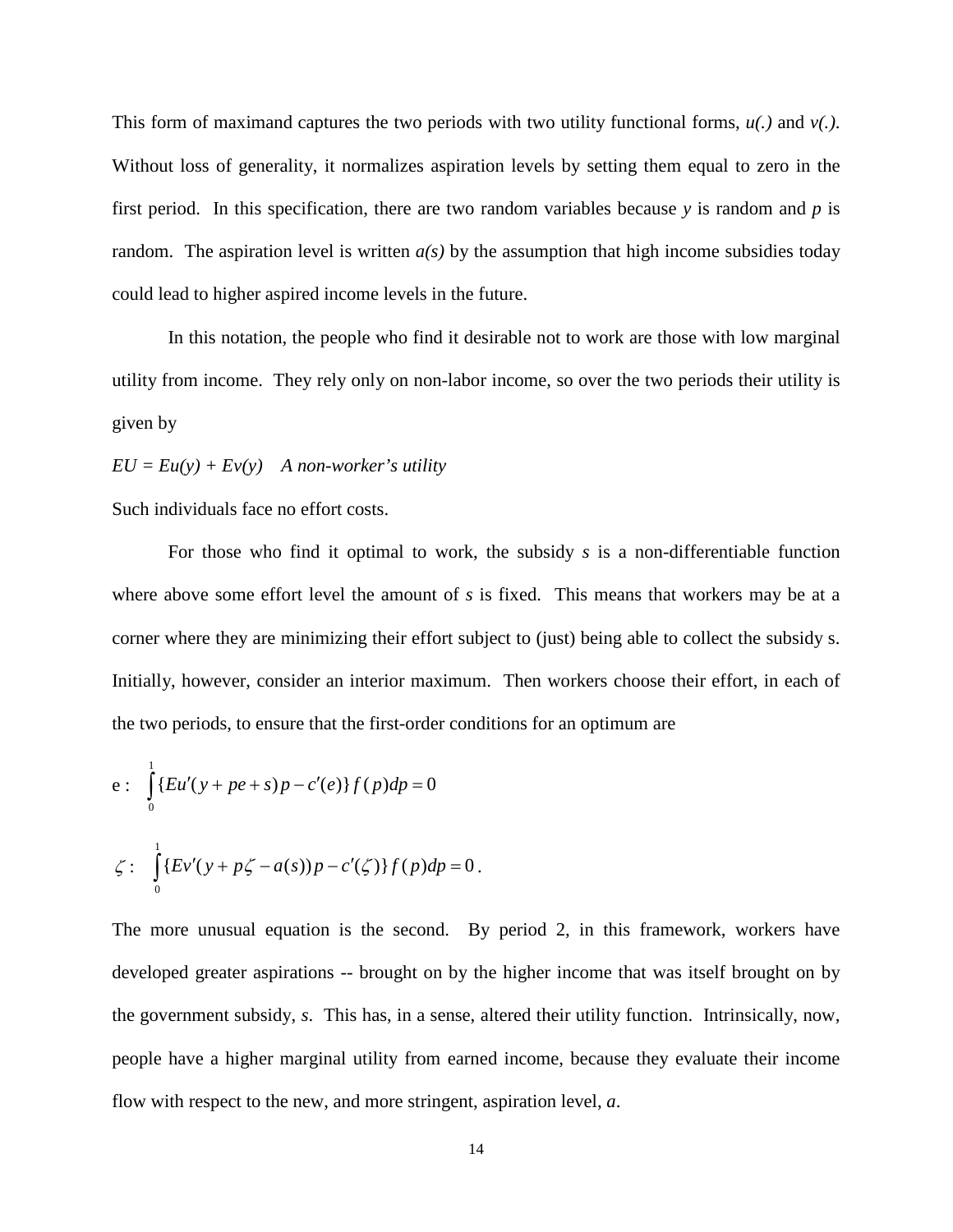This form of maximand captures the two periods with two utility functional forms, *u(.)* and *v(.)*. Without loss of generality, it normalizes aspiration levels by setting them equal to zero in the first period. In this specification, there are two random variables because *y* is random and *p* is random. The aspiration level is written *a(s)* by the assumption that high income subsidies today could lead to higher aspired income levels in the future.

In this notation, the people who find it desirable not to work are those with low marginal utility from income. They rely only on non-labor income, so over the two periods their utility is given by

$EU = Eu(y) + Ev(y)$ *A non-worker's utility*

Such individuals face no effort costs.

For those who find it optimal to work, the subsidy *s* is a non-differentiable function where above some effort level the amount of *s* is fixed. This means that workers may be at a corner where they are minimizing their effort subject to (just) being able to collect the subsidy s. Initially, however, consider an interior maximum. Then workers choose their effort, in each of the two periods, to ensure that the first-order conditions for an optimum are

$$\text{e}: \quad \int_0^1 \{Eu'(y + pe + s)p - c'(e)\} f(p)dp = 0$$

$$\zeta: \quad \int_0^1 \{Ev'(y + p\zeta - a(s))p - c'(\zeta)\} f(p)dp = 0 .$$

The more unusual equation is the second. By period 2, in this framework, workers have developed greater aspirations -- brought on by the higher income that was itself brought on by the government subsidy, *s*. This has, in a sense, altered their utility function. Intrinsically, now, people have a higher marginal utility from earned income, because they evaluate their income flow with respect to the new, and more stringent, aspiration level, *a*.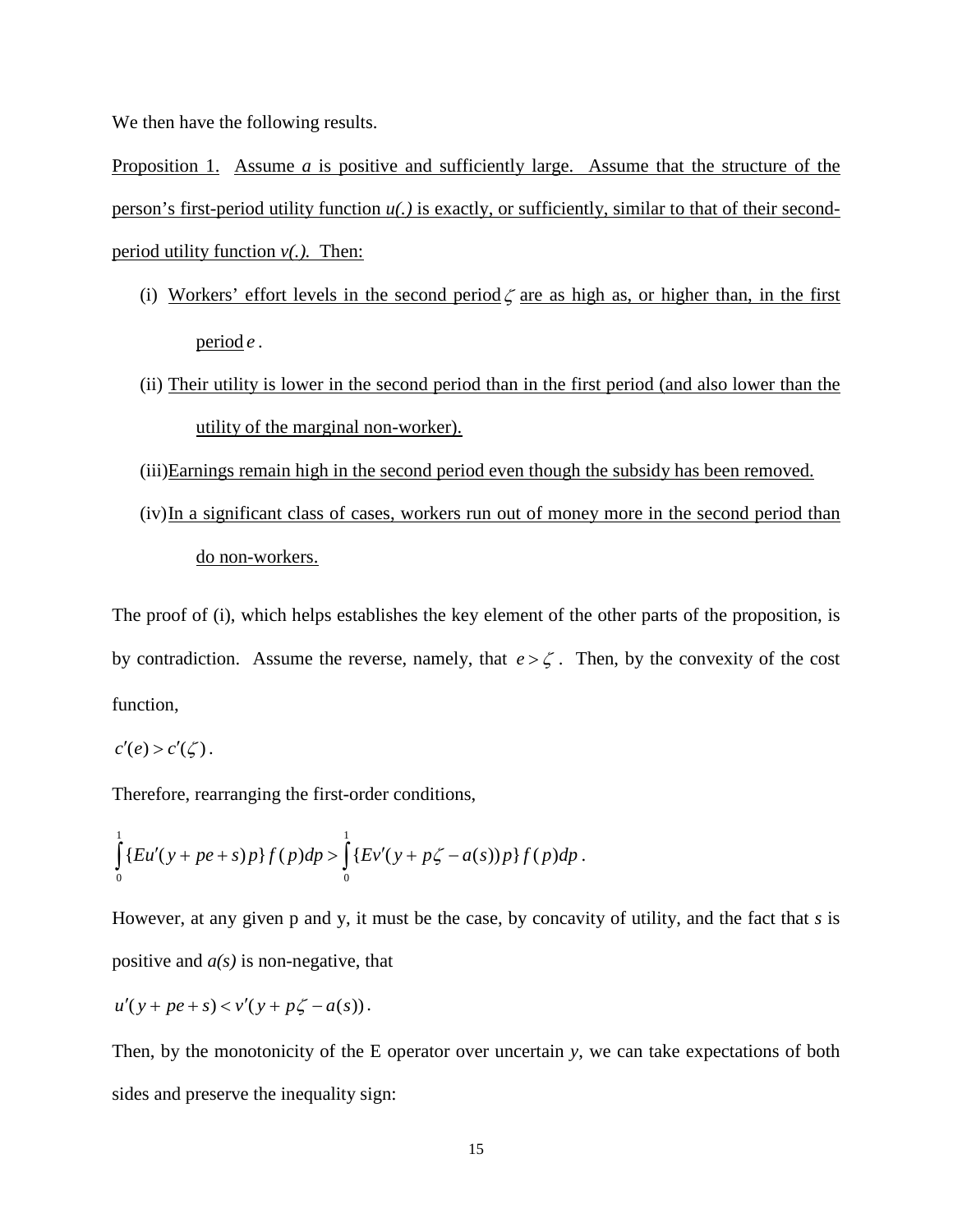We then have the following results.

<u>Proposition 1. Assume *a* is positive and sufficiently large. Assume that the structure of the person's first-period utility function *u(.)* is exactly, or sufficiently, similar to that of their second-period utility function *v(.)*. Then:</u>

(i) <u>Workers' effort levels in the second period</u> $\zeta$ <u>are as high as, or higher than, in the first period</u> $e$.

(ii) <u>Their utility is lower in the second period than in the first period (and also lower than the utility of the marginal non-worker).</u>

(iii) <u>Earnings remain high in the second period even though the subsidy has been removed.</u>

(iv) <u>In a significant class of cases, workers run out of money more in the second period than do non-workers.</u>

The proof of (i), which helps establishes the key element of the other parts of the proposition, is by contradiction. Assume the reverse, namely, that $e > \zeta$. Then, by the convexity of the cost function,

$$c'(e) > c'(\zeta).$$

Therefore, rearranging the first-order conditions,

$$\int_0^1 \{Eu'(y + pe + s)p\} f(p)dp > \int_0^1 \{Ev'(y + p\zeta - a(s))p\} f(p)dp.$$

However, at any given p and y, it must be the case, by concavity of utility, and the fact that *s* is positive and *a(s)* is non-negative, that

$$u'(y + pe + s) < v'(y + p\zeta - a(s)).$$

Then, by the monotonicity of the E operator over uncertain *y*, we can take expectations of both sides and preserve the inequality sign: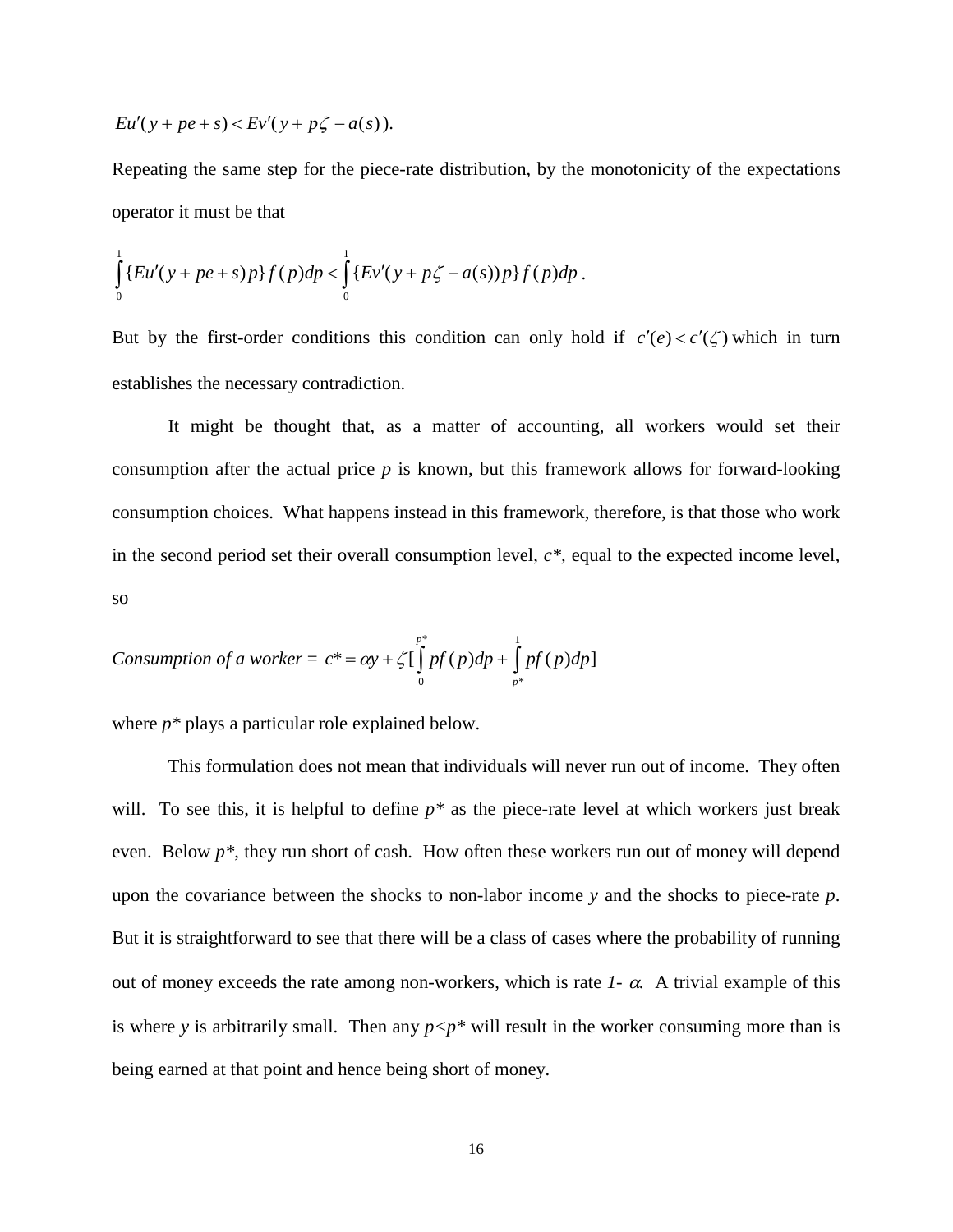$$Eu'(y + pe + s) < Ev'(y + p\zeta - a(s)).$$

Repeating the same step for the piece-rate distribution, by the monotonicity of the expectations operator it must be that

$$\int_0^1 \{Eu'(y + pe + s)p\} f(p)dp < \int_0^1 \{Ev'(y + p\zeta - a(s))p\} f(p)dp .$$

But by the first-order conditions this condition can only hold if $c'(e) < c'(\zeta)$ which in turn establishes the necessary contradiction.

It might be thought that, as a matter of accounting, all workers would set their consumption after the actual price *p* is known, but this framework allows for forward-looking consumption choices. What happens instead in this framework, therefore, is that those who work in the second period set their overall consumption level, $c^*$, equal to the expected income level, so

$$\textit{Consumption of a worker} = c^* = \alpha y + \zeta[\int_0^{p^*} pf(p)dp + \int_{p^*}^1 pf(p)dp]$$

where $p^*$ plays a particular role explained below.

This formulation does not mean that individuals will never run out of income. They often will. To see this, it is helpful to define $p^*$ as the piece-rate level at which workers just break even. Below $p^*$, they run short of cash. How often these workers run out of money will depend upon the covariance between the shocks to non-labor income *y* and the shocks to piece-rate *p*. But it is straightforward to see that there will be a class of cases where the probability of running out of money exceeds the rate among non-workers, which is rate $1-\alpha$. A trivial example of this is where *y* is arbitrarily small. Then any $p<p^*$ will result in the worker consuming more than is being earned at that point and hence being short of money.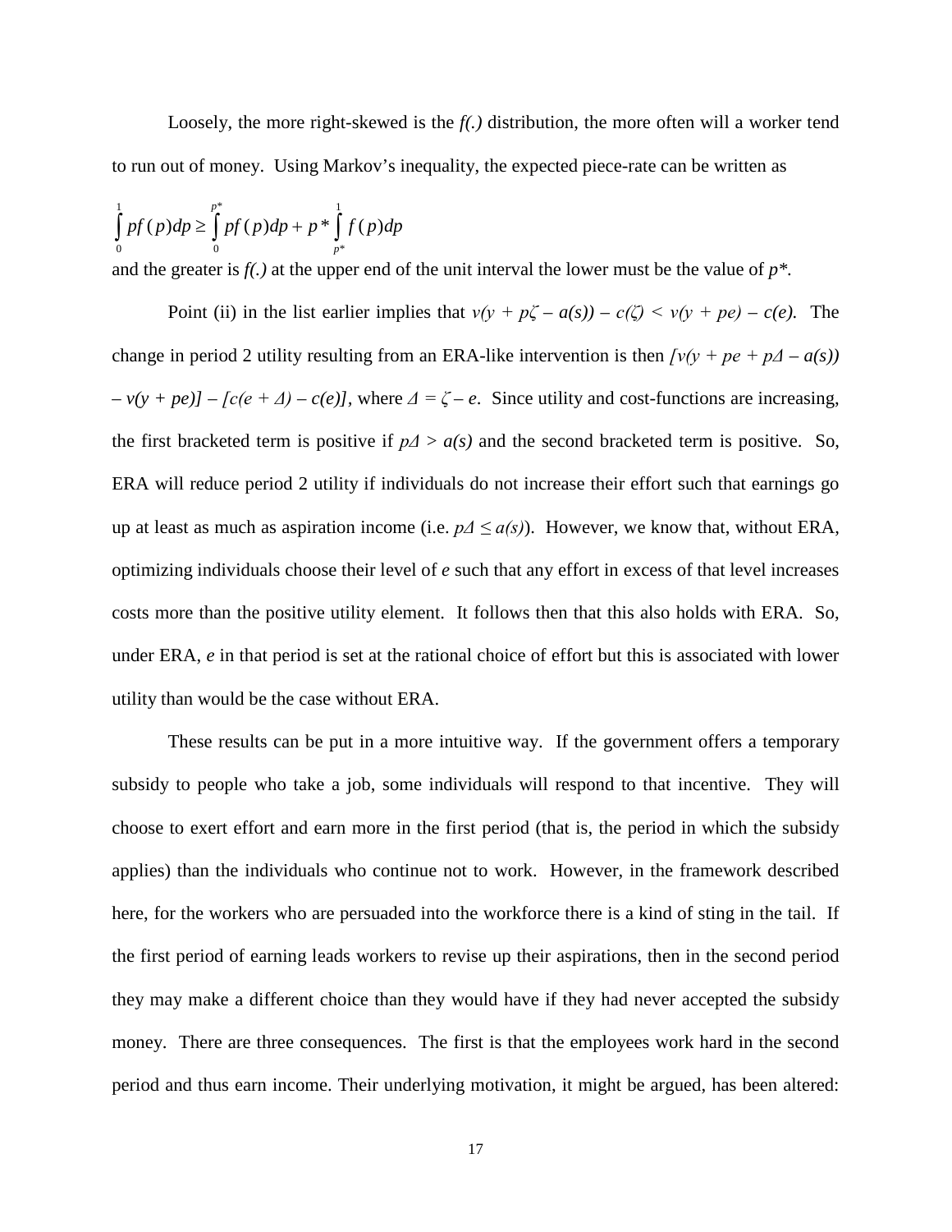Loosely, the more right-skewed is the *f(.)* distribution, the more often will a worker tend to run out of money. Using Markov's inequality, the expected piece-rate can be written as

$$\int_0^1 pf(p)dp \geq \int_0^{p^*} pf(p)dp + p^* \int_{p^*}^1 f(p)dp$$

and the greater is *f(.)* at the upper end of the unit interval the lower must be the value of $p^*$.

Point (ii) in the list earlier implies that $v(y + p\zeta - a(s)) - c(\zeta) < v(y + pe) - c(e)$. The change in period 2 utility resulting from an ERA-like intervention is then $[v(y + pe + p\Delta - a(s)) - v(y + pe)] - [c(e + \Delta) - c(e)]$, where $\Delta = \zeta - e$. Since utility and cost-functions are increasing, the first bracketed term is positive if $p\Delta > a(s)$ and the second bracketed term is positive. So, ERA will reduce period 2 utility if individuals do not increase their effort such that earnings go up at least as much as aspiration income (i.e. $p\Delta \leq a(s)$). However, we know that, without ERA, optimizing individuals choose their level of *e* such that any effort in excess of that level increases costs more than the positive utility element. It follows then that this also holds with ERA. So, under ERA, *e* in that period is set at the rational choice of effort but this is associated with lower utility than would be the case without ERA.

These results can be put in a more intuitive way. If the government offers a temporary subsidy to people who take a job, some individuals will respond to that incentive. They will choose to exert effort and earn more in the first period (that is, the period in which the subsidy applies) than the individuals who continue not to work. However, in the framework described here, for the workers who are persuaded into the workforce there is a kind of sting in the tail. If the first period of earning leads workers to revise up their aspirations, then in the second period they may make a different choice than they would have if they had never accepted the subsidy money. There are three consequences. The first is that the employees work hard in the second period and thus earn income. Their underlying motivation, it might be argued, has been altered: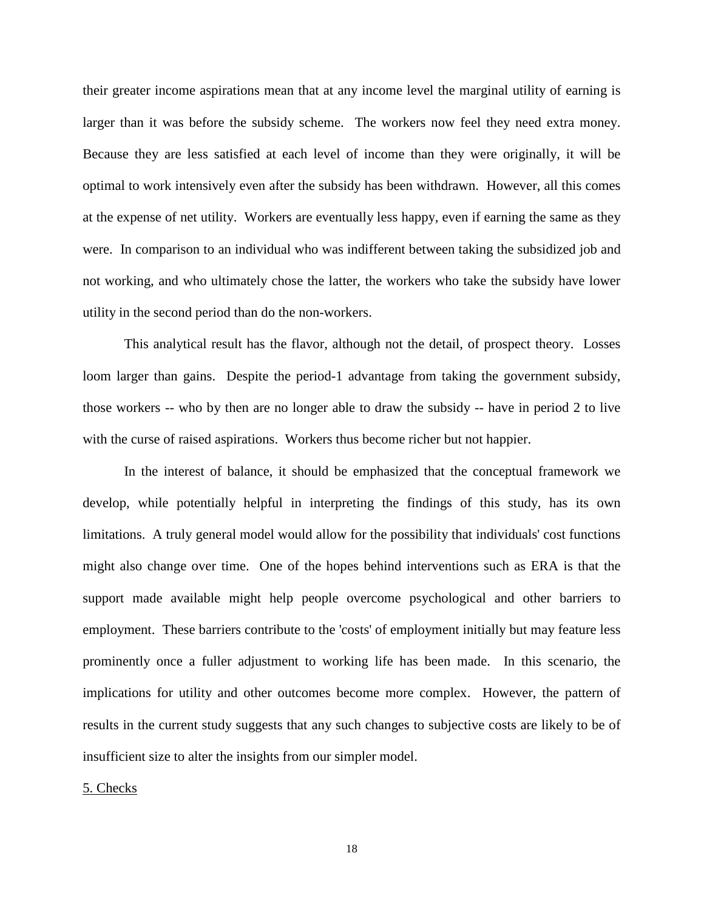their greater income aspirations mean that at any income level the marginal utility of earning is larger than it was before the subsidy scheme. The workers now feel they need extra money. Because they are less satisfied at each level of income than they were originally, it will be optimal to work intensively even after the subsidy has been withdrawn. However, all this comes at the expense of net utility. Workers are eventually less happy, even if earning the same as they were. In comparison to an individual who was indifferent between taking the subsidized job and not working, and who ultimately chose the latter, the workers who take the subsidy have lower utility in the second period than do the non-workers.

This analytical result has the flavor, although not the detail, of prospect theory. Losses loom larger than gains. Despite the period-1 advantage from taking the government subsidy, those workers -- who by then are no longer able to draw the subsidy -- have in period 2 to live with the curse of raised aspirations. Workers thus become richer but not happier.

In the interest of balance, it should be emphasized that the conceptual framework we develop, while potentially helpful in interpreting the findings of this study, has its own limitations. A truly general model would allow for the possibility that individuals' cost functions might also change over time. One of the hopes behind interventions such as ERA is that the support made available might help people overcome psychological and other barriers to employment. These barriers contribute to the 'costs' of employment initially but may feature less prominently once a fuller adjustment to working life has been made. In this scenario, the implications for utility and other outcomes become more complex. However, the pattern of results in the current study suggests that any such changes to subjective costs are likely to be of insufficient size to alter the insights from our simpler model.

## 5. Checks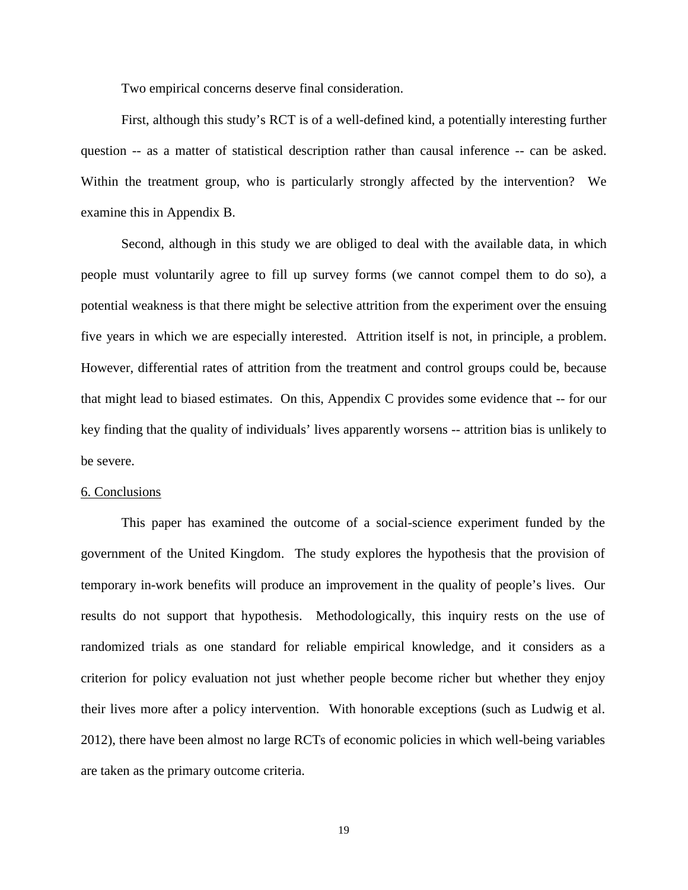Two empirical concerns deserve final consideration.

First, although this study's RCT is of a well-defined kind, a potentially interesting further question -- as a matter of statistical description rather than causal inference -- can be asked. Within the treatment group, who is particularly strongly affected by the intervention? We examine this in Appendix B.

Second, although in this study we are obliged to deal with the available data, in which people must voluntarily agree to fill up survey forms (we cannot compel them to do so), a potential weakness is that there might be selective attrition from the experiment over the ensuing five years in which we are especially interested. Attrition itself is not, in principle, a problem. However, differential rates of attrition from the treatment and control groups could be, because that might lead to biased estimates. On this, Appendix C provides some evidence that -- for our key finding that the quality of individuals' lives apparently worsens -- attrition bias is unlikely to be severe.

## 6. Conclusions

This paper has examined the outcome of a social-science experiment funded by the government of the United Kingdom. The study explores the hypothesis that the provision of temporary in-work benefits will produce an improvement in the quality of people's lives. Our results do not support that hypothesis. Methodologically, this inquiry rests on the use of randomized trials as one standard for reliable empirical knowledge, and it considers as a criterion for policy evaluation not just whether people become richer but whether they enjoy their lives more after a policy intervention. With honorable exceptions (such as Ludwig et al. 2012), there have been almost no large RCTs of economic policies in which well-being variables are taken as the primary outcome criteria.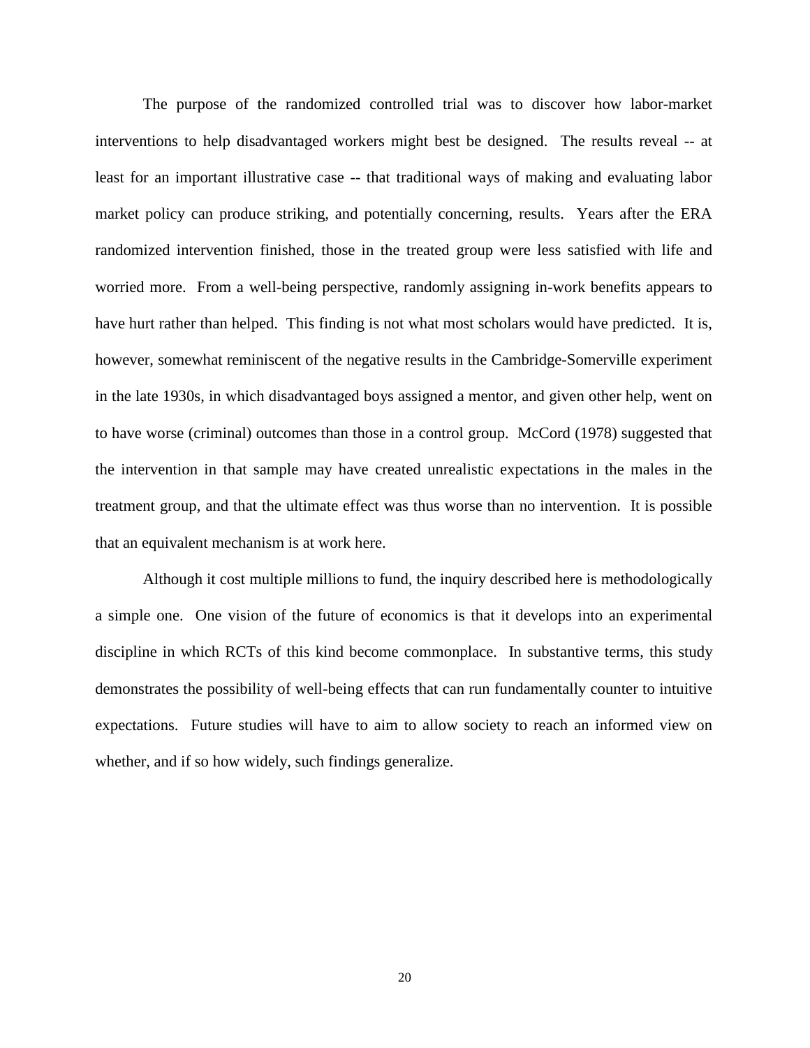The purpose of the randomized controlled trial was to discover how labor-market interventions to help disadvantaged workers might best be designed. The results reveal -- at least for an important illustrative case -- that traditional ways of making and evaluating labor market policy can produce striking, and potentially concerning, results. Years after the ERA randomized intervention finished, those in the treated group were less satisfied with life and worried more. From a well-being perspective, randomly assigning in-work benefits appears to have hurt rather than helped. This finding is not what most scholars would have predicted. It is, however, somewhat reminiscent of the negative results in the Cambridge-Somerville experiment in the late 1930s, in which disadvantaged boys assigned a mentor, and given other help, went on to have worse (criminal) outcomes than those in a control group. McCord (1978) suggested that the intervention in that sample may have created unrealistic expectations in the males in the treatment group, and that the ultimate effect was thus worse than no intervention. It is possible that an equivalent mechanism is at work here.

Although it cost multiple millions to fund, the inquiry described here is methodologically a simple one. One vision of the future of economics is that it develops into an experimental discipline in which RCTs of this kind become commonplace. In substantive terms, this study demonstrates the possibility of well-being effects that can run fundamentally counter to intuitive expectations. Future studies will have to aim to allow society to reach an informed view on whether, and if so how widely, such findings generalize.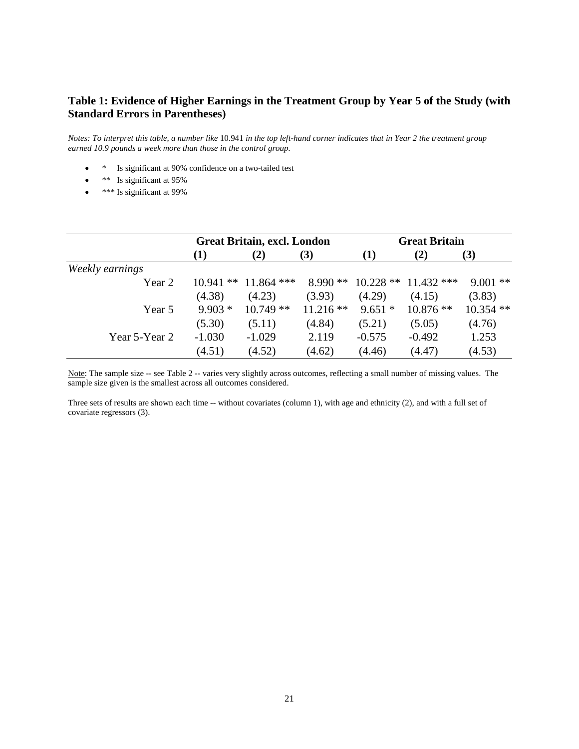**Table 1: Evidence of Higher Earnings in the Treatment Group by Year 5 of the Study (with Standard Errors in Parentheses)**

*Notes: To interpret this table, a number like* 10.941 *in the top left-hand corner indicates that in Year 2 the treatment group earned 10.9 pounds a week more than those in the control group.*

- \* Is significant at 90% confidence on a two-tailed test
- \*\* Is significant at 95%
- \*\*\* Is significant at 99%

| | **Great Britain, excl. London** | | | **Great Britain** | | |
|---|---|---|---|---|---|---|
| | **(1)** | **(2)** | **(3)** | **(1)** | **(2)** | **(3)** |
| *Weekly earnings* | | | | | | |
| Year 2 | 10.941 ** | 11.864 *** | 8.990 ** | 10.228 ** | 11.432 *** | 9.001 ** |
| | (4.38) | (4.23) | (3.93) | (4.29) | (4.15) | (3.83) |
| Year 5 | 9.903 * | 10.749 ** | 11.216 ** | 9.651 * | 10.876 ** | 10.354 ** |
| | (5.30) | (5.11) | (4.84) | (5.21) | (5.05) | (4.76) |
| Year 5-Year 2 | -1.030 | -1.029 | 2.119 | -0.575 | -0.492 | 1.253 |
| | (4.51) | (4.52) | (4.62) | (4.46) | (4.47) | (4.53) |

Note: The sample size -- see Table 2 -- varies very slightly across outcomes, reflecting a small number of missing values. The sample size given is the smallest across all outcomes considered.

Three sets of results are shown each time -- without covariates (column 1), with age and ethnicity (2), and with a full set of covariate regressors (3).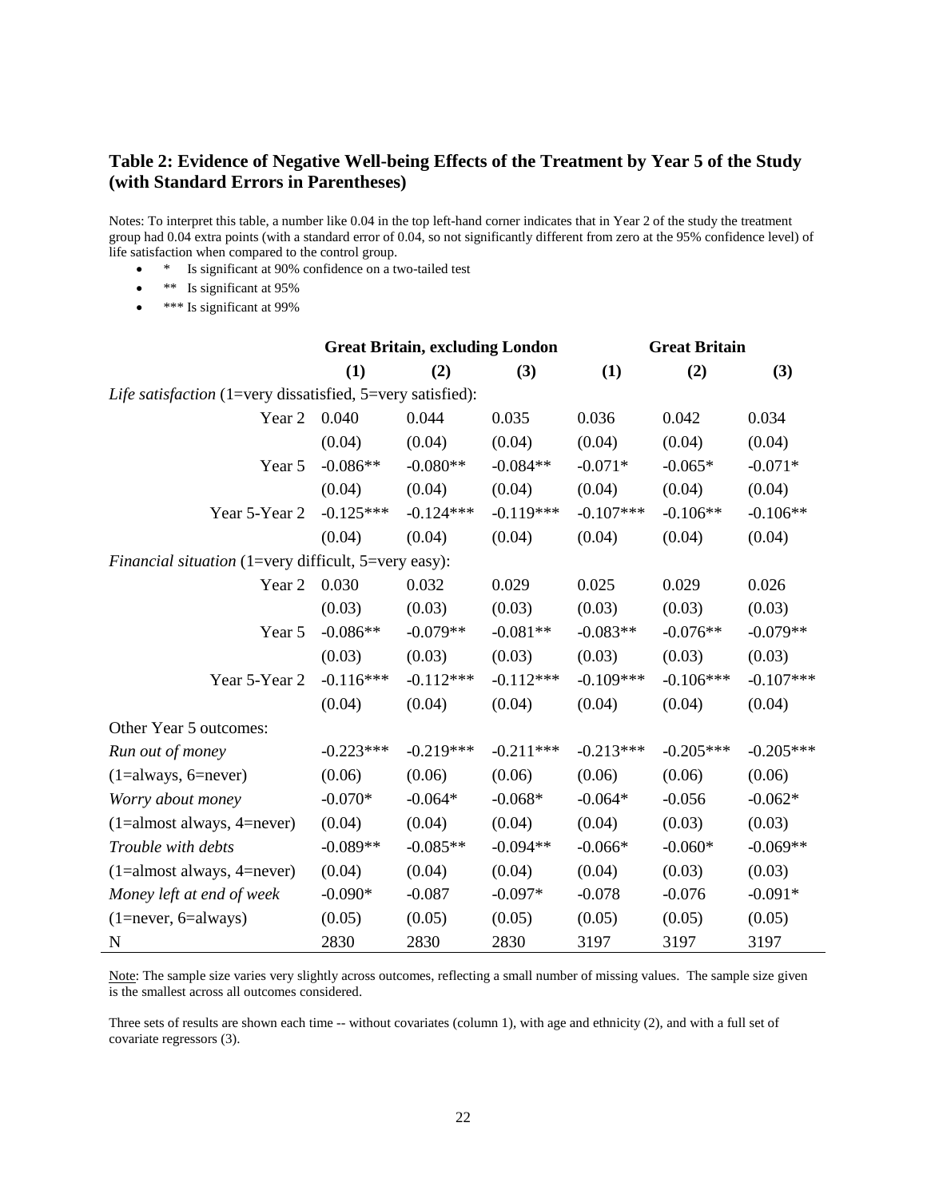## Table 2: Evidence of Negative Well-being Effects of the Treatment by Year 5 of the Study (with Standard Errors in Parentheses)

Notes: To interpret this table, a number like 0.04 in the top left-hand corner indicates that in Year 2 of the study the treatment group had 0.04 extra points (with a standard error of 0.04, so not significantly different from zero at the 95% confidence level) of life satisfaction when compared to the control group.

- \* Is significant at 90% confidence on a two-tailed test
- \*\* Is significant at 95%
- \*\*\* Is significant at 99%

| | **Great Britain, excluding London** | | | **Great Britain** | | |
|---|---|---|---|---|---|---|
| | **(1)** | **(2)** | **(3)** | **(1)** | **(2)** | **(3)** |
| *Life satisfaction* (1=very dissatisfied, 5=very satisfied): | | | | | | |
| Year 2 | 0.040 | 0.044 | 0.035 | 0.036 | 0.042 | 0.034 |
| | (0.04) | (0.04) | (0.04) | (0.04) | (0.04) | (0.04) |
| Year 5 | -0.086** | -0.080** | -0.084** | -0.071* | -0.065* | -0.071* |
| | (0.04) | (0.04) | (0.04) | (0.04) | (0.04) | (0.04) |
| Year 5-Year 2 | -0.125*** | -0.124*** | -0.119*** | -0.107*** | -0.106** | -0.106** |
| | (0.04) | (0.04) | (0.04) | (0.04) | (0.04) | (0.04) |
| *Financial situation* (1=very difficult, 5=very easy): | | | | | | |
| Year 2 | 0.030 | 0.032 | 0.029 | 0.025 | 0.029 | 0.026 |
| | (0.03) | (0.03) | (0.03) | (0.03) | (0.03) | (0.03) |
| Year 5 | -0.086** | -0.079** | -0.081** | -0.083** | -0.076** | -0.079** |
| | (0.03) | (0.03) | (0.03) | (0.03) | (0.03) | (0.03) |
| Year 5-Year 2 | -0.116*** | -0.112*** | -0.112*** | -0.109*** | -0.106*** | -0.107*** |
| | (0.04) | (0.04) | (0.04) | (0.04) | (0.04) | (0.04) |
| Other Year 5 outcomes: | | | | | | |
| *Run out of money* | -0.223*** | -0.219*** | -0.211*** | -0.213*** | -0.205*** | -0.205*** |
| (1=always, 6=never) | (0.06) | (0.06) | (0.06) | (0.06) | (0.06) | (0.06) |
| *Worry about money* | -0.070* | -0.064* | -0.068* | -0.064* | -0.056 | -0.062* |
| (1=almost always, 4=never) | (0.04) | (0.04) | (0.04) | (0.04) | (0.03) | (0.03) |
| *Trouble with debts* | -0.089** | -0.085** | -0.094** | -0.066* | -0.060* | -0.069** |
| (1=almost always, 4=never) | (0.04) | (0.04) | (0.04) | (0.04) | (0.03) | (0.03) |
| *Money left at end of week* | -0.090* | -0.087 | -0.097* | -0.078 | -0.076 | -0.091* |
| (1=never, 6=always) | (0.05) | (0.05) | (0.05) | (0.05) | (0.05) | (0.05) |
| N | 2830 | 2830 | 2830 | 3197 | 3197 | 3197 |

Note: The sample size varies very slightly across outcomes, reflecting a small number of missing values. The sample size given is the smallest across all outcomes considered.

Three sets of results are shown each time -- without covariates (column 1), with age and ethnicity (2), and with a full set of covariate regressors (3).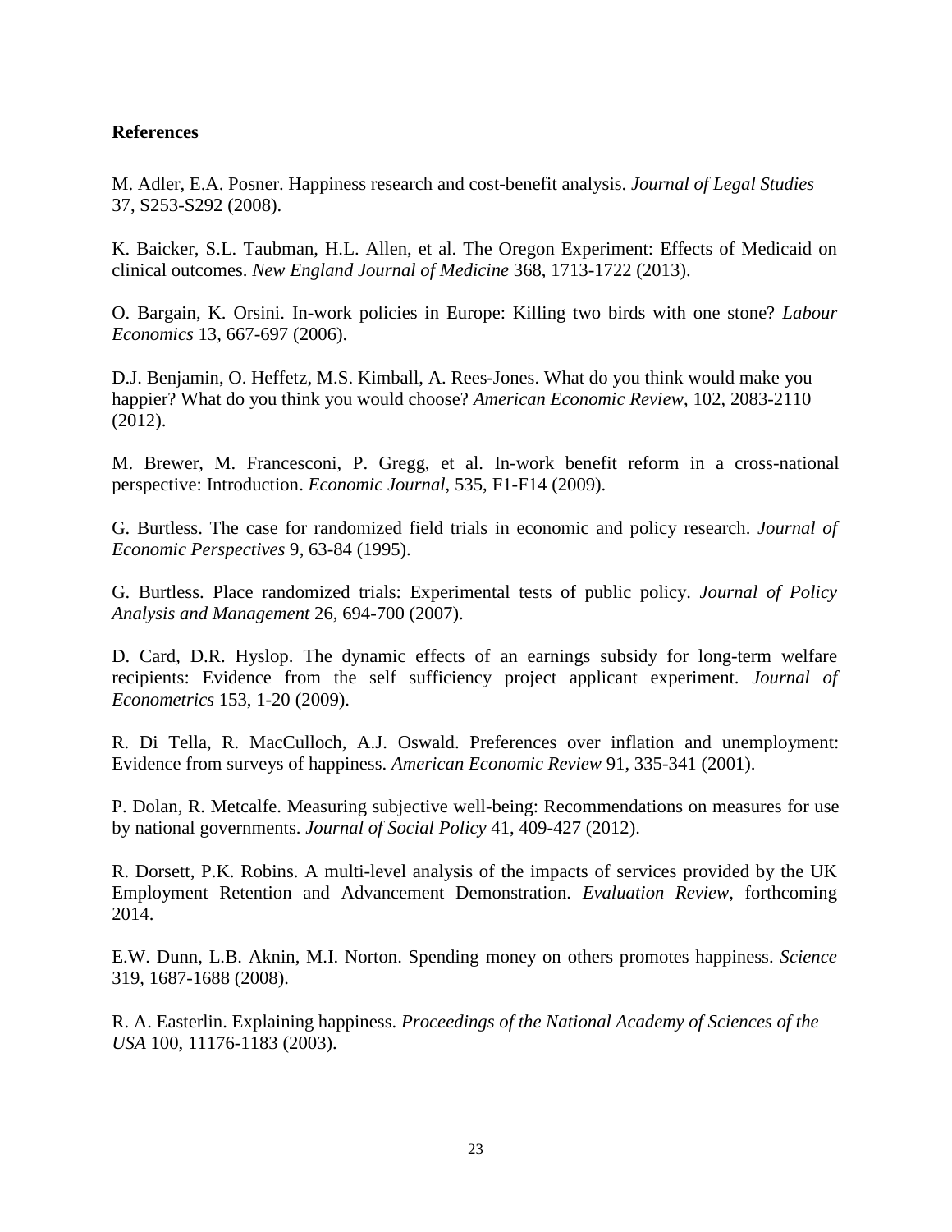**References**

M. Adler, E.A. Posner. Happiness research and cost-benefit analysis. *Journal of Legal Studies* 37, S253-S292 (2008).

K. Baicker, S.L. Taubman, H.L. Allen, et al. The Oregon Experiment: Effects of Medicaid on clinical outcomes. *New England Journal of Medicine* 368, 1713-1722 (2013).

O. Bargain, K. Orsini. In-work policies in Europe: Killing two birds with one stone? *Labour Economics* 13, 667-697 (2006).

D.J. Benjamin, O. Heffetz, M.S. Kimball, A. Rees-Jones. What do you think would make you happier? What do you think you would choose? *American Economic Review*, 102, 2083-2110 (2012).

M. Brewer, M. Francesconi, P. Gregg, et al. In-work benefit reform in a cross-national perspective: Introduction. *Economic Journal*, 535, F1-F14 (2009).

G. Burtless. The case for randomized field trials in economic and policy research. *Journal of Economic Perspectives* 9, 63-84 (1995).

G. Burtless. Place randomized trials: Experimental tests of public policy. *Journal of Policy Analysis and Management* 26, 694-700 (2007).

D. Card, D.R. Hyslop. The dynamic effects of an earnings subsidy for long-term welfare recipients: Evidence from the self sufficiency project applicant experiment. *Journal of Econometrics* 153, 1-20 (2009).

R. Di Tella, R. MacCulloch, A.J. Oswald. Preferences over inflation and unemployment: Evidence from surveys of happiness. *American Economic Review* 91, 335-341 (2001).

P. Dolan, R. Metcalfe. Measuring subjective well-being: Recommendations on measures for use by national governments. *Journal of Social Policy* 41, 409-427 (2012).

R. Dorsett, P.K. Robins. A multi-level analysis of the impacts of services provided by the UK Employment Retention and Advancement Demonstration. *Evaluation Review*, forthcoming 2014.

E.W. Dunn, L.B. Aknin, M.I. Norton. Spending money on others promotes happiness. *Science* 319, 1687-1688 (2008).

R. A. Easterlin. Explaining happiness. *Proceedings of the National Academy of Sciences of the USA* 100, 11176-1183 (2003).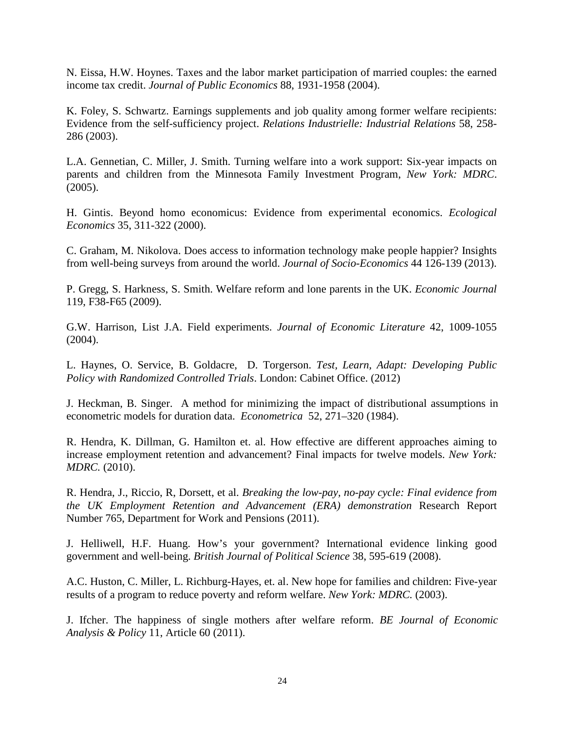N. Eissa, H.W. Hoynes. Taxes and the labor market participation of married couples: the earned income tax credit. *Journal of Public Economics* 88, 1931-1958 (2004).

K. Foley, S. Schwartz. Earnings supplements and job quality among former welfare recipients: Evidence from the self-sufficiency project. *Relations Industrielle: Industrial Relations* 58, 258-286 (2003).

L.A. Gennetian, C. Miller, J. Smith. Turning welfare into a work support: Six-year impacts on parents and children from the Minnesota Family Investment Program, *New York: MDRC*. (2005).

H. Gintis. Beyond homo economicus: Evidence from experimental economics. *Ecological Economics* 35, 311-322 (2000).

C. Graham, M. Nikolova. Does access to information technology make people happier? Insights from well-being surveys from around the world. *Journal of Socio-Economics* 44 126-139 (2013).

P. Gregg, S. Harkness, S. Smith. Welfare reform and lone parents in the UK. *Economic Journal* 119, F38-F65 (2009).

G.W. Harrison, List J.A. Field experiments. *Journal of Economic Literature* 42, 1009-1055 (2004).

L. Haynes, O. Service, B. Goldacre, D. Torgerson. *Test, Learn, Adapt: Developing Public Policy with Randomized Controlled Trials*. London: Cabinet Office. (2012)

J. Heckman, B. Singer. A method for minimizing the impact of distributional assumptions in econometric models for duration data. *Econometrica* 52, 271–320 (1984).

R. Hendra, K. Dillman, G. Hamilton et. al. How effective are different approaches aiming to increase employment retention and advancement? Final impacts for twelve models. *New York: MDRC.* (2010).

R. Hendra, J., Riccio, R, Dorsett, et al. *Breaking the low-pay, no-pay cycle: Final evidence from the UK Employment Retention and Advancement (ERA) demonstration* Research Report Number 765, Department for Work and Pensions (2011).

J. Helliwell, H.F. Huang. How's your government? International evidence linking good government and well-being. *British Journal of Political Science* 38, 595-619 (2008).

A.C. Huston, C. Miller, L. Richburg-Hayes, et. al. New hope for families and children: Five-year results of a program to reduce poverty and reform welfare. *New York: MDRC.* (2003).

J. Ifcher. The happiness of single mothers after welfare reform. *BE Journal of Economic Analysis & Policy* 11, Article 60 (2011).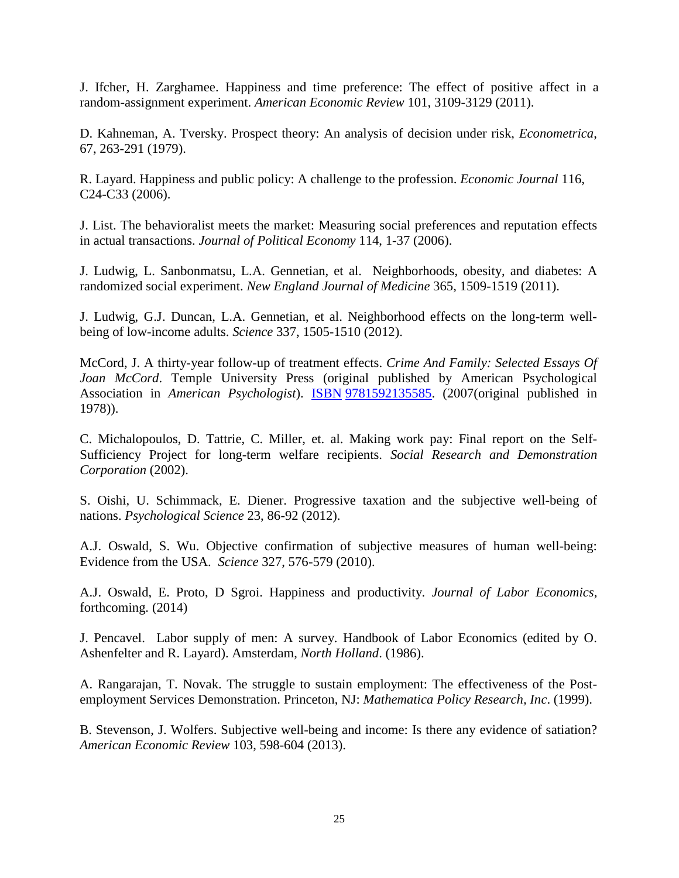J. Ifcher, H. Zarghamee. Happiness and time preference: The effect of positive affect in a random-assignment experiment. *American Economic Review* 101, 3109-3129 (2011).

D. Kahneman, A. Tversky. Prospect theory: An analysis of decision under risk, *Econometrica*, 67, 263-291 (1979).

R. Layard. Happiness and public policy: A challenge to the profession. *Economic Journal* 116, C24-C33 (2006).

J. List. The behavioralist meets the market: Measuring social preferences and reputation effects in actual transactions. *Journal of Political Economy* 114, 1-37 (2006).

J. Ludwig, L. Sanbonmatsu, L.A. Gennetian, et al. Neighborhoods, obesity, and diabetes: A randomized social experiment. *New England Journal of Medicine* 365, 1509-1519 (2011).

J. Ludwig, G.J. Duncan, L.A. Gennetian, et al. Neighborhood effects on the long-term well-being of low-income adults. *Science* 337, 1505-1510 (2012).

McCord, J. A thirty-year follow-up of treatment effects. *Crime And Family: Selected Essays Of Joan McCord*. Temple University Press (original published by American Psychological Association in *American Psychologist*). ISBN 9781592135585. (2007(original published in 1978)).

C. Michalopoulos, D. Tattrie, C. Miller, et. al. Making work pay: Final report on the Self-Sufficiency Project for long-term welfare recipients. *Social Research and Demonstration Corporation* (2002).

S. Oishi, U. Schimmack, E. Diener. Progressive taxation and the subjective well-being of nations. *Psychological Science* 23, 86-92 (2012).

A.J. Oswald, S. Wu. Objective confirmation of subjective measures of human well-being: Evidence from the USA. *Science* 327, 576-579 (2010).

A.J. Oswald, E. Proto, D Sgroi. Happiness and productivity. *Journal of Labor Economics*, forthcoming. (2014)

J. Pencavel. Labor supply of men: A survey. Handbook of Labor Economics (edited by O. Ashenfelter and R. Layard). Amsterdam, *North Holland*. (1986).

A. Rangarajan, T. Novak. The struggle to sustain employment: The effectiveness of the Post-employment Services Demonstration. Princeton, NJ: *Mathematica Policy Research, Inc*. (1999).

B. Stevenson, J. Wolfers. Subjective well-being and income: Is there any evidence of satiation? *American Economic Review* 103, 598-604 (2013).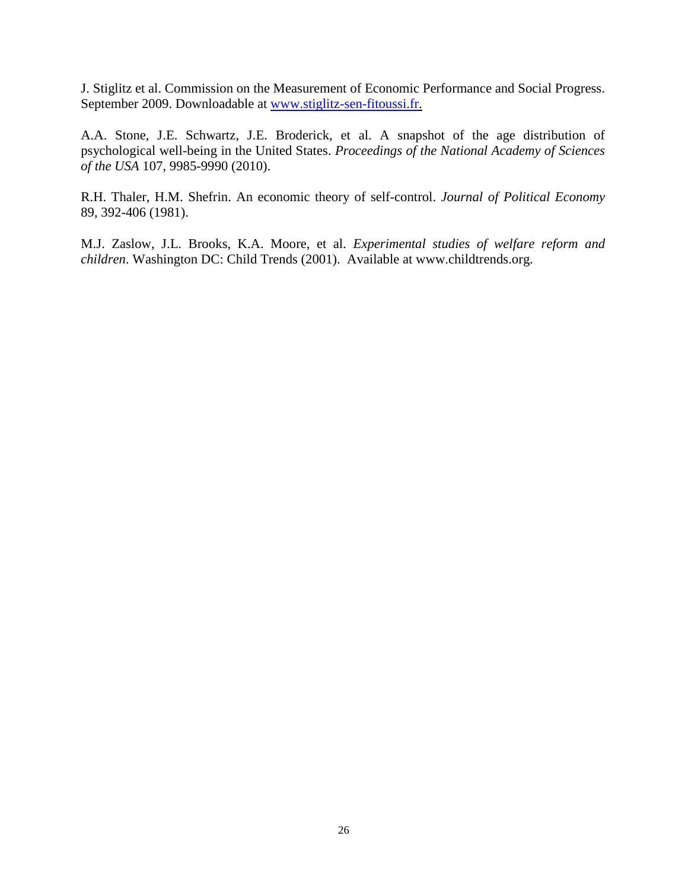J. Stiglitz et al. Commission on the Measurement of Economic Performance and Social Progress. September 2009. Downloadable at [www.stiglitz-sen-fitoussi.fr.](http://www.stiglitz-sen-fitoussi.fr)

A.A. Stone, J.E. Schwartz, J.E. Broderick, et al. A snapshot of the age distribution of psychological well-being in the United States. *Proceedings of the National Academy of Sciences of the USA* 107, 9985-9990 (2010).

R.H. Thaler, H.M. Shefrin. An economic theory of self-control. *Journal of Political Economy* 89, 392-406 (1981).

M.J. Zaslow, J.L. Brooks, K.A. Moore, et al. *Experimental studies of welfare reform and children*. Washington DC: Child Trends (2001). Available at www.childtrends.org.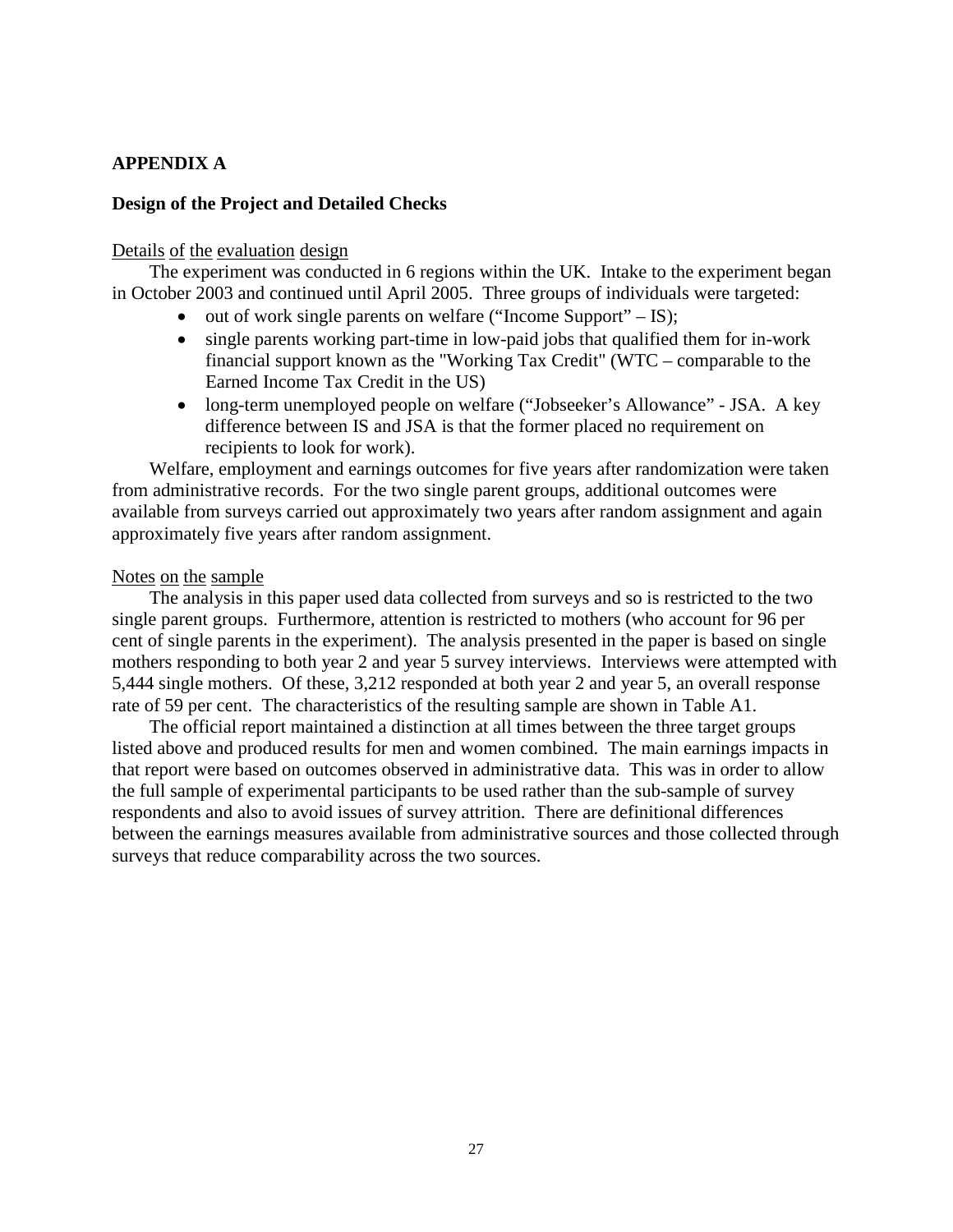## APPENDIX A

### Design of the Project and Detailed Checks

Details of the evaluation design

The experiment was conducted in 6 regions within the UK. Intake to the experiment began in October 2003 and continued until April 2005. Three groups of individuals were targeted:

- out of work single parents on welfare ("Income Support" – IS);
- single parents working part-time in low-paid jobs that qualified them for in-work financial support known as the "Working Tax Credit" (WTC – comparable to the Earned Income Tax Credit in the US)
- long-term unemployed people on welfare ("Jobseeker's Allowance" - JSA. A key difference between IS and JSA is that the former placed no requirement on recipients to look for work).

Welfare, employment and earnings outcomes for five years after randomization were taken from administrative records. For the two single parent groups, additional outcomes were available from surveys carried out approximately two years after random assignment and again approximately five years after random assignment.

Notes on the sample

The analysis in this paper used data collected from surveys and so is restricted to the two single parent groups. Furthermore, attention is restricted to mothers (who account for 96 per cent of single parents in the experiment). The analysis presented in the paper is based on single mothers responding to both year 2 and year 5 survey interviews. Interviews were attempted with 5,444 single mothers. Of these, 3,212 responded at both year 2 and year 5, an overall response rate of 59 per cent. The characteristics of the resulting sample are shown in Table A1.

The official report maintained a distinction at all times between the three target groups listed above and produced results for men and women combined. The main earnings impacts in that report were based on outcomes observed in administrative data. This was in order to allow the full sample of experimental participants to be used rather than the sub-sample of survey respondents and also to avoid issues of survey attrition. There are definitional differences between the earnings measures available from administrative sources and those collected through surveys that reduce comparability across the two sources.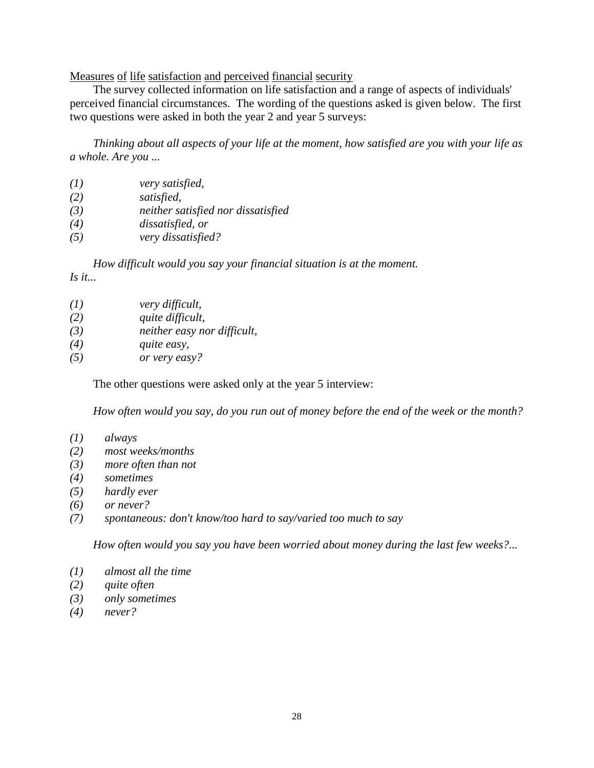Measures of life satisfaction and perceived financial security

The survey collected information on life satisfaction and a range of aspects of individuals' perceived financial circumstances. The wording of the questions asked is given below. The first two questions were asked in both the year 2 and year 5 surveys:

*Thinking about all aspects of your life at the moment, how satisfied are you with your life as a whole. Are you ...*

*(1) very satisfied,*
*(2) satisfied,*
*(3) neither satisfied nor dissatisfied*
*(4) dissatisfied, or*
*(5) very dissatisfied?*

*How difficult would you say your financial situation is at the moment.*
*Is it...*

*(1) very difficult,*
*(2) quite difficult,*
*(3) neither easy nor difficult,*
*(4) quite easy,*
*(5) or very easy?*

The other questions were asked only at the year 5 interview:

*How often would you say, do you run out of money before the end of the week or the month?*

*(1) always*
*(2) most weeks/months*
*(3) more often than not*
*(4) sometimes*
*(5) hardly ever*
*(6) or never?*
*(7) spontaneous: don't know/too hard to say/varied too much to say*

*How often would you say you have been worried about money during the last few weeks?...*

*(1) almost all the time*
*(2) quite often*
*(3) only sometimes*
*(4) never?*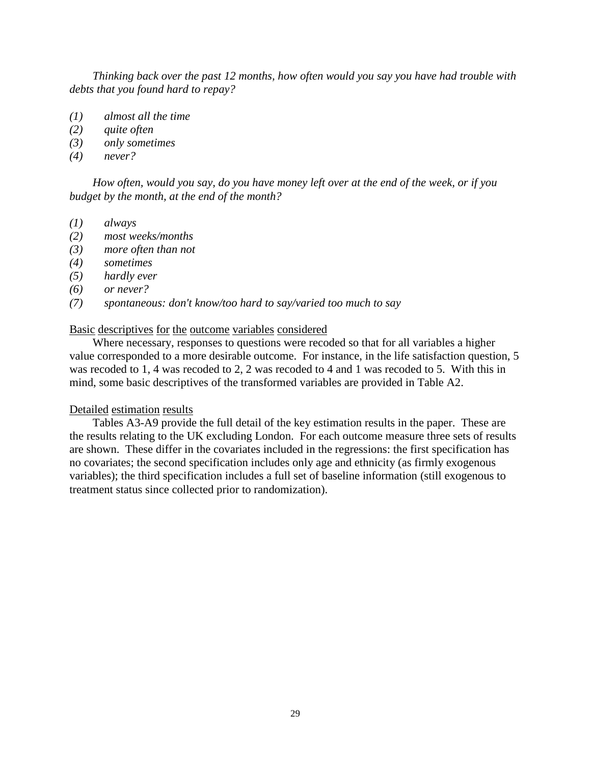*Thinking back over the past 12 months, how often would you say you have had trouble with debts that you found hard to repay?*

*(1) almost all the time*
*(2) quite often*
*(3) only sometimes*
*(4) never?*

*How often, would you say, do you have money left over at the end of the week, or if you budget by the month, at the end of the month?*

*(1) always*
*(2) most weeks/months*
*(3) more often than not*
*(4) sometimes*
*(5) hardly ever*
*(6) or never?*
*(7) spontaneous: don't know/too hard to say/varied too much to say*

Basic descriptives for the outcome variables considered

Where necessary, responses to questions were recoded so that for all variables a higher value corresponded to a more desirable outcome. For instance, in the life satisfaction question, 5 was recoded to 1, 4 was recoded to 2, 2 was recoded to 4 and 1 was recoded to 5. With this in mind, some basic descriptives of the transformed variables are provided in Table A2.

Detailed estimation results

Tables A3-A9 provide the full detail of the key estimation results in the paper. These are the results relating to the UK excluding London. For each outcome measure three sets of results are shown. These differ in the covariates included in the regressions: the first specification has no covariates; the second specification includes only age and ethnicity (as firmly exogenous variables); the third specification includes a full set of baseline information (still exogenous to treatment status since collected prior to randomization).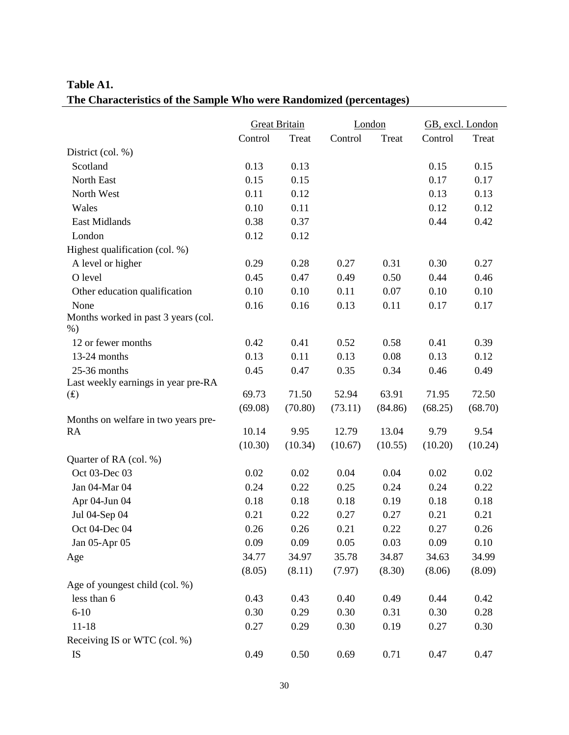**Table A1.**
**The Characteristics of the Sample Who were Randomized (percentages)**

| | Great Britain | | London | | GB, excl. London | |
|---|---|---|---|---|---|---|
| | Control | Treat | Control | Treat | Control | Treat |
| District (col. %) | | | | | | |
| Scotland | 0.13 | 0.13 | | | 0.15 | 0.15 |
| North East | 0.15 | 0.15 | | | 0.17 | 0.17 |
| North West | 0.11 | 0.12 | | | 0.13 | 0.13 |
| Wales | 0.10 | 0.11 | | | 0.12 | 0.12 |
| East Midlands | 0.38 | 0.37 | | | 0.44 | 0.42 |
| London | 0.12 | 0.12 | | | | |
| Highest qualification (col. %) | | | | | | |
| A level or higher | 0.29 | 0.28 | 0.27 | 0.31 | 0.30 | 0.27 |
| O level | 0.45 | 0.47 | 0.49 | 0.50 | 0.44 | 0.46 |
| Other education qualification | 0.10 | 0.10 | 0.11 | 0.07 | 0.10 | 0.10 |
| None | 0.16 | 0.16 | 0.13 | 0.11 | 0.17 | 0.17 |
| Months worked in past 3 years (col. %) | | | | | | |
| 12 or fewer months | 0.42 | 0.41 | 0.52 | 0.58 | 0.41 | 0.39 |
| 13-24 months | 0.13 | 0.11 | 0.13 | 0.08 | 0.13 | 0.12 |
| 25-36 months | 0.45 | 0.47 | 0.35 | 0.34 | 0.46 | 0.49 |
| Last weekly earnings in year pre-RA (£) | 69.73 | 71.50 | 52.94 | 63.91 | 71.95 | 72.50 |
| | (69.08) | (70.80) | (73.11) | (84.86) | (68.25) | (68.70) |
| Months on welfare in two years pre-RA | 10.14 | 9.95 | 12.79 | 13.04 | 9.79 | 9.54 |
| | (10.30) | (10.34) | (10.67) | (10.55) | (10.20) | (10.24) |
| Quarter of RA (col. %) | | | | | | |
| Oct 03-Dec 03 | 0.02 | 0.02 | 0.04 | 0.04 | 0.02 | 0.02 |
| Jan 04-Mar 04 | 0.24 | 0.22 | 0.25 | 0.24 | 0.24 | 0.22 |
| Apr 04-Jun 04 | 0.18 | 0.18 | 0.18 | 0.19 | 0.18 | 0.18 |
| Jul 04-Sep 04 | 0.21 | 0.22 | 0.27 | 0.27 | 0.21 | 0.21 |
| Oct 04-Dec 04 | 0.26 | 0.26 | 0.21 | 0.22 | 0.27 | 0.26 |
| Jan 05-Apr 05 | 0.09 | 0.09 | 0.05 | 0.03 | 0.09 | 0.10 |
| Age | 34.77 | 34.97 | 35.78 | 34.87 | 34.63 | 34.99 |
| | (8.05) | (8.11) | (7.97) | (8.30) | (8.06) | (8.09) |
| Age of youngest child (col. %) | | | | | | |
| less than 6 | 0.43 | 0.43 | 0.40 | 0.49 | 0.44 | 0.42 |
| 6-10 | 0.30 | 0.29 | 0.30 | 0.31 | 0.30 | 0.28 |
| 11-18 | 0.27 | 0.29 | 0.30 | 0.19 | 0.27 | 0.30 |
| Receiving IS or WTC (col. %) | | | | | | |
| IS | 0.49 | 0.50 | 0.69 | 0.71 | 0.47 | 0.47 |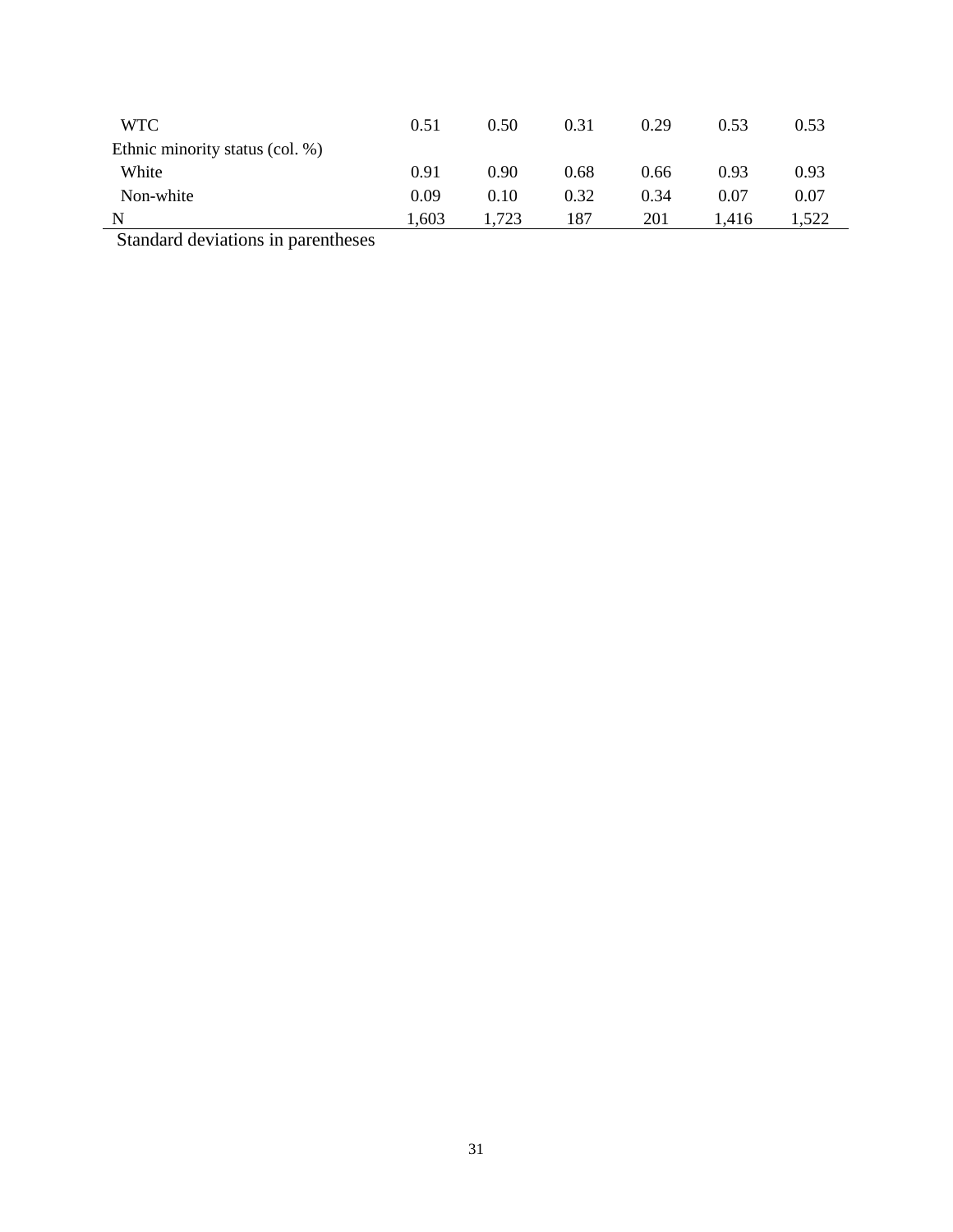|  |  |  |  |  |  |  |
|---|---|---|---|---|---|---|
| WTC | 0.51 | 0.50 | 0.31 | 0.29 | 0.53 | 0.53 |
| Ethnic minority status (col. %) |  |  |  |  |  |  |
| White | 0.91 | 0.90 | 0.68 | 0.66 | 0.93 | 0.93 |
| Non-white | 0.09 | 0.10 | 0.32 | 0.34 | 0.07 | 0.07 |
| N | 1,603 | 1,723 | 187 | 201 | 1,416 | 1,522 |

Standard deviations in parentheses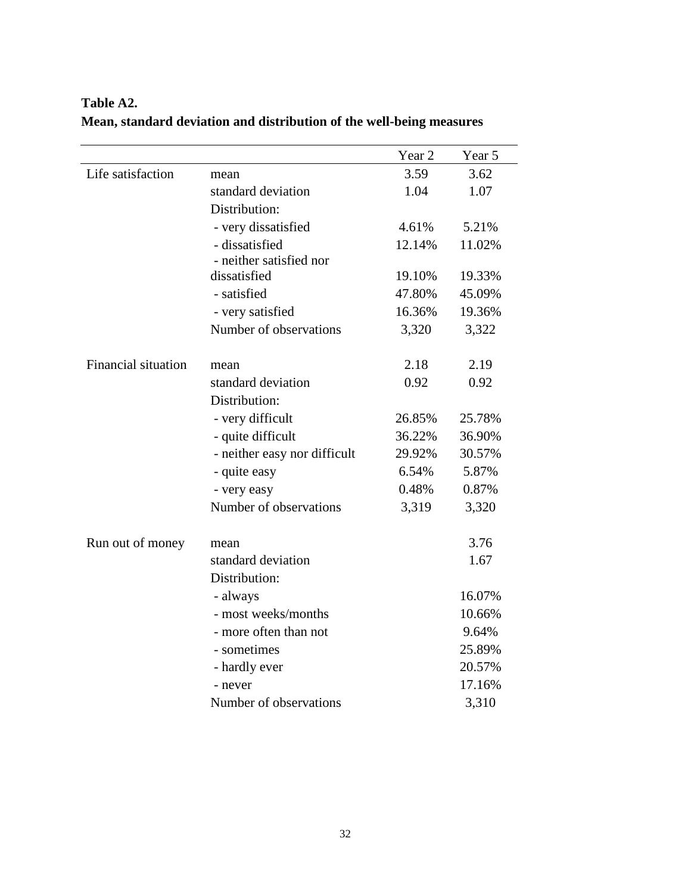**Table A2.**
**Mean, standard deviation and distribution of the well-being measures**

| | | Year 2 | Year 5 |
|---|---|---|---|
| Life satisfaction | mean | 3.59 | 3.62 |
| | standard deviation | 1.04 | 1.07 |
| | Distribution: | | |
| | - very dissatisfied | 4.61% | 5.21% |
| | - dissatisfied | 12.14% | 11.02% |
| | - neither satisfied nor dissatisfied | 19.10% | 19.33% |
| | - satisfied | 47.80% | 45.09% |
| | - very satisfied | 16.36% | 19.36% |
| | Number of observations | 3,320 | 3,322 |
| Financial situation | mean | 2.18 | 2.19 |
| | standard deviation | 0.92 | 0.92 |
| | Distribution: | | |
| | - very difficult | 26.85% | 25.78% |
| | - quite difficult | 36.22% | 36.90% |
| | - neither easy nor difficult | 29.92% | 30.57% |
| | - quite easy | 6.54% | 5.87% |
| | - very easy | 0.48% | 0.87% |
| | Number of observations | 3,319 | 3,320 |
| Run out of money | mean | | 3.76 |
| | standard deviation | | 1.67 |
| | Distribution: | | |
| | - always | | 16.07% |
| | - most weeks/months | | 10.66% |
| | - more often than not | | 9.64% |
| | - sometimes | | 25.89% |
| | - hardly ever | | 20.57% |
| | - never | | 17.16% |
| | Number of observations | | 3,310 |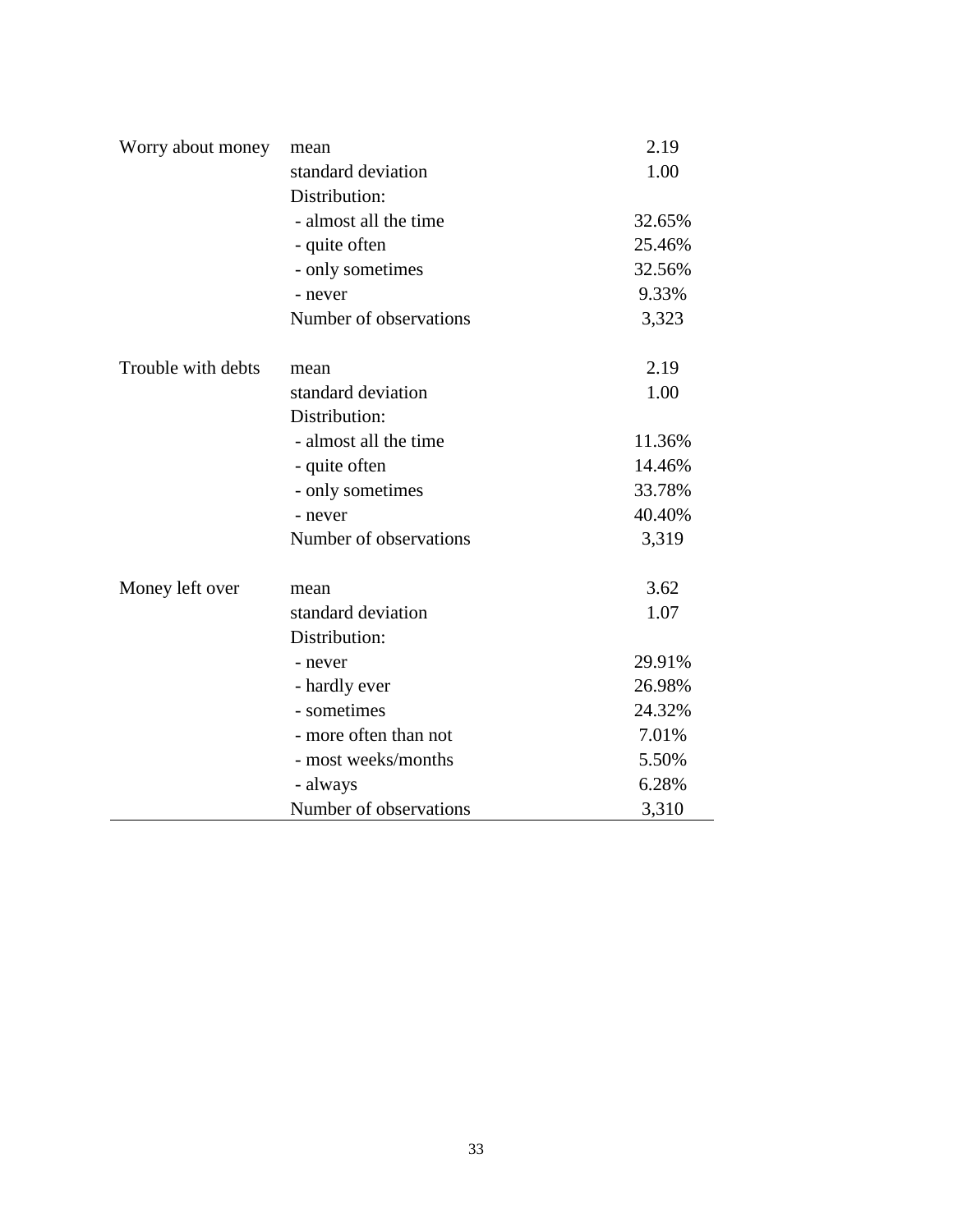| | | |
|---|---|---|
| Worry about money | mean | 2.19 |
| | standard deviation | 1.00 |
| | Distribution: | |
| | - almost all the time | 32.65% |
| | - quite often | 25.46% |
| | - only sometimes | 32.56% |
| | - never | 9.33% |
| | Number of observations | 3,323 |
| | | |
| Trouble with debts | mean | 2.19 |
| | standard deviation | 1.00 |
| | Distribution: | |
| | - almost all the time | 11.36% |
| | - quite often | 14.46% |
| | - only sometimes | 33.78% |
| | - never | 40.40% |
| | Number of observations | 3,319 |
| | | |
| Money left over | mean | 3.62 |
| | standard deviation | 1.07 |
| | Distribution: | |
| | - never | 29.91% |
| | - hardly ever | 26.98% |
| | - sometimes | 24.32% |
| | - more often than not | 7.01% |
| | - most weeks/months | 5.50% |
| | - always | 6.28% |
| | Number of observations | 3,310 |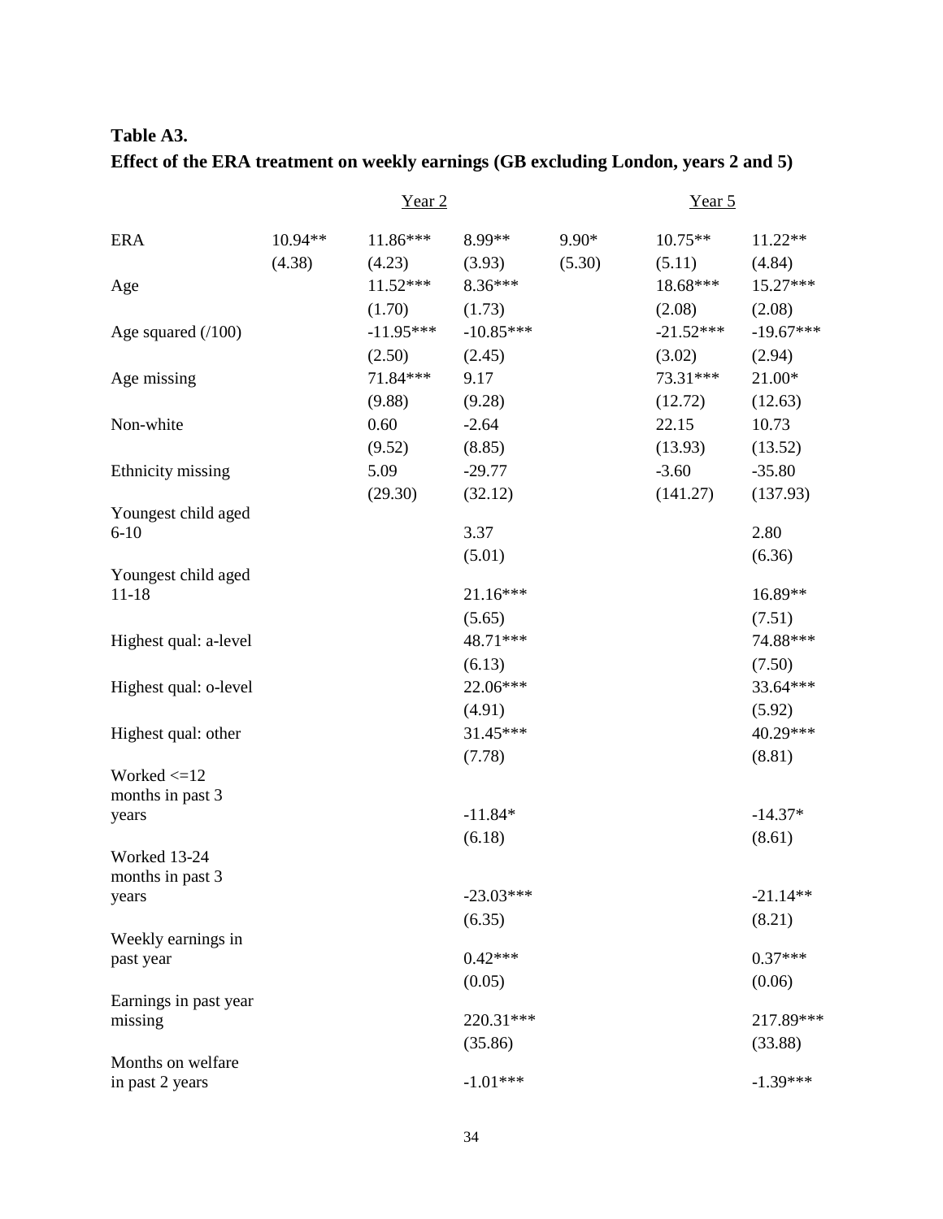**Table A3.**
**Effect of the ERA treatment on weekly earnings (GB excluding London, years 2 and 5)**

| | Year 2 | | | Year 5 | | |
|---|---|---|---|---|---|---|
| ERA | 10.94** | 11.86*** | 8.99** | 9.90* | 10.75** | 11.22** |
| | (4.38) | (4.23) | (3.93) | (5.30) | (5.11) | (4.84) |
| Age | | 11.52*** | 8.36*** | | 18.68*** | 15.27*** |
| | | (1.70) | (1.73) | | (2.08) | (2.08) |
| Age squared (/100) | | -11.95*** | -10.85*** | | -21.52*** | -19.67*** |
| | | (2.50) | (2.45) | | (3.02) | (2.94) |
| Age missing | | 71.84*** | 9.17 | | 73.31*** | 21.00* |
| | | (9.88) | (9.28) | | (12.72) | (12.63) |
| Non-white | | 0.60 | -2.64 | | 22.15 | 10.73 |
| | | (9.52) | (8.85) | | (13.93) | (13.52) |
| Ethnicity missing | | 5.09 | -29.77 | | -3.60 | -35.80 |
| | | (29.30) | (32.12) | | (141.27) | (137.93) |
| Youngest child aged 6-10 | | | 3.37 | | | 2.80 |
| | | | (5.01) | | | (6.36) |
| Youngest child aged 11-18 | | | 21.16*** | | | 16.89** |
| | | | (5.65) | | | (7.51) |
| Highest qual: a-level | | | 48.71*** | | | 74.88*** |
| | | | (6.13) | | | (7.50) |
| Highest qual: o-level | | | 22.06*** | | | 33.64*** |
| | | | (4.91) | | | (5.92) |
| Highest qual: other | | | 31.45*** | | | 40.29*** |
| | | | (7.78) | | | (8.81) |
| Worked <=12 months in past 3 years | | | -11.84* | | | -14.37* |
| | | | (6.18) | | | (8.61) |
| Worked 13-24 months in past 3 years | | | -23.03*** | | | -21.14** |
| | | | (6.35) | | | (8.21) |
| Weekly earnings in past year | | | 0.42*** | | | 0.37*** |
| | | | (0.05) | | | (0.06) |
| Earnings in past year missing | | | 220.31*** | | | 217.89*** |
| | | | (35.86) | | | (33.88) |
| Months on welfare in past 2 years | | | -1.01*** | | | -1.39*** |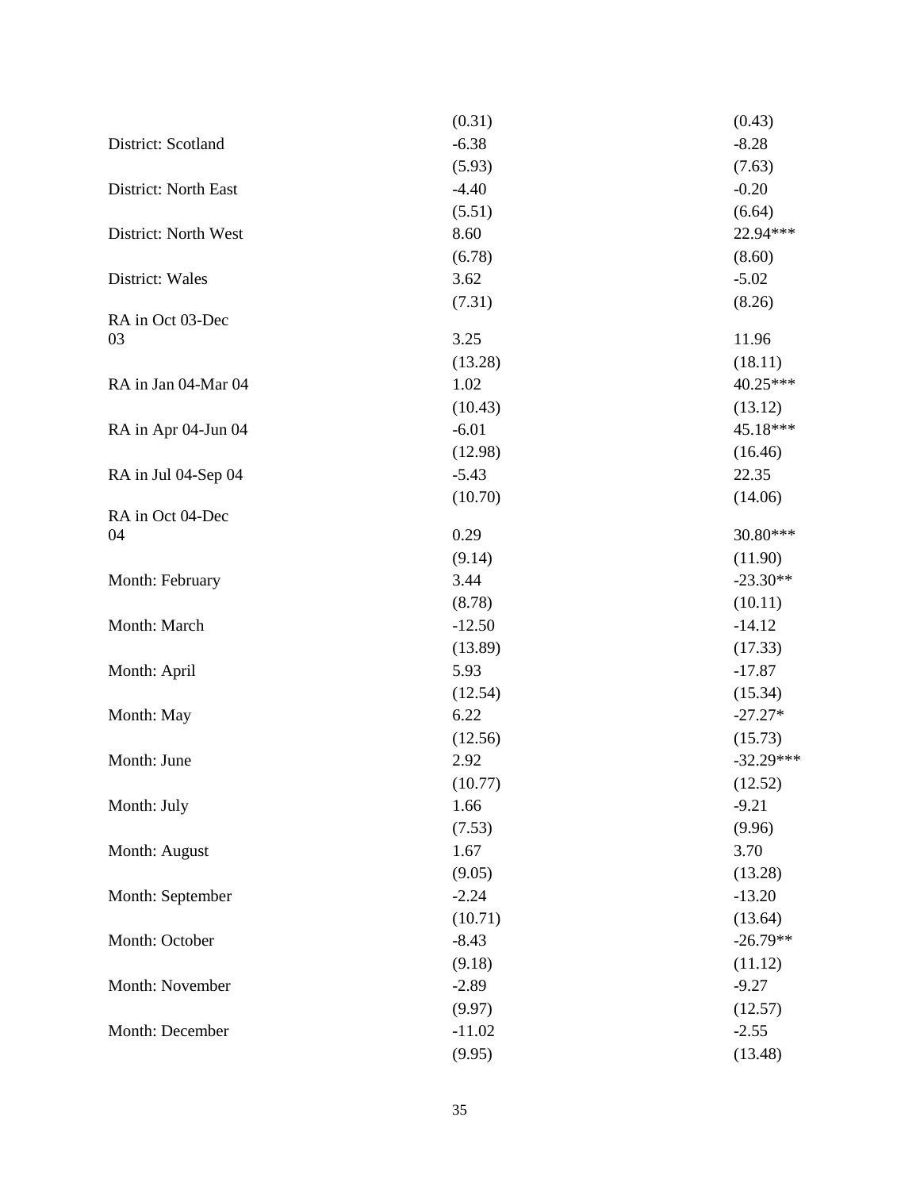| | | |
|---|---|---|
| | (0.31) | (0.43) |
| District: Scotland | -6.38 | -8.28 |
| | (5.93) | (7.63) |
| District: North East | -4.40 | -0.20 |
| | (5.51) | (6.64) |
| District: North West | 8.60 | 22.94*** |
| | (6.78) | (8.60) |
| District: Wales | 3.62 | -5.02 |
| | (7.31) | (8.26) |
| RA in Oct 03-Dec 03 | 3.25 | 11.96 |
| | (13.28) | (18.11) |
| RA in Jan 04-Mar 04 | 1.02 | 40.25*** |
| | (10.43) | (13.12) |
| RA in Apr 04-Jun 04 | -6.01 | 45.18*** |
| | (12.98) | (16.46) |
| RA in Jul 04-Sep 04 | -5.43 | 22.35 |
| | (10.70) | (14.06) |
| RA in Oct 04-Dec 04 | 0.29 | 30.80*** |
| | (9.14) | (11.90) |
| Month: February | 3.44 | -23.30** |
| | (8.78) | (10.11) |
| Month: March | -12.50 | -14.12 |
| | (13.89) | (17.33) |
| Month: April | 5.93 | -17.87 |
| | (12.54) | (15.34) |
| Month: May | 6.22 | -27.27* |
| | (12.56) | (15.73) |
| Month: June | 2.92 | -32.29*** |
| | (10.77) | (12.52) |
| Month: July | 1.66 | -9.21 |
| | (7.53) | (9.96) |
| Month: August | 1.67 | 3.70 |
| | (9.05) | (13.28) |
| Month: September | -2.24 | -13.20 |
| | (10.71) | (13.64) |
| Month: October | -8.43 | -26.79** |
| | (9.18) | (11.12) |
| Month: November | -2.89 | -9.27 |
| | (9.97) | (12.57) |
| Month: December | -11.02 | -2.55 |
| | (9.95) | (13.48) |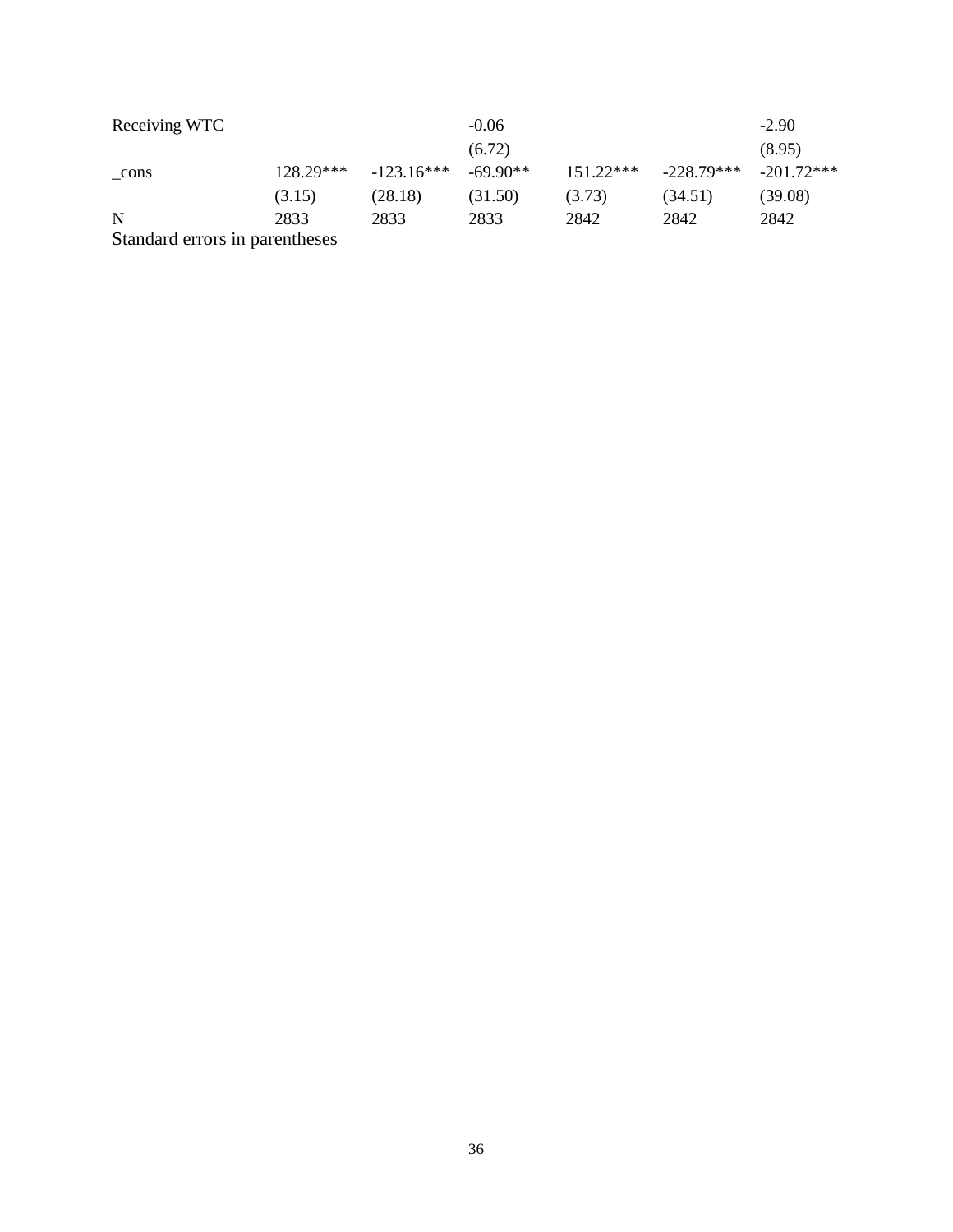| | | | | | | |
|---|---|---|---|---|---|---|
| Receiving WTC | | | -0.06 | | | -2.90 |
| | | | (6.72) | | | (8.95) |
| _cons | 128.29*** | -123.16*** | -69.90** | 151.22*** | -228.79*** | -201.72*** |
| | (3.15) | (28.18) | (31.50) | (3.73) | (34.51) | (39.08) |
| N | 2833 | 2833 | 2833 | 2842 | 2842 | 2842 |

Standard errors in parentheses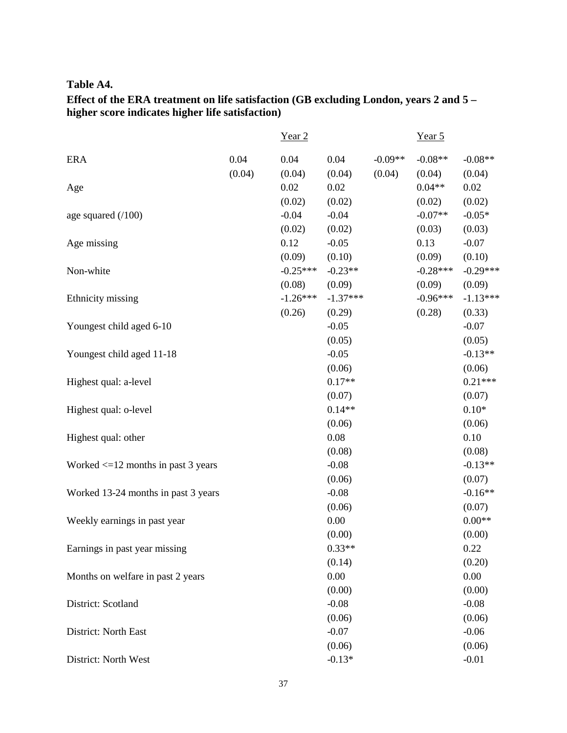**Table A4.**

**Effect of the ERA treatment on life satisfaction (GB excluding London, years 2 and 5 – higher score indicates higher life satisfaction)**

| | Year 2 | | | Year 5 | | |
|---|---|---|---|---|---|---|
| ERA | 0.04 | 0.04 | 0.04 | -0.09** | -0.08** | -0.08** |
| | (0.04) | (0.04) | (0.04) | (0.04) | (0.04) | (0.04) |
| Age | | 0.02 | 0.02 | | 0.04** | 0.02 |
| | | (0.02) | (0.02) | | (0.02) | (0.02) |
| age squared (/100) | | -0.04 | -0.04 | | -0.07** | -0.05* |
| | | (0.02) | (0.02) | | (0.03) | (0.03) |
| Age missing | | 0.12 | -0.05 | | 0.13 | -0.07 |
| | | (0.09) | (0.10) | | (0.09) | (0.10) |
| Non-white | | -0.25*** | -0.23** | | -0.28*** | -0.29*** |
| | | (0.08) | (0.09) | | (0.09) | (0.09) |
| Ethnicity missing | | -1.26*** | -1.37*** | | -0.96*** | -1.13*** |
| | | (0.26) | (0.29) | | (0.28) | (0.33) |
| Youngest child aged 6-10 | | | -0.05 | | | -0.07 |
| | | | (0.05) | | | (0.05) |
| Youngest child aged 11-18 | | | -0.05 | | | -0.13** |
| | | | (0.06) | | | (0.06) |
| Highest qual: a-level | | | 0.17** | | | 0.21*** |
| | | | (0.07) | | | (0.07) |
| Highest qual: o-level | | | 0.14** | | | 0.10* |
| | | | (0.06) | | | (0.06) |
| Highest qual: other | | | 0.08 | | | 0.10 |
| | | | (0.08) | | | (0.08) |
| Worked <=12 months in past 3 years | | | -0.08 | | | -0.13** |
| | | | (0.06) | | | (0.07) |
| Worked 13-24 months in past 3 years | | | -0.08 | | | -0.16** |
| | | | (0.06) | | | (0.07) |
| Weekly earnings in past year | | | 0.00 | | | 0.00** |
| | | | (0.00) | | | (0.00) |
| Earnings in past year missing | | | 0.33** | | | 0.22 |
| | | | (0.14) | | | (0.20) |
| Months on welfare in past 2 years | | | 0.00 | | | 0.00 |
| | | | (0.00) | | | (0.00) |
| District: Scotland | | | -0.08 | | | -0.08 |
| | | | (0.06) | | | (0.06) |
| District: North East | | | -0.07 | | | -0.06 |
| | | | (0.06) | | | (0.06) |
| District: North West | | | -0.13* | | | -0.01 |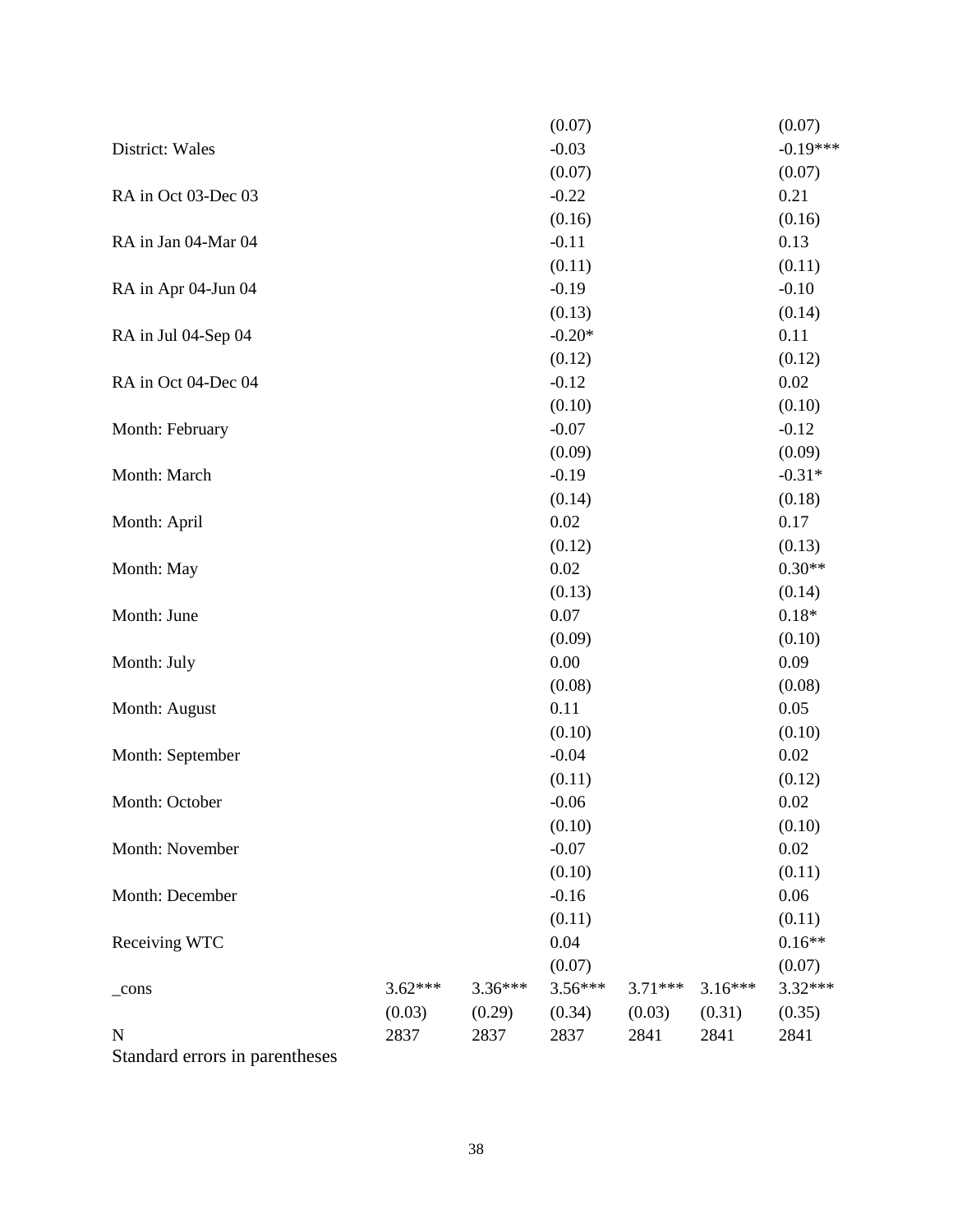| | | | | | | |
|---|---|---|---|---|---|---|
| | | | (0.07) | | | (0.07) |
| District: Wales | | | -0.03 | | | -0.19*** |
| | | | (0.07) | | | (0.07) |
| RA in Oct 03-Dec 03 | | | -0.22 | | | 0.21 |
| | | | (0.16) | | | (0.16) |
| RA in Jan 04-Mar 04 | | | -0.11 | | | 0.13 |
| | | | (0.11) | | | (0.11) |
| RA in Apr 04-Jun 04 | | | -0.19 | | | -0.10 |
| | | | (0.13) | | | (0.14) |
| RA in Jul 04-Sep 04 | | | -0.20* | | | 0.11 |
| | | | (0.12) | | | (0.12) |
| RA in Oct 04-Dec 04 | | | -0.12 | | | 0.02 |
| | | | (0.10) | | | (0.10) |
| Month: February | | | -0.07 | | | -0.12 |
| | | | (0.09) | | | (0.09) |
| Month: March | | | -0.19 | | | -0.31* |
| | | | (0.14) | | | (0.18) |
| Month: April | | | 0.02 | | | 0.17 |
| | | | (0.12) | | | (0.13) |
| Month: May | | | 0.02 | | | 0.30** |
| | | | (0.13) | | | (0.14) |
| Month: June | | | 0.07 | | | 0.18* |
| | | | (0.09) | | | (0.10) |
| Month: July | | | 0.00 | | | 0.09 |
| | | | (0.08) | | | (0.08) |
| Month: August | | | 0.11 | | | 0.05 |
| | | | (0.10) | | | (0.10) |
| Month: September | | | -0.04 | | | 0.02 |
| | | | (0.11) | | | (0.12) |
| Month: October | | | -0.06 | | | 0.02 |
| | | | (0.10) | | | (0.10) |
| Month: November | | | -0.07 | | | 0.02 |
| | | | (0.10) | | | (0.11) |
| Month: December | | | -0.16 | | | 0.06 |
| | | | (0.11) | | | (0.11) |
| Receiving WTC | | | 0.04 | | | 0.16** |
| | | | (0.07) | | | (0.07) |
| _cons | 3.62*** | 3.36*** | 3.56*** | 3.71*** | 3.16*** | 3.32*** |
| | (0.03) | (0.29) | (0.34) | (0.03) | (0.31) | (0.35) |
| N | 2837 | 2837 | 2837 | 2841 | 2841 | 2841 |

Standard errors in parentheses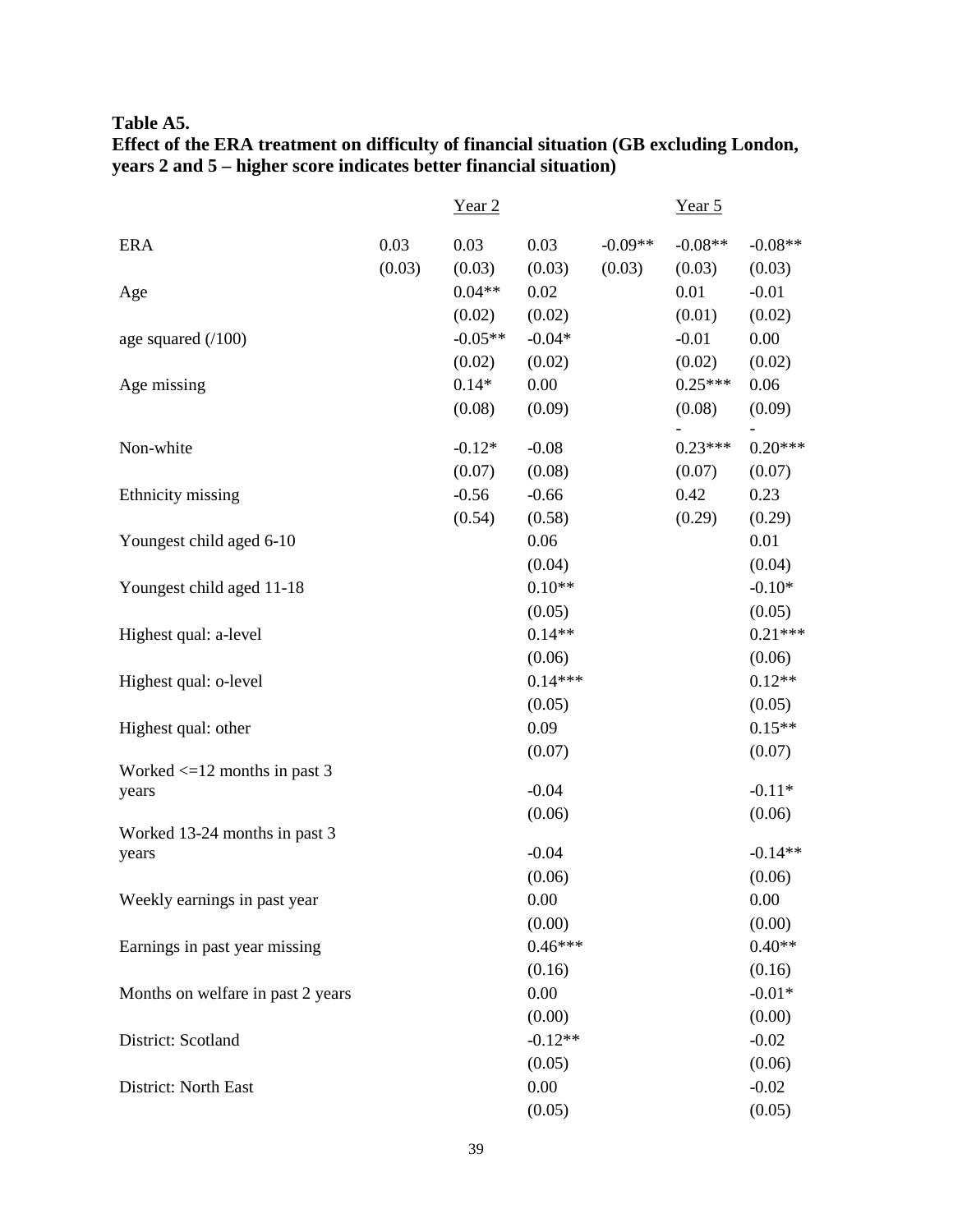**Table A5.**
**Effect of the ERA treatment on difficulty of financial situation (GB excluding London, years 2 and 5 – higher score indicates better financial situation)**

| | Year 2 | | | Year 5 | | |
|---|---|---|---|---|---|---|
| ERA | 0.03 | 0.03 | 0.03 | -0.09** | -0.08** | -0.08** |
| | (0.03) | (0.03) | (0.03) | (0.03) | (0.03) | (0.03) |
| Age | | 0.04** | 0.02 | | 0.01 | -0.01 |
| | | (0.02) | (0.02) | | (0.01) | (0.02) |
| age squared (/100) | | -0.05** | -0.04* | | -0.01 | 0.00 |
| | | (0.02) | (0.02) | | (0.02) | (0.02) |
| Age missing | | 0.14* | 0.00 | | 0.25*** | 0.06 |
| | | (0.08) | (0.09) | | (0.08) | (0.09) |
| Non-white | | -0.12* | -0.08 | | -0.23*** | -0.20*** |
| | | (0.07) | (0.08) | | (0.07) | (0.07) |
| Ethnicity missing | | -0.56 | -0.66 | | 0.42 | 0.23 |
| | | (0.54) | (0.58) | | (0.29) | (0.29) |
| Youngest child aged 6-10 | | | 0.06 | | | 0.01 |
| | | | (0.04) | | | (0.04) |
| Youngest child aged 11-18 | | | 0.10** | | | -0.10* |
| | | | (0.05) | | | (0.05) |
| Highest qual: a-level | | | 0.14** | | | 0.21*** |
| | | | (0.06) | | | (0.06) |
| Highest qual: o-level | | | 0.14*** | | | 0.12** |
| | | | (0.05) | | | (0.05) |
| Highest qual: other | | | 0.09 | | | 0.15** |
| | | | (0.07) | | | (0.07) |
| Worked <=12 months in past 3 years | | | -0.04 | | | -0.11* |
| | | | (0.06) | | | (0.06) |
| Worked 13-24 months in past 3 years | | | -0.04 | | | -0.14** |
| | | | (0.06) | | | (0.06) |
| Weekly earnings in past year | | | 0.00 | | | 0.00 |
| | | | (0.00) | | | (0.00) |
| Earnings in past year missing | | | 0.46*** | | | 0.40** |
| | | | (0.16) | | | (0.16) |
| Months on welfare in past 2 years | | | 0.00 | | | -0.01* |
| | | | (0.00) | | | (0.00) |
| District: Scotland | | | -0.12** | | | -0.02 |
| | | | (0.05) | | | (0.06) |
| District: North East | | | 0.00 | | | -0.02 |
| | | | (0.05) | | | (0.05) |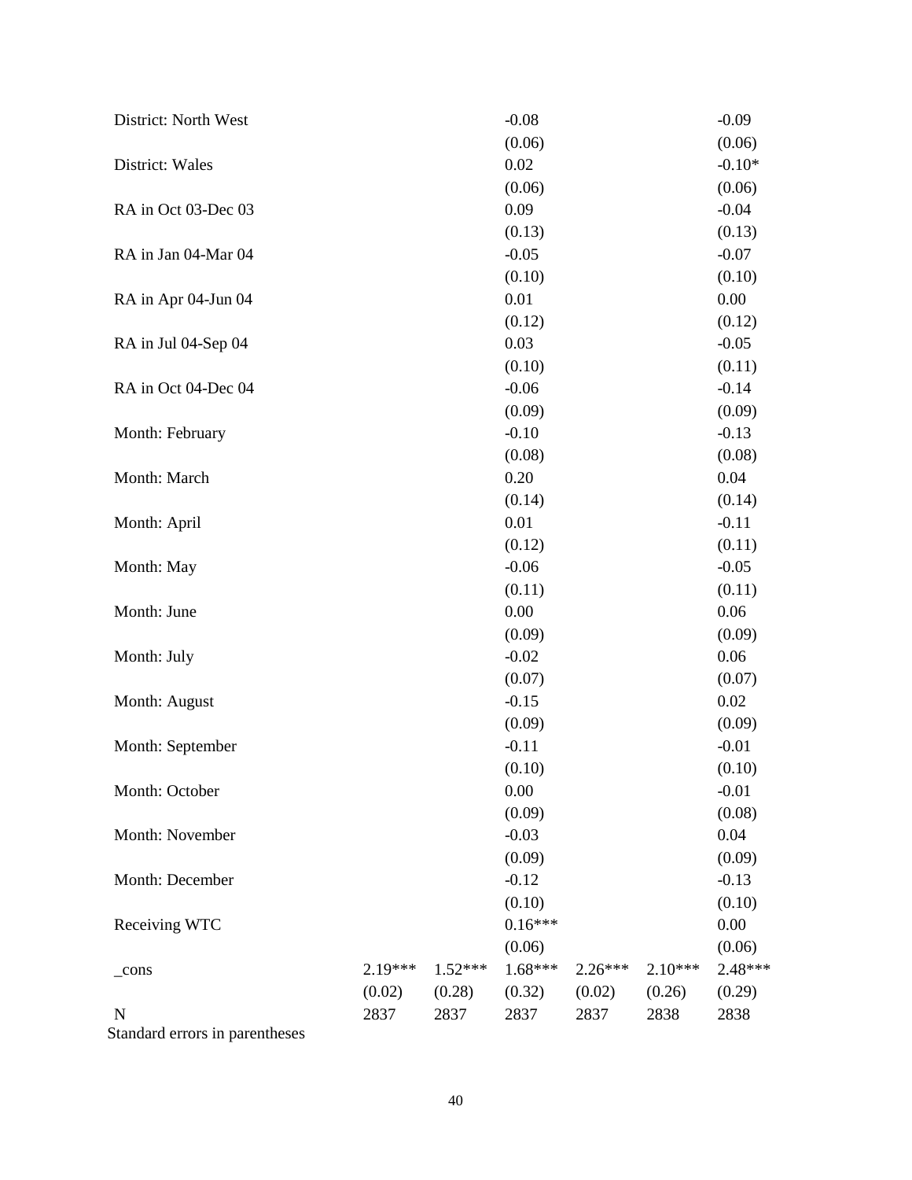| | | | | | | |
|---|---|---|---|---|---|---|
| District: North West | | | -0.08 | | | -0.09 |
| | | | (0.06) | | | (0.06) |
| District: Wales | | | 0.02 | | | -0.10* |
| | | | (0.06) | | | (0.06) |
| RA in Oct 03-Dec 03 | | | 0.09 | | | -0.04 |
| | | | (0.13) | | | (0.13) |
| RA in Jan 04-Mar 04 | | | -0.05 | | | -0.07 |
| | | | (0.10) | | | (0.10) |
| RA in Apr 04-Jun 04 | | | 0.01 | | | 0.00 |
| | | | (0.12) | | | (0.12) |
| RA in Jul 04-Sep 04 | | | 0.03 | | | -0.05 |
| | | | (0.10) | | | (0.11) |
| RA in Oct 04-Dec 04 | | | -0.06 | | | -0.14 |
| | | | (0.09) | | | (0.09) |
| Month: February | | | -0.10 | | | -0.13 |
| | | | (0.08) | | | (0.08) |
| Month: March | | | 0.20 | | | 0.04 |
| | | | (0.14) | | | (0.14) |
| Month: April | | | 0.01 | | | -0.11 |
| | | | (0.12) | | | (0.11) |
| Month: May | | | -0.06 | | | -0.05 |
| | | | (0.11) | | | (0.11) |
| Month: June | | | 0.00 | | | 0.06 |
| | | | (0.09) | | | (0.09) |
| Month: July | | | -0.02 | | | 0.06 |
| | | | (0.07) | | | (0.07) |
| Month: August | | | -0.15 | | | 0.02 |
| | | | (0.09) | | | (0.09) |
| Month: September | | | -0.11 | | | -0.01 |
| | | | (0.10) | | | (0.10) |
| Month: October | | | 0.00 | | | -0.01 |
| | | | (0.09) | | | (0.08) |
| Month: November | | | -0.03 | | | 0.04 |
| | | | (0.09) | | | (0.09) |
| Month: December | | | -0.12 | | | -0.13 |
| | | | (0.10) | | | (0.10) |
| Receiving WTC | | | 0.16*** | | | 0.00 |
| | | | (0.06) | | | (0.06) |
| _cons | 2.19*** | 1.52*** | 1.68*** | 2.26*** | 2.10*** | 2.48*** |
| | (0.02) | (0.28) | (0.32) | (0.02) | (0.26) | (0.29) |
| N | 2837 | 2837 | 2837 | 2837 | 2838 | 2838 |

Standard errors in parentheses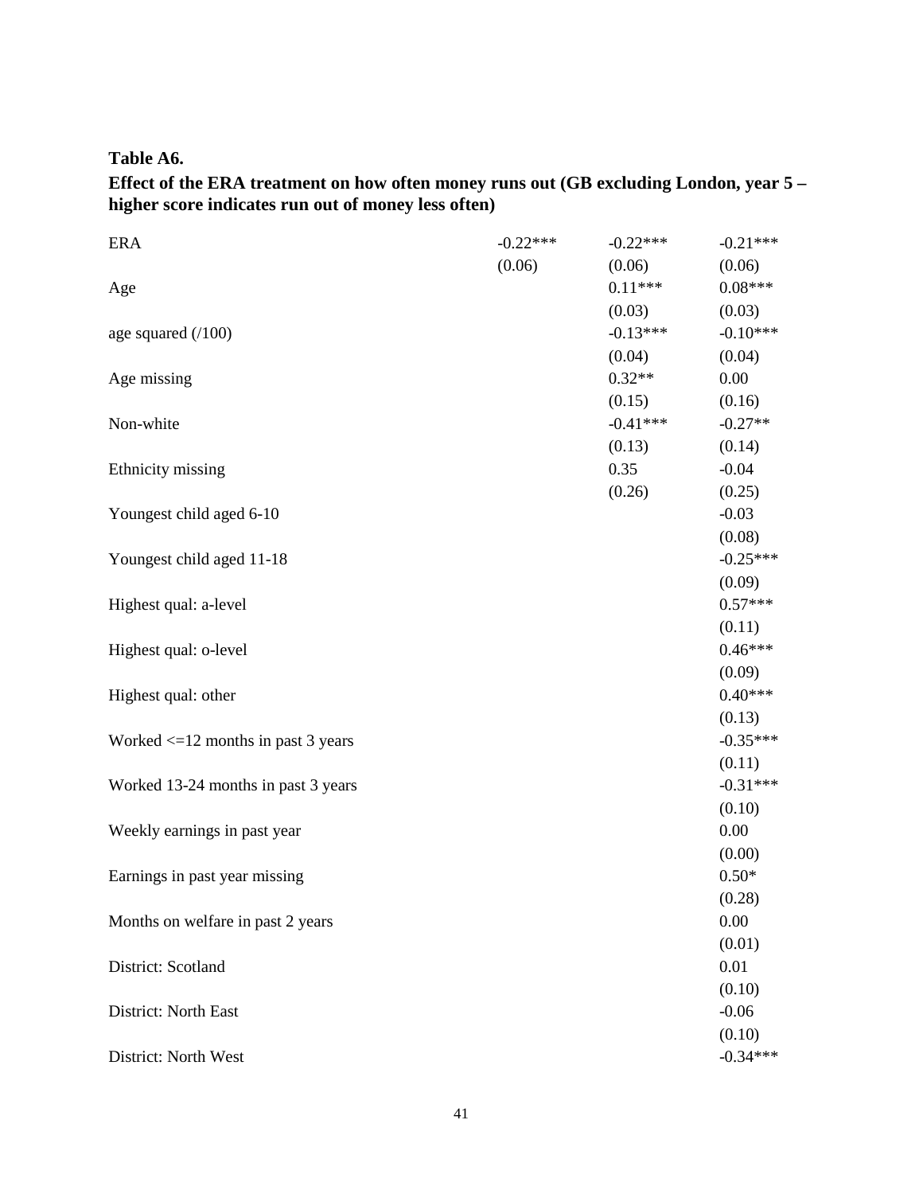**Table A6.**

**Effect of the ERA treatment on how often money runs out (GB excluding London, year 5 – higher score indicates run out of money less often)**

| | | | |
|---|---|---|---|
| ERA | -0.22*** | -0.22*** | -0.21*** |
| | (0.06) | (0.06) | (0.06) |
| Age | | 0.11*** | 0.08*** |
| | | (0.03) | (0.03) |
| age squared (/100) | | -0.13*** | -0.10*** |
| | | (0.04) | (0.04) |
| Age missing | | 0.32** | 0.00 |
| | | (0.15) | (0.16) |
| Non-white | | -0.41*** | -0.27** |
| | | (0.13) | (0.14) |
| Ethnicity missing | | 0.35 | -0.04 |
| | | (0.26) | (0.25) |
| Youngest child aged 6-10 | | | -0.03 |
| | | | (0.08) |
| Youngest child aged 11-18 | | | -0.25*** |
| | | | (0.09) |
| Highest qual: a-level | | | 0.57*** |
| | | | (0.11) |
| Highest qual: o-level | | | 0.46*** |
| | | | (0.09) |
| Highest qual: other | | | 0.40*** |
| | | | (0.13) |
| Worked <=12 months in past 3 years | | | -0.35*** |
| | | | (0.11) |
| Worked 13-24 months in past 3 years | | | -0.31*** |
| | | | (0.10) |
| Weekly earnings in past year | | | 0.00 |
| | | | (0.00) |
| Earnings in past year missing | | | 0.50* |
| | | | (0.28) |
| Months on welfare in past 2 years | | | 0.00 |
| | | | (0.01) |
| District: Scotland | | | 0.01 |
| | | | (0.10) |
| District: North East | | | -0.06 |
| | | | (0.10) |
| District: North West | | | -0.34*** |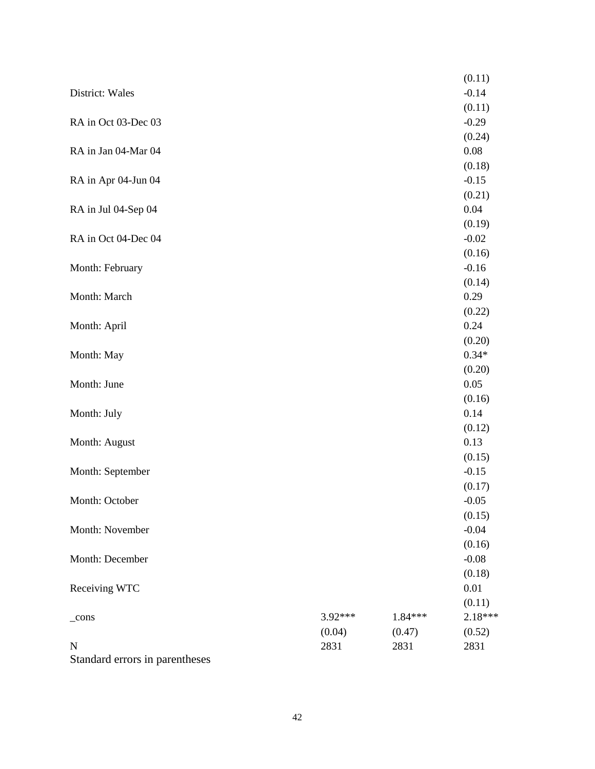| | | | |
|---|---|---|---|
| | | | (0.11) |
| District: Wales | | | -0.14 |
| | | | (0.11) |
| RA in Oct 03-Dec 03 | | | -0.29 |
| | | | (0.24) |
| RA in Jan 04-Mar 04 | | | 0.08 |
| | | | (0.18) |
| RA in Apr 04-Jun 04 | | | -0.15 |
| | | | (0.21) |
| RA in Jul 04-Sep 04 | | | 0.04 |
| | | | (0.19) |
| RA in Oct 04-Dec 04 | | | -0.02 |
| | | | (0.16) |
| Month: February | | | -0.16 |
| | | | (0.14) |
| Month: March | | | 0.29 |
| | | | (0.22) |
| Month: April | | | 0.24 |
| | | | (0.20) |
| Month: May | | | 0.34* |
| | | | (0.20) |
| Month: June | | | 0.05 |
| | | | (0.16) |
| Month: July | | | 0.14 |
| | | | (0.12) |
| Month: August | | | 0.13 |
| | | | (0.15) |
| Month: September | | | -0.15 |
| | | | (0.17) |
| Month: October | | | -0.05 |
| | | | (0.15) |
| Month: November | | | -0.04 |
| | | | (0.16) |
| Month: December | | | -0.08 |
| | | | (0.18) |
| Receiving WTC | | | 0.01 |
| | | | (0.11) |
| _cons | 3.92*** | 1.84*** | 2.18*** |
| | (0.04) | (0.47) | (0.52) |
| N | 2831 | 2831 | 2831 |

Standard errors in parentheses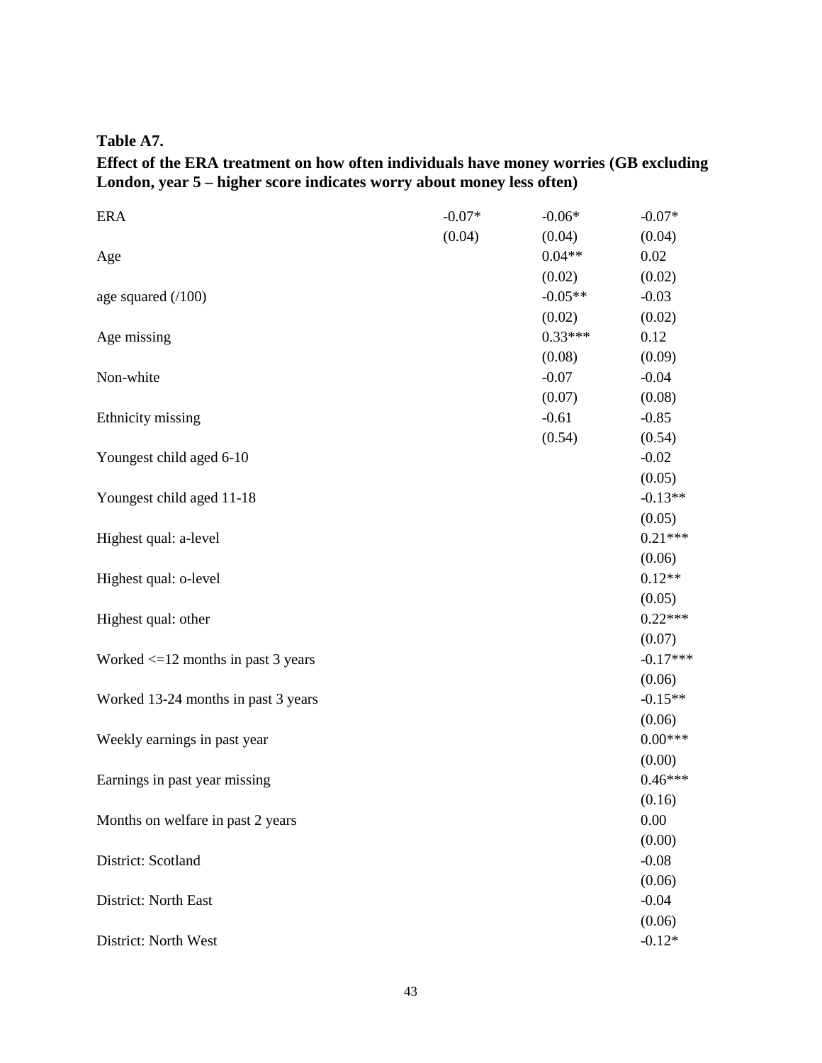**Table A7.**

**Effect of the ERA treatment on how often individuals have money worries (GB excluding London, year 5 – higher score indicates worry about money less often)**

| | (1) | (2) | (3) |
|---|---|---|---|
| ERA | -0.07* | -0.06* | -0.07* |
| | (0.04) | (0.04) | (0.04) |
| Age | | 0.04** | 0.02 |
| | | (0.02) | (0.02) |
| age squared (/100) | | -0.05** | -0.03 |
| | | (0.02) | (0.02) |
| Age missing | | 0.33*** | 0.12 |
| | | (0.08) | (0.09) |
| Non-white | | -0.07 | -0.04 |
| | | (0.07) | (0.08) |
| Ethnicity missing | | -0.61 | -0.85 |
| | | (0.54) | (0.54) |
| Youngest child aged 6-10 | | | -0.02 |
| | | | (0.05) |
| Youngest child aged 11-18 | | | -0.13** |
| | | | (0.05) |
| Highest qual: a-level | | | 0.21*** |
| | | | (0.06) |
| Highest qual: o-level | | | 0.12** |
| | | | (0.05) |
| Highest qual: other | | | 0.22*** |
| | | | (0.07) |
| Worked <=12 months in past 3 years | | | -0.17*** |
| | | | (0.06) |
| Worked 13-24 months in past 3 years | | | -0.15** |
| | | | (0.06) |
| Weekly earnings in past year | | | 0.00*** |
| | | | (0.00) |
| Earnings in past year missing | | | 0.46*** |
| | | | (0.16) |
| Months on welfare in past 2 years | | | 0.00 |
| | | | (0.00) |
| District: Scotland | | | -0.08 |
| | | | (0.06) |
| District: North East | | | -0.04 |
| | | | (0.06) |
| District: North West | | | -0.12* |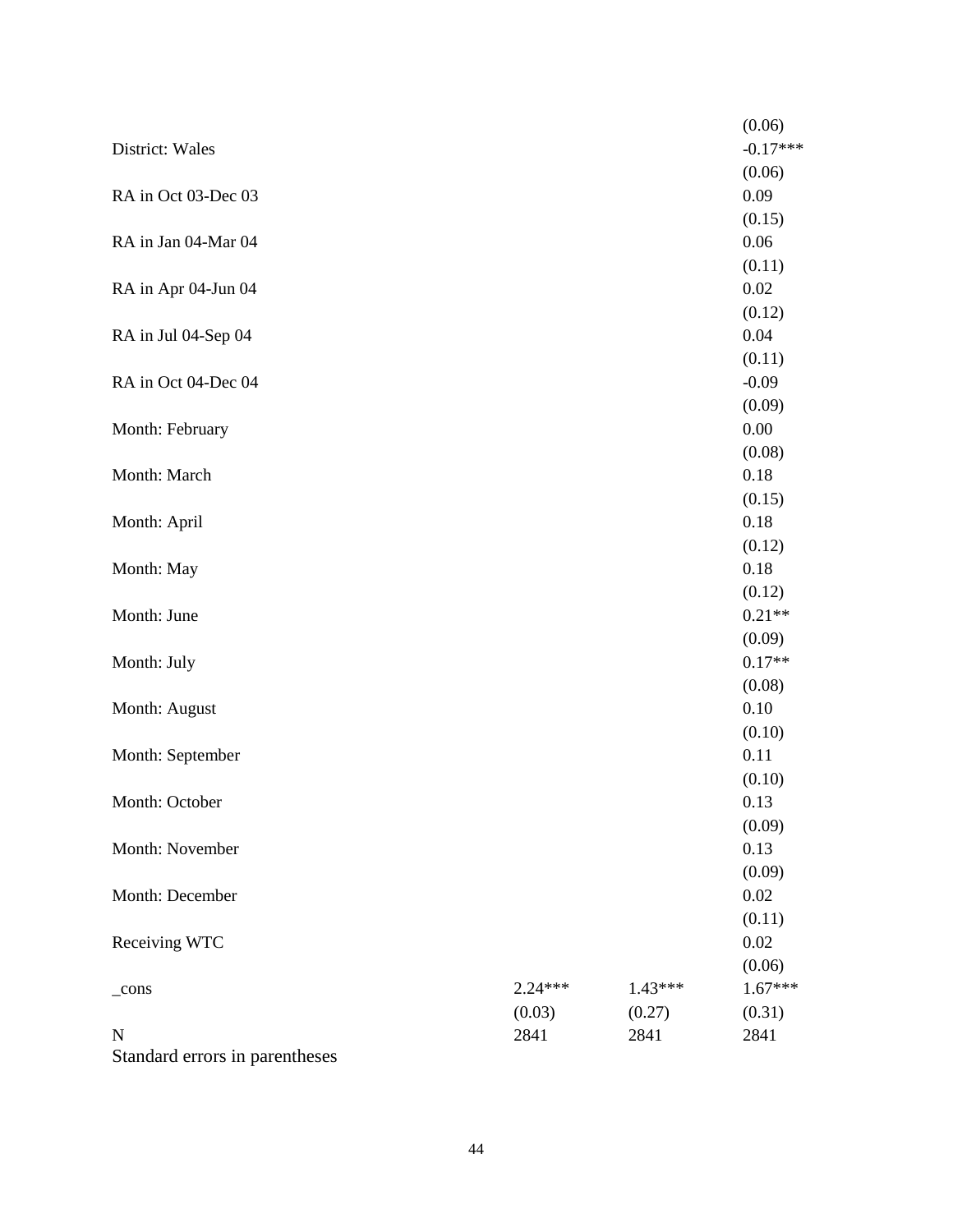| | | | |
|---|---|---|---|
| | | | (0.06) |
| District: Wales | | | -0.17*** |
| | | | (0.06) |
| RA in Oct 03-Dec 03 | | | 0.09 |
| | | | (0.15) |
| RA in Jan 04-Mar 04 | | | 0.06 |
| | | | (0.11) |
| RA in Apr 04-Jun 04 | | | 0.02 |
| | | | (0.12) |
| RA in Jul 04-Sep 04 | | | 0.04 |
| | | | (0.11) |
| RA in Oct 04-Dec 04 | | | -0.09 |
| | | | (0.09) |
| Month: February | | | 0.00 |
| | | | (0.08) |
| Month: March | | | 0.18 |
| | | | (0.15) |
| Month: April | | | 0.18 |
| | | | (0.12) |
| Month: May | | | 0.18 |
| | | | (0.12) |
| Month: June | | | 0.21** |
| | | | (0.09) |
| Month: July | | | 0.17** |
| | | | (0.08) |
| Month: August | | | 0.10 |
| | | | (0.10) |
| Month: September | | | 0.11 |
| | | | (0.10) |
| Month: October | | | 0.13 |
| | | | (0.09) |
| Month: November | | | 0.13 |
| | | | (0.09) |
| Month: December | | | 0.02 |
| | | | (0.11) |
| Receiving WTC | | | 0.02 |
| | | | (0.06) |
| _cons | 2.24*** | 1.43*** | 1.67*** |
| | (0.03) | (0.27) | (0.31) |
| N | 2841 | 2841 | 2841 |

Standard errors in parentheses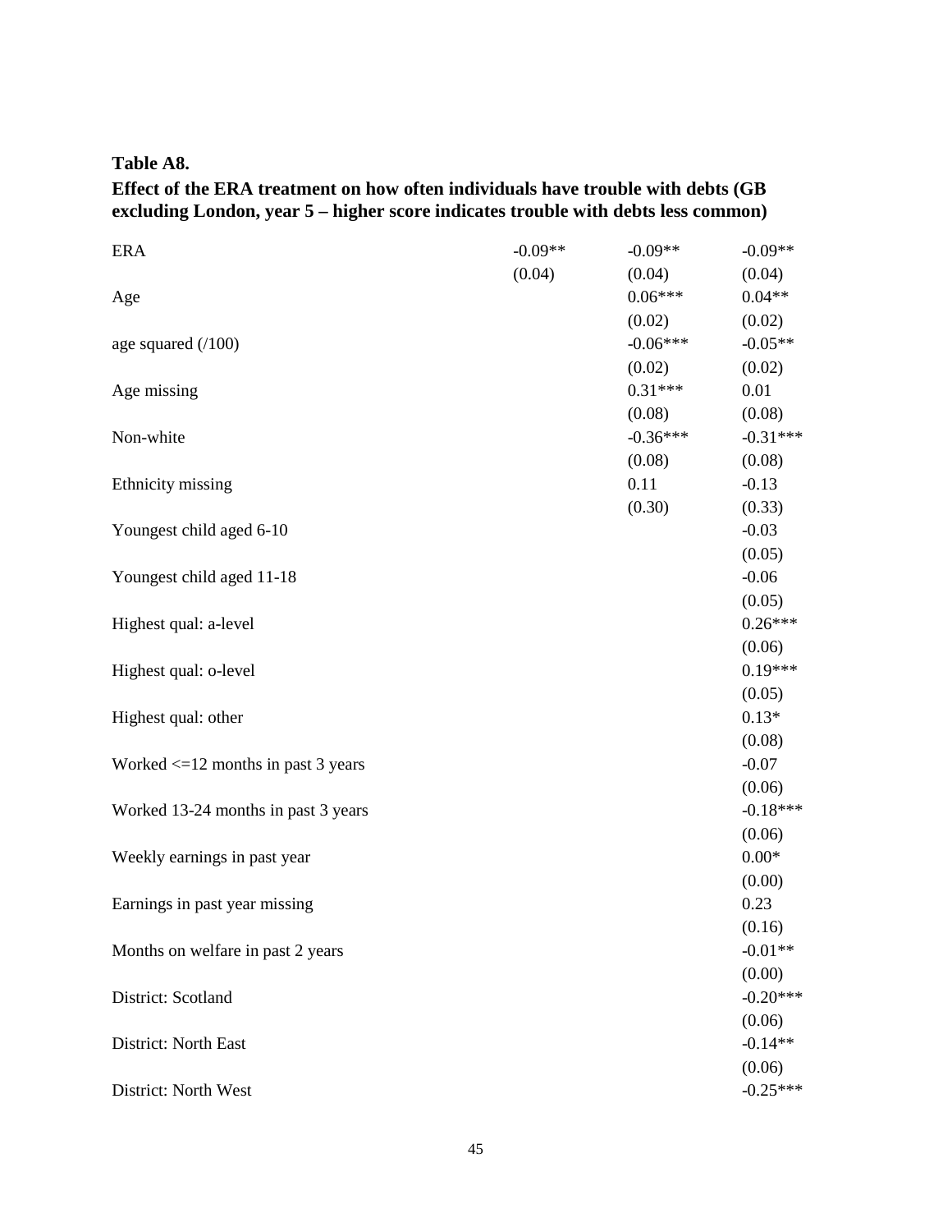**Table A8.**

**Effect of the ERA treatment on how often individuals have trouble with debts (GB excluding London, year 5 – higher score indicates trouble with debts less common)**

| | | | |
|---|---|---|---|
| ERA | -0.09** | -0.09** | -0.09** |
| | (0.04) | (0.04) | (0.04) |
| Age | | 0.06*** | 0.04** |
| | | (0.02) | (0.02) |
| age squared (/100) | | -0.06*** | -0.05** |
| | | (0.02) | (0.02) |
| Age missing | | 0.31*** | 0.01 |
| | | (0.08) | (0.08) |
| Non-white | | -0.36*** | -0.31*** |
| | | (0.08) | (0.08) |
| Ethnicity missing | | 0.11 | -0.13 |
| | | (0.30) | (0.33) |
| Youngest child aged 6-10 | | | -0.03 |
| | | | (0.05) |
| Youngest child aged 11-18 | | | -0.06 |
| | | | (0.05) |
| Highest qual: a-level | | | 0.26*** |
| | | | (0.06) |
| Highest qual: o-level | | | 0.19*** |
| | | | (0.05) |
| Highest qual: other | | | 0.13* |
| | | | (0.08) |
| Worked <=12 months in past 3 years | | | -0.07 |
| | | | (0.06) |
| Worked 13-24 months in past 3 years | | | -0.18*** |
| | | | (0.06) |
| Weekly earnings in past year | | | 0.00* |
| | | | (0.00) |
| Earnings in past year missing | | | 0.23 |
| | | | (0.16) |
| Months on welfare in past 2 years | | | -0.01** |
| | | | (0.00) |
| District: Scotland | | | -0.20*** |
| | | | (0.06) |
| District: North East | | | -0.14** |
| | | | (0.06) |
| District: North West | | | -0.25*** |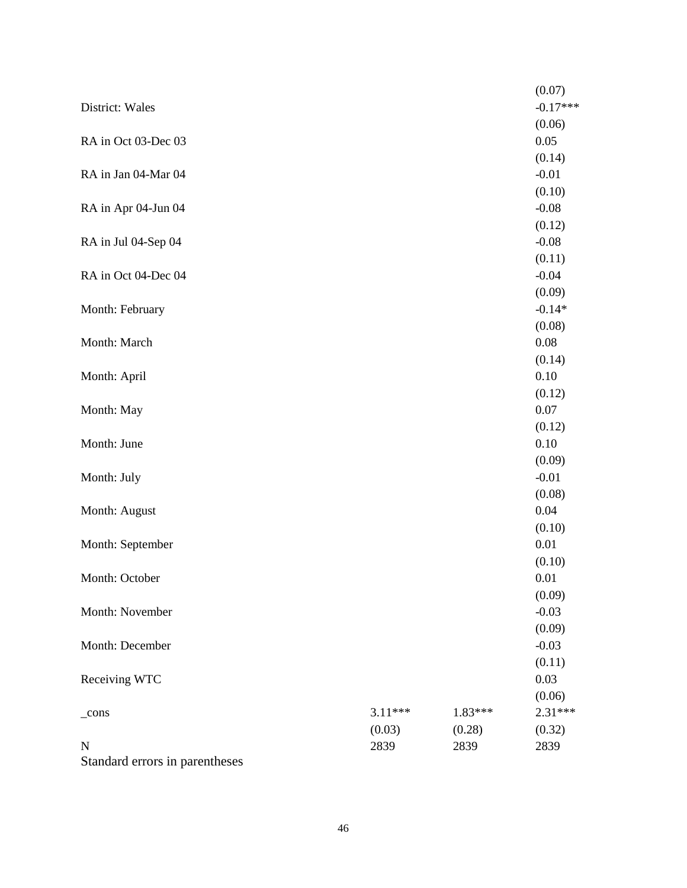| | | | |
|---|---|---|---|
| | | | (0.07) |
| District: Wales | | | -0.17*** |
| | | | (0.06) |
| RA in Oct 03-Dec 03 | | | 0.05 |
| | | | (0.14) |
| RA in Jan 04-Mar 04 | | | -0.01 |
| | | | (0.10) |
| RA in Apr 04-Jun 04 | | | -0.08 |
| | | | (0.12) |
| RA in Jul 04-Sep 04 | | | -0.08 |
| | | | (0.11) |
| RA in Oct 04-Dec 04 | | | -0.04 |
| | | | (0.09) |
| Month: February | | | -0.14* |
| | | | (0.08) |
| Month: March | | | 0.08 |
| | | | (0.14) |
| Month: April | | | 0.10 |
| | | | (0.12) |
| Month: May | | | 0.07 |
| | | | (0.12) |
| Month: June | | | 0.10 |
| | | | (0.09) |
| Month: July | | | -0.01 |
| | | | (0.08) |
| Month: August | | | 0.04 |
| | | | (0.10) |
| Month: September | | | 0.01 |
| | | | (0.10) |
| Month: October | | | 0.01 |
| | | | (0.09) |
| Month: November | | | -0.03 |
| | | | (0.09) |
| Month: December | | | -0.03 |
| | | | (0.11) |
| Receiving WTC | | | 0.03 |
| | | | (0.06) |
| _cons | 3.11*** | 1.83*** | 2.31*** |
| | (0.03) | (0.28) | (0.32) |
| N | 2839 | 2839 | 2839 |

Standard errors in parentheses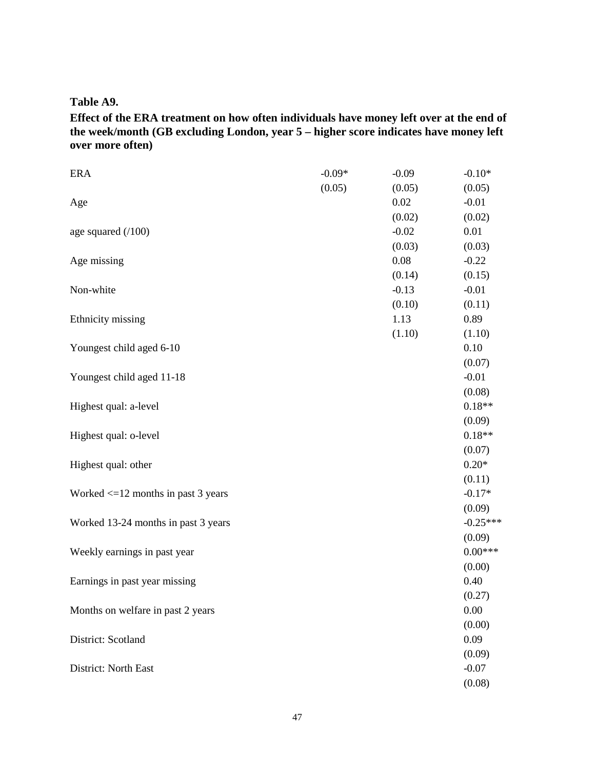**Table A9.**

**Effect of the ERA treatment on how often individuals have money left over at the end of the week/month (GB excluding London, year 5 – higher score indicates have money left over more often)**

| | | | |
|---|---|---|---|
| ERA | -0.09* | -0.09 | -0.10* |
| | (0.05) | (0.05) | (0.05) |
| Age | | 0.02 | -0.01 |
| | | (0.02) | (0.02) |
| age squared (/100) | | -0.02 | 0.01 |
| | | (0.03) | (0.03) |
| Age missing | | 0.08 | -0.22 |
| | | (0.14) | (0.15) |
| Non-white | | -0.13 | -0.01 |
| | | (0.10) | (0.11) |
| Ethnicity missing | | 1.13 | 0.89 |
| | | (1.10) | (1.10) |
| Youngest child aged 6-10 | | | 0.10 |
| | | | (0.07) |
| Youngest child aged 11-18 | | | -0.01 |
| | | | (0.08) |
| Highest qual: a-level | | | 0.18** |
| | | | (0.09) |
| Highest qual: o-level | | | 0.18** |
| | | | (0.07) |
| Highest qual: other | | | 0.20* |
| | | | (0.11) |
| Worked <=12 months in past 3 years | | | -0.17* |
| | | | (0.09) |
| Worked 13-24 months in past 3 years | | | -0.25*** |
| | | | (0.09) |
| Weekly earnings in past year | | | 0.00*** |
| | | | (0.00) |
| Earnings in past year missing | | | 0.40 |
| | | | (0.27) |
| Months on welfare in past 2 years | | | 0.00 |
| | | | (0.00) |
| District: Scotland | | | 0.09 |
| | | | (0.09) |
| District: North East | | | -0.07 |
| | | | (0.08) |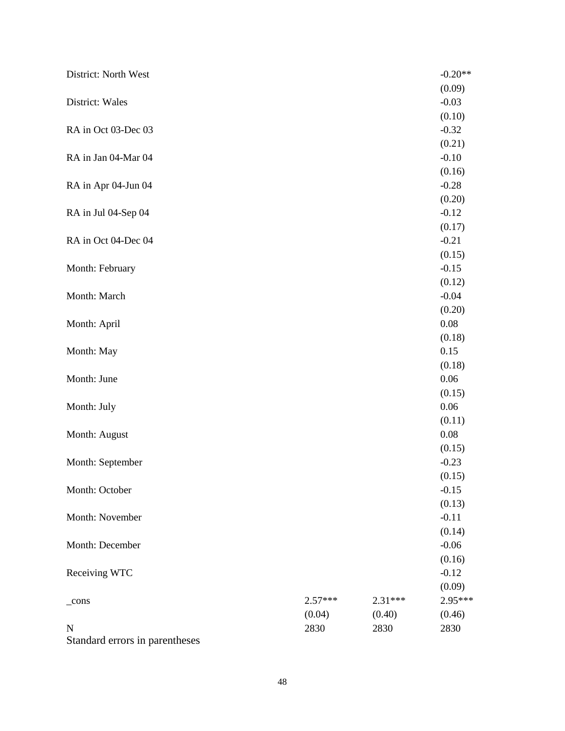| | | | |
|---|---|---|---|
| District: North West | | | -0.20** |
| | | | (0.09) |
| District: Wales | | | -0.03 |
| | | | (0.10) |
| RA in Oct 03-Dec 03 | | | -0.32 |
| | | | (0.21) |
| RA in Jan 04-Mar 04 | | | -0.10 |
| | | | (0.16) |
| RA in Apr 04-Jun 04 | | | -0.28 |
| | | | (0.20) |
| RA in Jul 04-Sep 04 | | | -0.12 |
| | | | (0.17) |
| RA in Oct 04-Dec 04 | | | -0.21 |
| | | | (0.15) |
| Month: February | | | -0.15 |
| | | | (0.12) |
| Month: March | | | -0.04 |
| | | | (0.20) |
| Month: April | | | 0.08 |
| | | | (0.18) |
| Month: May | | | 0.15 |
| | | | (0.18) |
| Month: June | | | 0.06 |
| | | | (0.15) |
| Month: July | | | 0.06 |
| | | | (0.11) |
| Month: August | | | 0.08 |
| | | | (0.15) |
| Month: September | | | -0.23 |
| | | | (0.15) |
| Month: October | | | -0.15 |
| | | | (0.13) |
| Month: November | | | -0.11 |
| | | | (0.14) |
| Month: December | | | -0.06 |
| | | | (0.16) |
| Receiving WTC | | | -0.12 |
| | | | (0.09) |
| _cons | 2.57*** | 2.31*** | 2.95*** |
| | (0.04) | (0.40) | (0.46) |
| N | 2830 | 2830 | 2830 |

Standard errors in parentheses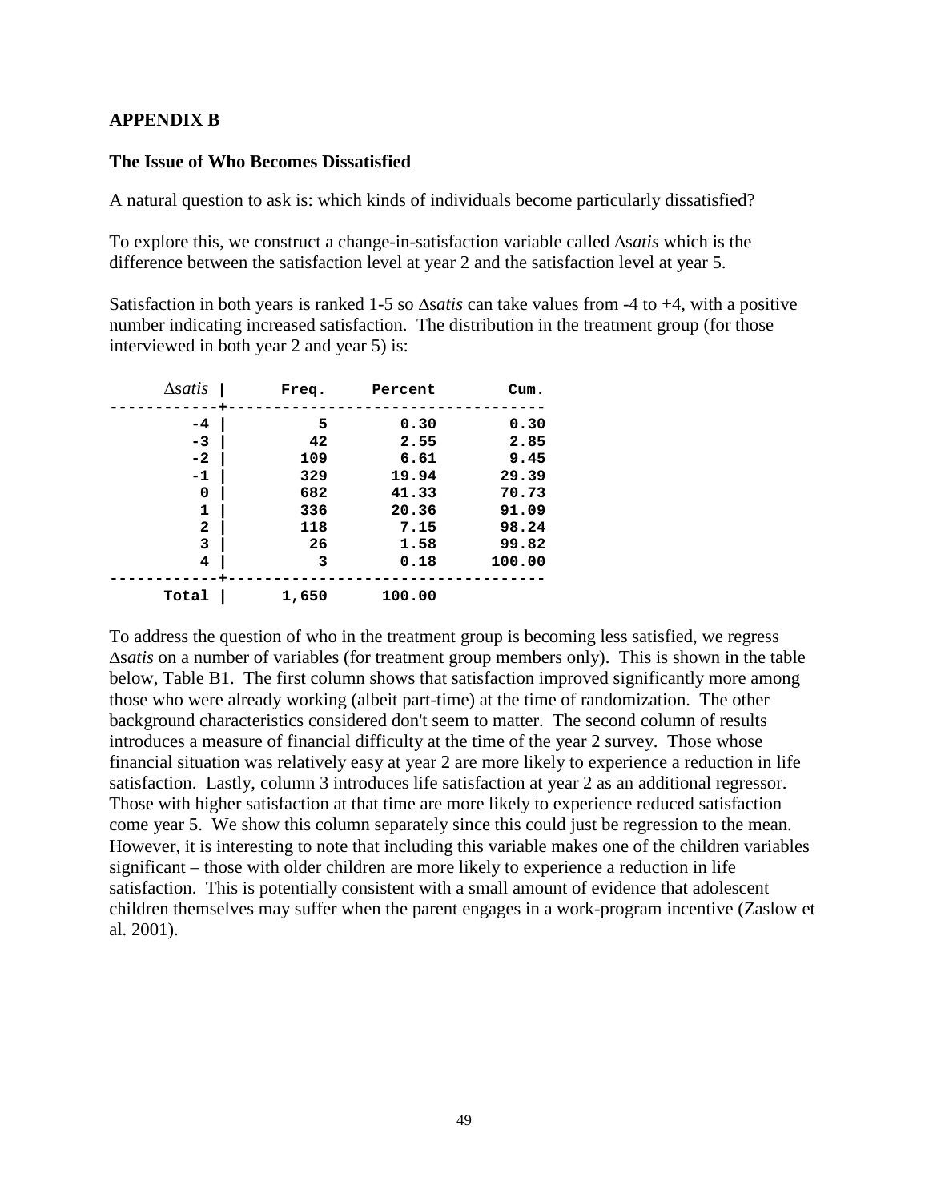## APPENDIX B

### The Issue of Who Becomes Dissatisfied

A natural question to ask is: which kinds of individuals become particularly dissatisfied?

To explore this, we construct a change-in-satisfaction variable called $\Delta$*satis* which is the difference between the satisfaction level at year 2 and the satisfaction level at year 5.

Satisfaction in both years is ranked 1-5 so $\Delta$*satis* can take values from -4 to +4, with a positive number indicating increased satisfaction. The distribution in the treatment group (for those interviewed in both year 2 and year 5) is:

| $\Delta$*satis* | Freq. | Percent | Cum. |
|---|---|---|---|
| -4 | 5 | 0.30 | 0.30 |
| -3 | 42 | 2.55 | 2.85 |
| -2 | 109 | 6.61 | 9.45 |
| -1 | 329 | 19.94 | 29.39 |
| 0 | 682 | 41.33 | 70.73 |
| 1 | 336 | 20.36 | 91.09 |
| 2 | 118 | 7.15 | 98.24 |
| 3 | 26 | 1.58 | 99.82 |
| 4 | 3 | 0.18 | 100.00 |
| Total | 1,650 | 100.00 | |

To address the question of who in the treatment group is becoming less satisfied, we regress $\Delta$*satis* on a number of variables (for treatment group members only). This is shown in the table below, Table B1. The first column shows that satisfaction improved significantly more among those who were already working (albeit part-time) at the time of randomization. The other background characteristics considered don't seem to matter. The second column of results introduces a measure of financial difficulty at the time of the year 2 survey. Those whose financial situation was relatively easy at year 2 are more likely to experience a reduction in life satisfaction. Lastly, column 3 introduces life satisfaction at year 2 as an additional regressor. Those with higher satisfaction at that time are more likely to experience reduced satisfaction come year 5. We show this column separately since this could just be regression to the mean. However, it is interesting to note that including this variable makes one of the children variables significant – those with older children are more likely to experience a reduction in life satisfaction. This is potentially consistent with a small amount of evidence that adolescent children themselves may suffer when the parent engages in a work-program incentive (Zaslow et al. 2001).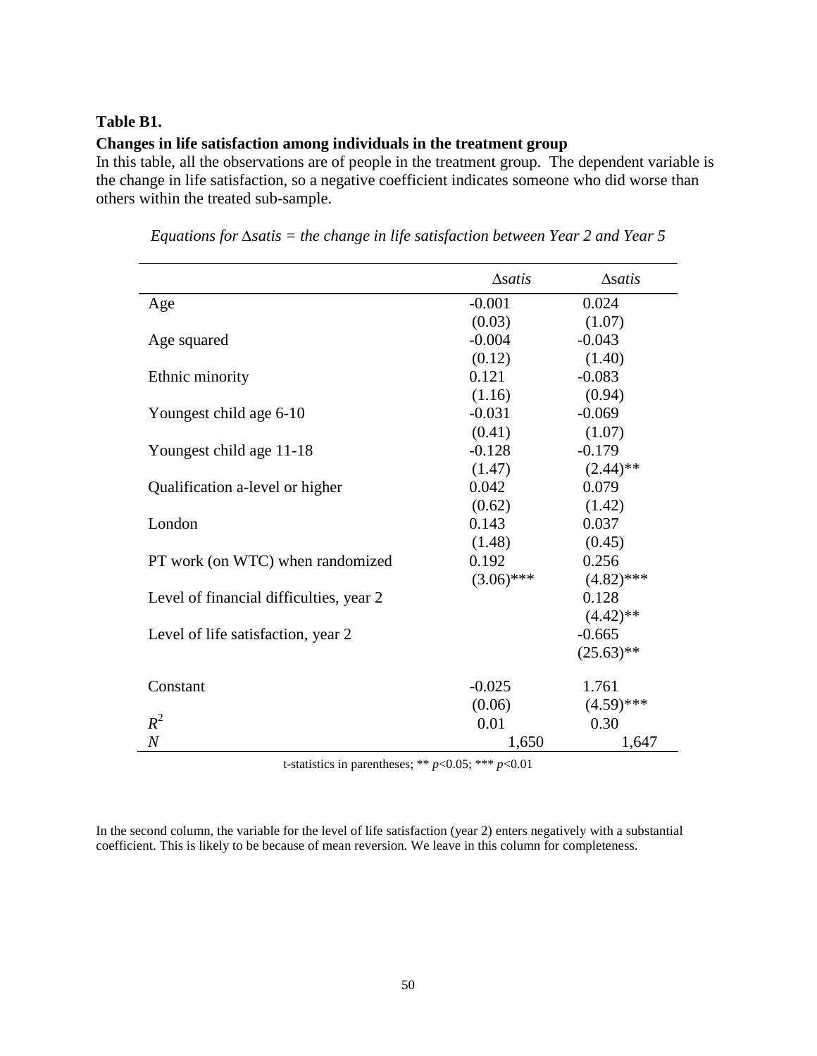**Table B1.**

**Changes in life satisfaction among individuals in the treatment group**

In this table, all the observations are of people in the treatment group. The dependent variable is the change in life satisfaction, so a negative coefficient indicates someone who did worse than others within the treated sub-sample.

*Equations for* $\Delta satis$ *= the change in life satisfaction between Year 2 and Year 5*

| | $\Delta satis$ | $\Delta satis$ |
|---|---|---|
| Age | -0.001 | 0.024 |
| | (0.03) | (1.07) |
| Age squared | -0.004 | -0.043 |
| | (0.12) | (1.40) |
| Ethnic minority | 0.121 | -0.083 |
| | (1.16) | (0.94) |
| Youngest child age 6-10 | -0.031 | -0.069 |
| | (0.41) | (1.07) |
| Youngest child age 11-18 | -0.128 | -0.179 |
| | (1.47) | (2.44)** |
| Qualification a-level or higher | 0.042 | 0.079 |
| | (0.62) | (1.42) |
| London | 0.143 | 0.037 |
| | (1.48) | (0.45) |
| PT work (on WTC) when randomized | 0.192 | 0.256 |
| | (3.06)*** | (4.82)*** |
| Level of financial difficulties, year 2 | | 0.128 |
| | | (4.42)** |
| Level of life satisfaction, year 2 | | -0.665 |
| | | (25.63)** |
| Constant | -0.025 | 1.761 |
| | (0.06) | (4.59)*** |
| $R^2$ | 0.01 | 0.30 |
| $N$ | 1,650 | 1,647 |

t-statistics in parentheses; ** $p<0.05$; *** $p<0.01$

In the second column, the variable for the level of life satisfaction (year 2) enters negatively with a substantial coefficient. This is likely to be because of mean reversion. We leave in this column for completeness.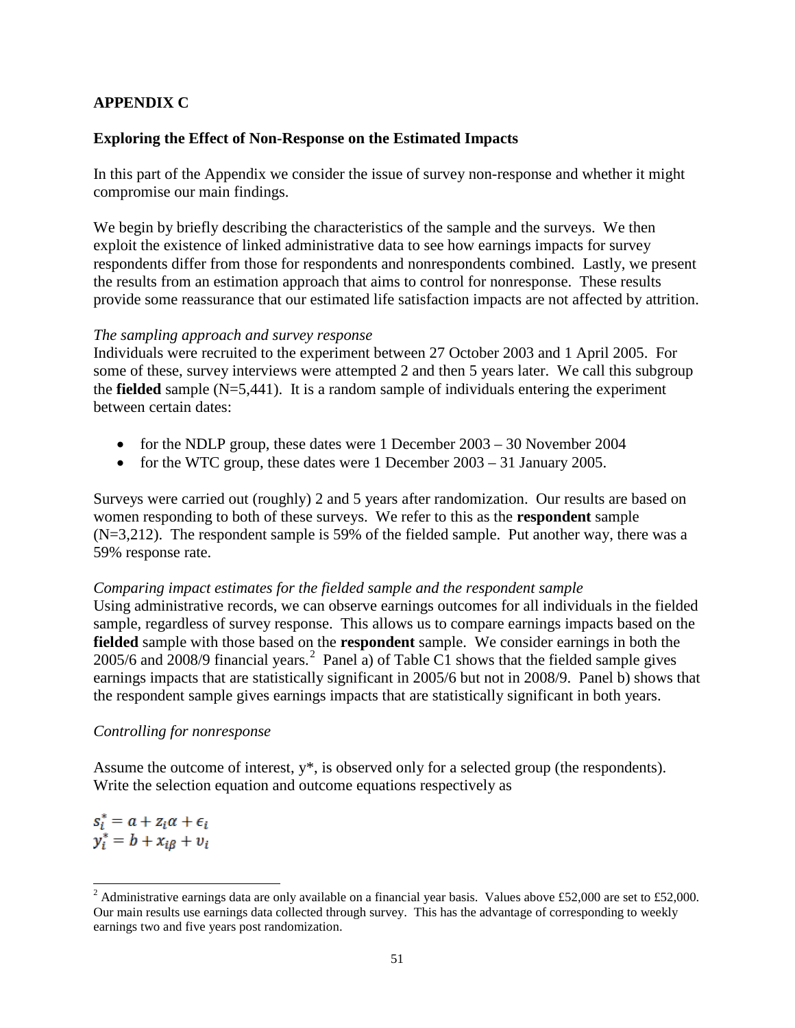## APPENDIX C

### Exploring the Effect of Non-Response on the Estimated Impacts

In this part of the Appendix we consider the issue of survey non-response and whether it might compromise our main findings.

We begin by briefly describing the characteristics of the sample and the surveys. We then exploit the existence of linked administrative data to see how earnings impacts for survey respondents differ from those for respondents and nonrespondents combined. Lastly, we present the results from an estimation approach that aims to control for nonresponse. These results provide some reassurance that our estimated life satisfaction impacts are not affected by attrition.

*The sampling approach and survey response*

Individuals were recruited to the experiment between 27 October 2003 and 1 April 2005. For some of these, survey interviews were attempted 2 and then 5 years later. We call this subgroup the **fielded** sample (N=5,441). It is a random sample of individuals entering the experiment between certain dates:

- for the NDLP group, these dates were 1 December 2003 – 30 November 2004
- for the WTC group, these dates were 1 December 2003 – 31 January 2005.

Surveys were carried out (roughly) 2 and 5 years after randomization. Our results are based on women responding to both of these surveys. We refer to this as the **respondent** sample (N=3,212). The respondent sample is 59% of the fielded sample. Put another way, there was a 59% response rate.

*Comparing impact estimates for the fielded sample and the respondent sample*

Using administrative records, we can observe earnings outcomes for all individuals in the fielded sample, regardless of survey response. This allows us to compare earnings impacts based on the **fielded** sample with those based on the **respondent** sample. We consider earnings in both the 2005/6 and 2008/9 financial years.[2] Panel a) of Table C1 shows that the fielded sample gives earnings impacts that are statistically significant in 2005/6 but not in 2008/9. Panel b) shows that the respondent sample gives earnings impacts that are statistically significant in both years.

*Controlling for nonresponse*

Assume the outcome of interest, $y^*$, is observed only for a selected group (the respondents). Write the selection equation and outcome equations respectively as

$$s_i^* = a + z_i\alpha + \epsilon_i$$
$$y_i^* = b + x_{i\beta} + v_i$$

---

[2] Administrative earnings data are only available on a financial year basis. Values above £52,000 are set to £52,000. Our main results use earnings data collected through survey. This has the advantage of corresponding to weekly earnings two and five years post randomization.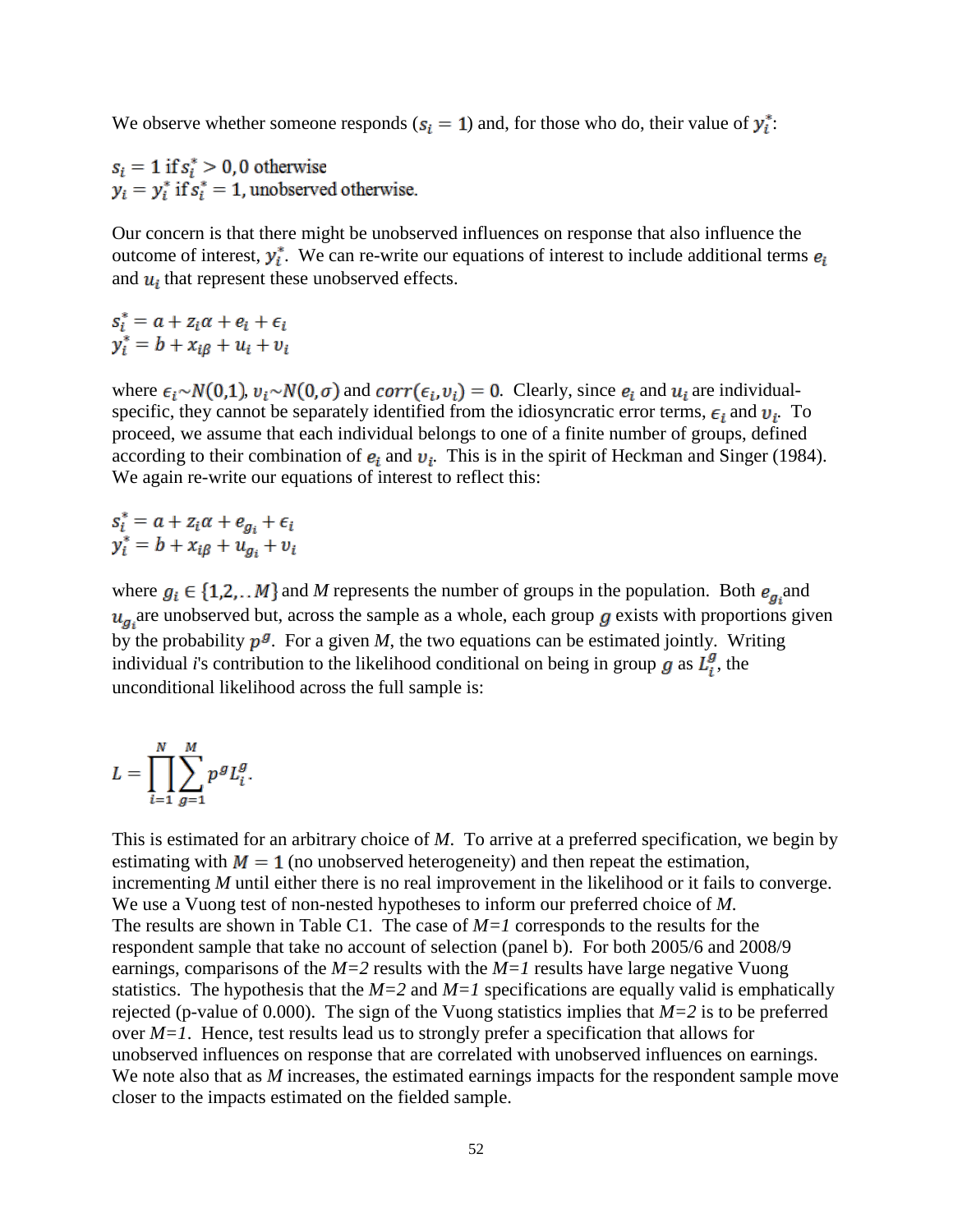We observe whether someone responds ($s_i = 1$) and, for those who do, their value of $y_i^*$:

$$s_i = 1 \text{ if } s_i^* > 0, 0 \text{ otherwise}$$
$$y_i = y_i^* \text{ if } s_i^* = 1, \text{unobserved otherwise.}$$

Our concern is that there might be unobserved influences on response that also influence the outcome of interest, $y_i^*$. We can re-write our equations of interest to include additional terms $e_i$ and $u_i$ that represent these unobserved effects.

$$s_i^* = a + z_i\alpha + e_i + \epsilon_i$$
$$y_i^* = b + x_{i\beta} + u_i + v_i$$

where $\epsilon_i \sim N(0,1)$, $v_i \sim N(0,\sigma)$ and $corr(\epsilon_i, v_i) = 0$. Clearly, since $e_i$ and $u_i$ are individual-specific, they cannot be separately identified from the idiosyncratic error terms, $\epsilon_i$ and $v_i$. To proceed, we assume that each individual belongs to one of a finite number of groups, defined according to their combination of $e_i$ and $v_i$. This is in the spirit of Heckman and Singer (1984). We again re-write our equations of interest to reflect this:

$$s_i^* = a + z_i\alpha + e_{g_i} + \epsilon_i$$
$$y_i^* = b + x_{i\beta} + u_{g_i} + v_i$$

where $g_i \in \{1,2,..M\}$ and *M* represents the number of groups in the population. Both $e_{g_i}$ and $u_{g_i}$ are unobserved but, across the sample as a whole, each group $g$ exists with proportions given by the probability $p^g$. For a given *M*, the two equations can be estimated jointly. Writing individual *i*'s contribution to the likelihood conditional on being in group $g$ as $L_i^g$, the unconditional likelihood across the full sample is:

$$L = \prod_{i=1}^{N} \sum_{g=1}^{M} p^g L_i^g.$$

This is estimated for an arbitrary choice of *M*. To arrive at a preferred specification, we begin by estimating with $M = 1$ (no unobserved heterogeneity) and then repeat the estimation, incrementing *M* until either there is no real improvement in the likelihood or it fails to converge. We use a Vuong test of non-nested hypotheses to inform our preferred choice of *M*. The results are shown in Table C1. The case of *M=1* corresponds to the results for the respondent sample that take no account of selection (panel b). For both 2005/6 and 2008/9 earnings, comparisons of the *M=2* results with the *M=1* results have large negative Vuong statistics. The hypothesis that the *M=2* and *M=1* specifications are equally valid is emphatically rejected (p-value of 0.000). The sign of the Vuong statistics implies that *M=2* is to be preferred over *M=1*. Hence, test results lead us to strongly prefer a specification that allows for unobserved influences on response that are correlated with unobserved influences on earnings. We note also that as *M* increases, the estimated earnings impacts for the respondent sample move closer to the impacts estimated on the fielded sample.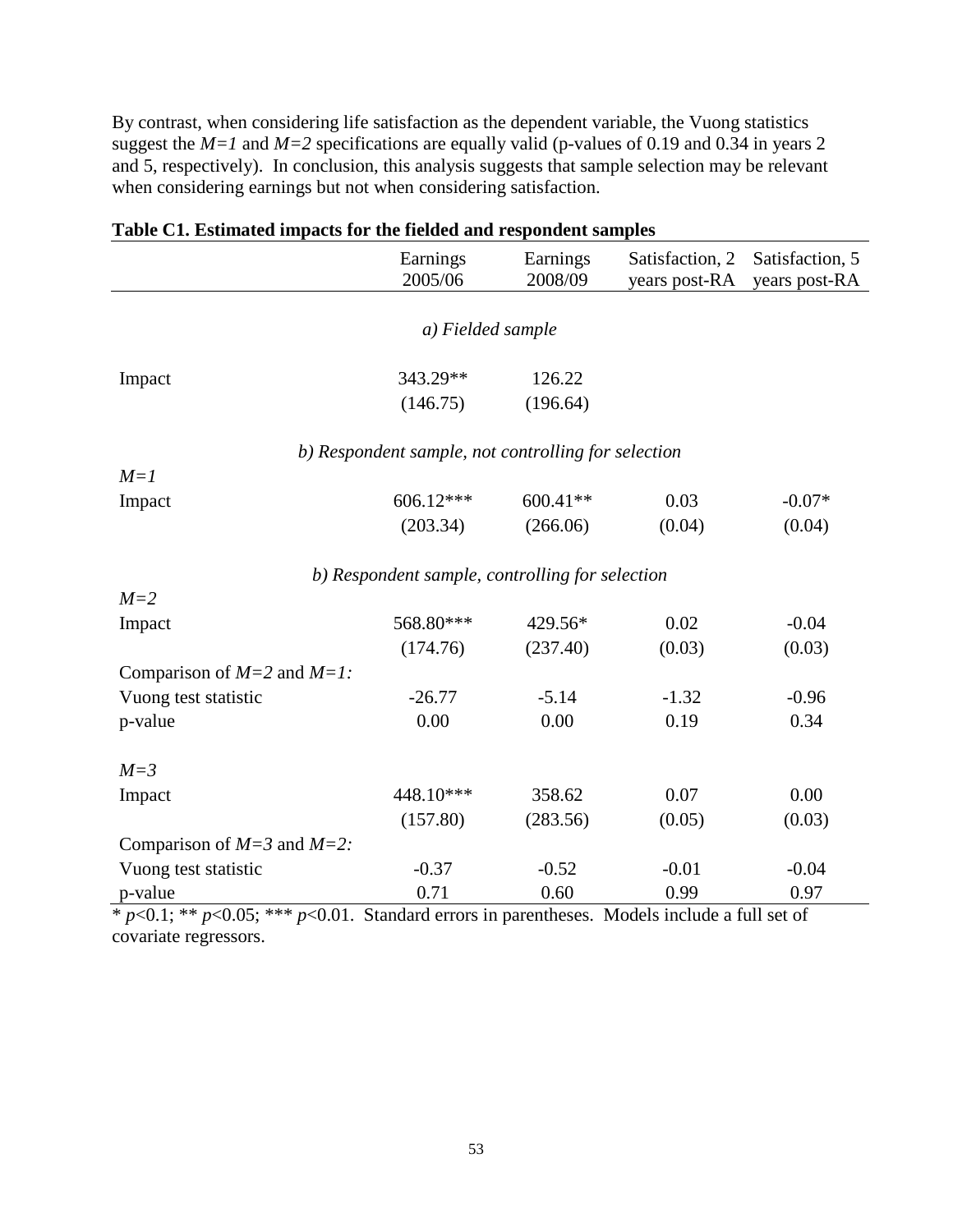By contrast, when considering life satisfaction as the dependent variable, the Vuong statistics suggest the *M=1* and *M=2* specifications are equally valid (p-values of 0.19 and 0.34 in years 2 and 5, respectively). In conclusion, this analysis suggests that sample selection may be relevant when considering earnings but not when considering satisfaction.

**Table C1. Estimated impacts for the fielded and respondent samples**

| | Earnings 2005/06 | Earnings 2008/09 | Satisfaction, 2 years post-RA | Satisfaction, 5 years post-RA |
|---|---|---|---|---|
| *a) Fielded sample* | | | | |
| Impact | 343.29** | 126.22 | | |
| | (146.75) | (196.64) | | |
| *b) Respondent sample, not controlling for selection* | | | | |
| *M=1* | | | | |
| Impact | 606.12*** | 600.41** | 0.03 | -0.07* |
| | (203.34) | (266.06) | (0.04) | (0.04) |
| *b) Respondent sample, controlling for selection* | | | | |
| *M=2* | | | | |
| Impact | 568.80*** | 429.56* | 0.02 | -0.04 |
| | (174.76) | (237.40) | (0.03) | (0.03) |
| Comparison of *M=2* and *M=1:* | | | | |
| Vuong test statistic | -26.77 | -5.14 | -1.32 | -0.96 |
| p-value | 0.00 | 0.00 | 0.19 | 0.34 |
| *M=3* | | | | |
| Impact | 448.10*** | 358.62 | 0.07 | 0.00 |
| | (157.80) | (283.56) | (0.05) | (0.03) |
| Comparison of *M=3* and *M=2:* | | | | |
| Vuong test statistic | -0.37 | -0.52 | -0.01 | -0.04 |
| p-value | 0.71 | 0.60 | 0.99 | 0.97 |

* $p<0.1$; ** $p<0.05$; *** $p<0.01$. Standard errors in parentheses. Models include a full set of covariate regressors.